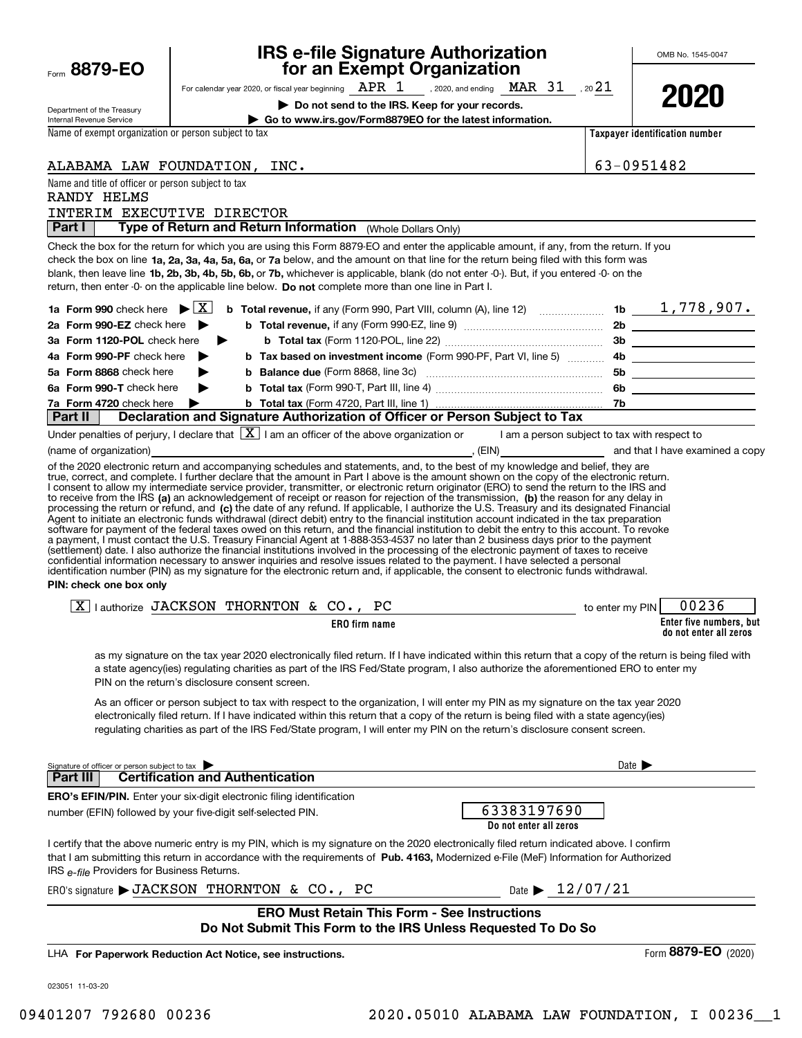Form **8879-EO**

Department of the Treasury
Internal Revenue Service

# IRS e-file Signature Authorization for an Exempt Organization

For calendar year 2020, or fiscal year beginning APR 1, 2020, and ending MAR 31, 2021

**▶ Do not send to the IRS. Keep for your records.**

**▶ Go to www.irs.gov/Form8879EO for the latest information.**

OMB No. 1545-0047

**2020**

Name of exempt organization or person subject to tax: ALABAMA LAW FOUNDATION, INC.

Taxpayer identification number: 63-0951482

Name and title of officer or person subject to tax:
RANDY HELMS
INTERIM EXECUTIVE DIRECTOR

## Part I Type of Return and Return Information (Whole Dollars Only)

Check the box for the return for which you are using this Form 8879-EO and enter the applicable amount, if any, from the return. If you check the box on line **1a, 2a, 3a, 4a, 5a, 6a,** or **7a** below, and the amount on that line for the return being filed with this form was blank, then leave line **1b, 2b, 3b, 4b, 5b, 6b,** or **7b,** whichever is applicable, blank (do not enter -0-). But, if you entered -0- on the return, then enter -0- on the applicable line below. **Do not** complete more than one line in Part I.

| | | | |
|---|---|---|---|
| **1a Form 990** check here ▶ [X] | **b Total revenue,** if any (Form 990, Part VIII, column (A), line 12) | 1b | 1,778,907. |
| **2a Form 990-EZ** check here ▶ | **b Total revenue,** if any (Form 990-EZ, line 9) | 2b | |
| **3a Form 1120-POL** check here ▶ | **b Total tax** (Form 1120-POL, line 22) | 3b | |
| **4a Form 990-PF** check here ▶ | **b Tax based on investment income** (Form 990-PF, Part VI, line 5) | 4b | |
| **5a Form 8868** check here ▶ | **b Balance due** (Form 8868, line 3c) | 5b | |
| **6a Form 990-T** check here ▶ | **b Total tax** (Form 990-T, Part III, line 4) | 6b | |
| **7a Form 4720** check here ▶ | **b Total tax** (Form 4720, Part III, line 1) | 7b | |

## Part II Declaration and Signature Authorization of Officer or Person Subject to Tax

Under penalties of perjury, I declare that [X] I am an officer of the above organization or [ ] I am a person subject to tax with respect to (name of organization) ____________, (EIN) ____________ and that I have examined a copy of the 2020 electronic return and accompanying schedules and statements, and, to the best of my knowledge and belief, they are true, correct, and complete. I further declare that the amount in Part I above is the amount shown on the copy of the electronic return. I consent to allow my intermediate service provider, transmitter, or electronic return originator (ERO) to send the return to the IRS and to receive from the IRS **(a)** an acknowledgement of receipt or reason for rejection of the transmission, **(b)** the reason for any delay in processing the return or refund, and **(c)** the date of any refund. If applicable, I authorize the U.S. Treasury and its designated Financial Agent to initiate an electronic funds withdrawal (direct debit) entry to the financial institution account indicated in the tax preparation software for payment of the federal taxes owed on this return, and the financial institution to debit the entry to this account. To revoke a payment, I must contact the U.S. Treasury Financial Agent at 1-888-353-4537 no later than 2 business days prior to the payment (settlement) date. I also authorize the financial institutions involved in the processing of the electronic payment of taxes to receive confidential information necessary to answer inquiries and resolve issues related to the payment. I have selected a personal identification number (PIN) as my signature for the electronic return and, if applicable, the consent to electronic funds withdrawal.

**PIN: check one box only**

[X] I authorize JACKSON THORNTON & CO., PC (ERO firm name) to enter my PIN 00236 (Enter five numbers, but do not enter all zeros)

as my signature on the tax year 2020 electronically filed return. If I have indicated within this return that a copy of the return is being filed with a state agency(ies) regulating charities as part of the IRS Fed/State program, I also authorize the aforementioned ERO to enter my PIN on the return's disclosure consent screen.

[ ] As an officer or person subject to tax with respect to the organization, I will enter my PIN as my signature on the tax year 2020 electronically filed return. If I have indicated within this return that a copy of the return is being filed with a state agency(ies) regulating charities as part of the IRS Fed/State program, I will enter my PIN on the return's disclosure consent screen.

Signature of officer or person subject to tax ▶ ____________ Date ▶ ____________

## Part III Certification and Authentication

**ERO's EFIN/PIN.** Enter your six-digit electronic filing identification number (EFIN) followed by your five-digit self-selected PIN.

63383197690
**Do not enter all zeros**

I certify that the above numeric entry is my PIN, which is my signature on the 2020 electronically filed return indicated above. I confirm that I am submitting this return in accordance with the requirements of **Pub. 4163,** Modernized e-File (MeF) Information for Authorized IRS *e-file* Providers for Business Returns.

ERO's signature ▶ JACKSON THORNTON & CO., PC    Date ▶ 12/07/21

**ERO Must Retain This Form - See Instructions**
**Do Not Submit This Form to the IRS Unless Requested To Do So**

LHA **For Paperwork Reduction Act Notice, see instructions.**    Form **8879-EO** (2020)

023051 11-03-20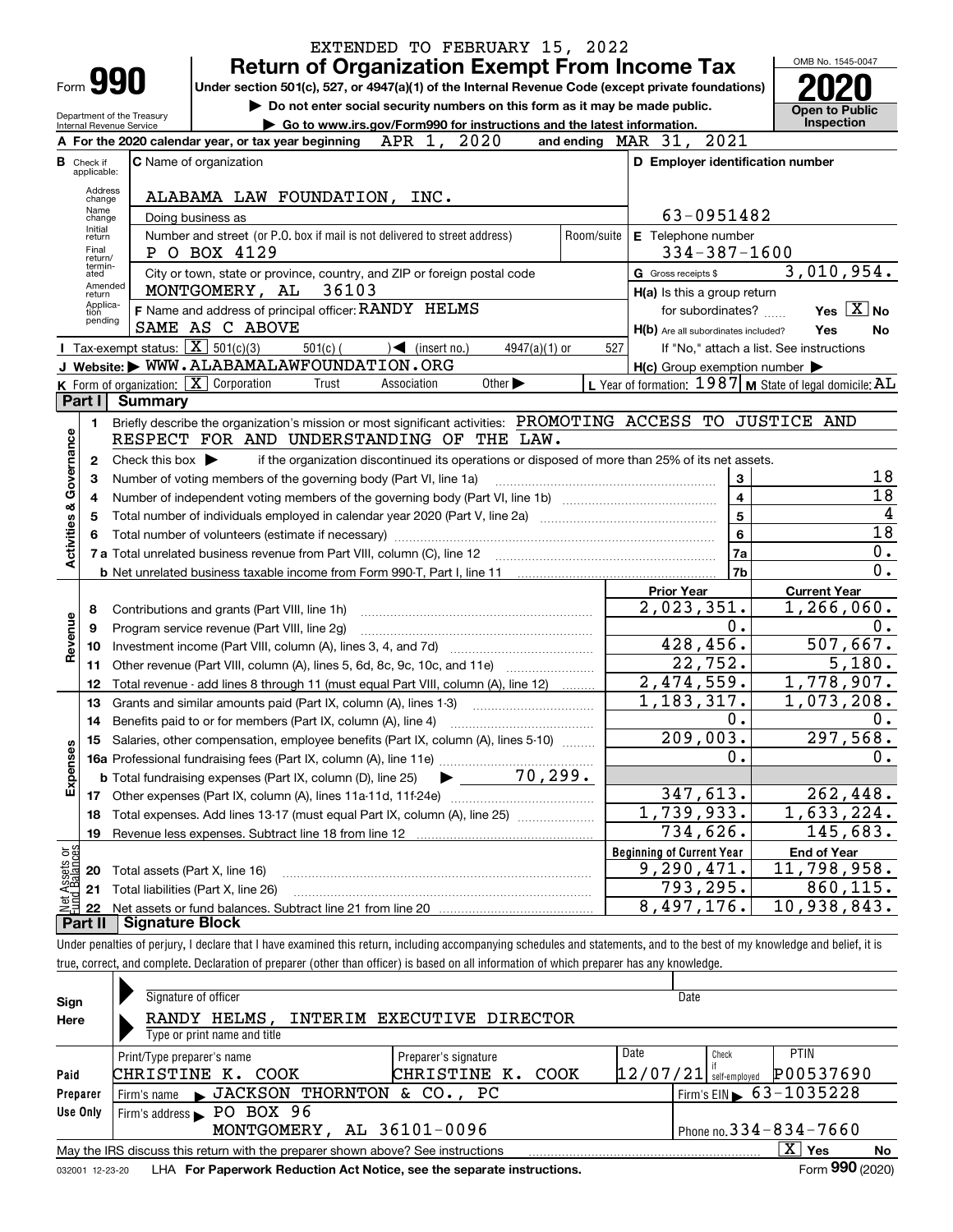EXTENDED TO FEBRUARY 15, 2022

# Form 990 — Return of Organization Exempt From Income Tax

Under section 501(c), 527, or 4947(a)(1) of the Internal Revenue Code (except private foundations)

▶ Do not enter social security numbers on this form as it may be made public.

▶ Go to www.irs.gov/Form990 for instructions and the latest information.

Department of the Treasury
Internal Revenue Service

OMB No. 1545-0047

**2020**

**Open to Public Inspection**

**A** For the 2020 calendar year, or tax year beginning APR 1, 2020 and ending MAR 31, 2021

**B** Check if applicable: Address change, Name change, Initial return, Final return/terminated, Amended return, Application pending

**C** Name of organization: ALABAMA LAW FOUNDATION, INC.

Doing business as

Number and street (or P.O. box if mail is not delivered to street address): P O BOX 4129 — Room/suite

City or town, state or province, country, and ZIP or foreign postal code: MONTGOMERY, AL 36103

**D** Employer identification number: 63-0951482

**E** Telephone number: 334-387-1600

**G** Gross receipts $ 3,010,954.

**F** Name and address of principal officer: RANDY HELMS, SAME AS C ABOVE

**H(a)** Is this a group return for subordinates? Yes [X] No

**H(b)** Are all subordinates included? Yes No — If "No," attach a list. See instructions

**H(c)** Group exemption number ▶

**I** Tax-exempt status: [X] 501(c)(3)  501(c) ( ) ◀ (insert no.)  4947(a)(1) or  527

**J** Website: ▶ WWW.ALABAMALAWFOUNDATION.ORG

**K** Form of organization: [X] Corporation  Trust  Association  Other ▶

**L** Year of formation: 1987  **M** State of legal domicile: AL

## Part I Summary

**Activities & Governance**

1 Briefly describe the organization's mission or most significant activities: PROMOTING ACCESS TO JUSTICE AND RESPECT FOR AND UNDERSTANDING OF THE LAW.

2 Check this box ▶ if the organization discontinued its operations or disposed of more than 25% of its net assets.

| | | Line | |
|---|---|---|---|
| 3 | Number of voting members of the governing body (Part VI, line 1a) | 3 | 18 |
| 4 | Number of independent voting members of the governing body (Part VI, line 1b) | 4 | 18 |
| 5 | Total number of individuals employed in calendar year 2020 (Part V, line 2a) | 5 | 4 |
| 6 | Total number of volunteers (estimate if necessary) | 6 | 18 |
| 7a | Total unrelated business revenue from Part VIII, column (C), line 12 | 7a | 0. |
| b | Net unrelated business taxable income from Form 990-T, Part I, line 11 | 7b | 0. |

| | | Prior Year | Current Year |
|---|---|---|---|
| **Revenue** | | | |
| 8 | Contributions and grants (Part VIII, line 1h) | 2,023,351. | 1,266,060. |
| 9 | Program service revenue (Part VIII, line 2g) | 0. | 0. |
| 10 | Investment income (Part VIII, column (A), lines 3, 4, and 7d) | 428,456. | 507,667. |
| 11 | Other revenue (Part VIII, column (A), lines 5, 6d, 8c, 9c, 10c, and 11e) | 22,752. | 5,180. |
| 12 | Total revenue - add lines 8 through 11 (must equal Part VIII, column (A), line 12) | 2,474,559. | 1,778,907. |
| **Expenses** | | | |
| 13 | Grants and similar amounts paid (Part IX, column (A), lines 1-3) | 1,183,317. | 1,073,208. |
| 14 | Benefits paid to or for members (Part IX, column (A), line 4) | 0. | 0. |
| 15 | Salaries, other compensation, employee benefits (Part IX, column (A), lines 5-10) | 209,003. | 297,568. |
| 16a | Professional fundraising fees (Part IX, column (A), line 11e) | 0. | 0. |
| b | Total fundraising expenses (Part IX, column (D), line 25) ▶ 70,299. | | |
| 17 | Other expenses (Part IX, column (A), lines 11a-11d, 11f-24e) | 347,613. | 262,448. |
| 18 | Total expenses. Add lines 13-17 (must equal Part IX, column (A), line 25) | 1,739,933. | 1,633,224. |
| 19 | Revenue less expenses. Subtract line 18 from line 12 | 734,626. | 145,683. |

| **Net Assets or Fund Balances** | | Beginning of Current Year | End of Year |
|---|---|---|---|
| 20 | Total assets (Part X, line 16) | 9,290,471. | 11,798,958. |
| 21 | Total liabilities (Part X, line 26) | 793,295. | 860,115. |
| 22 | Net assets or fund balances. Subtract line 21 from line 20 | 8,497,176. | 10,938,843. |

## Part II Signature Block

Under penalties of perjury, I declare that I have examined this return, including accompanying schedules and statements, and to the best of my knowledge and belief, it is true, correct, and complete. Declaration of preparer (other than officer) is based on all information of which preparer has any knowledge.

**Sign Here**

Signature of officer — Date

RANDY HELMS, INTERIM EXECUTIVE DIRECTOR
Type or print name and title

**Paid Preparer Use Only**

| Print/Type preparer's name | Preparer's signature | Date | Check if self-employed | PTIN |
|---|---|---|---|---|
| CHRISTINE K. COOK | CHRISTINE K. COOK | 12/07/21 | | P00537690 |

Firm's name ▶ JACKSON THORNTON & CO., PC — Firm's EIN ▶ 63-1035228

Firm's address ▶ PO BOX 96, MONTGOMERY, AL 36101-0096 — Phone no. 334-834-7660

May the IRS discuss this return with the preparer shown above? See instructions [X] Yes No

032001 12-23-20 LHA For Paperwork Reduction Act Notice, see the separate instructions. Form **990** (2020)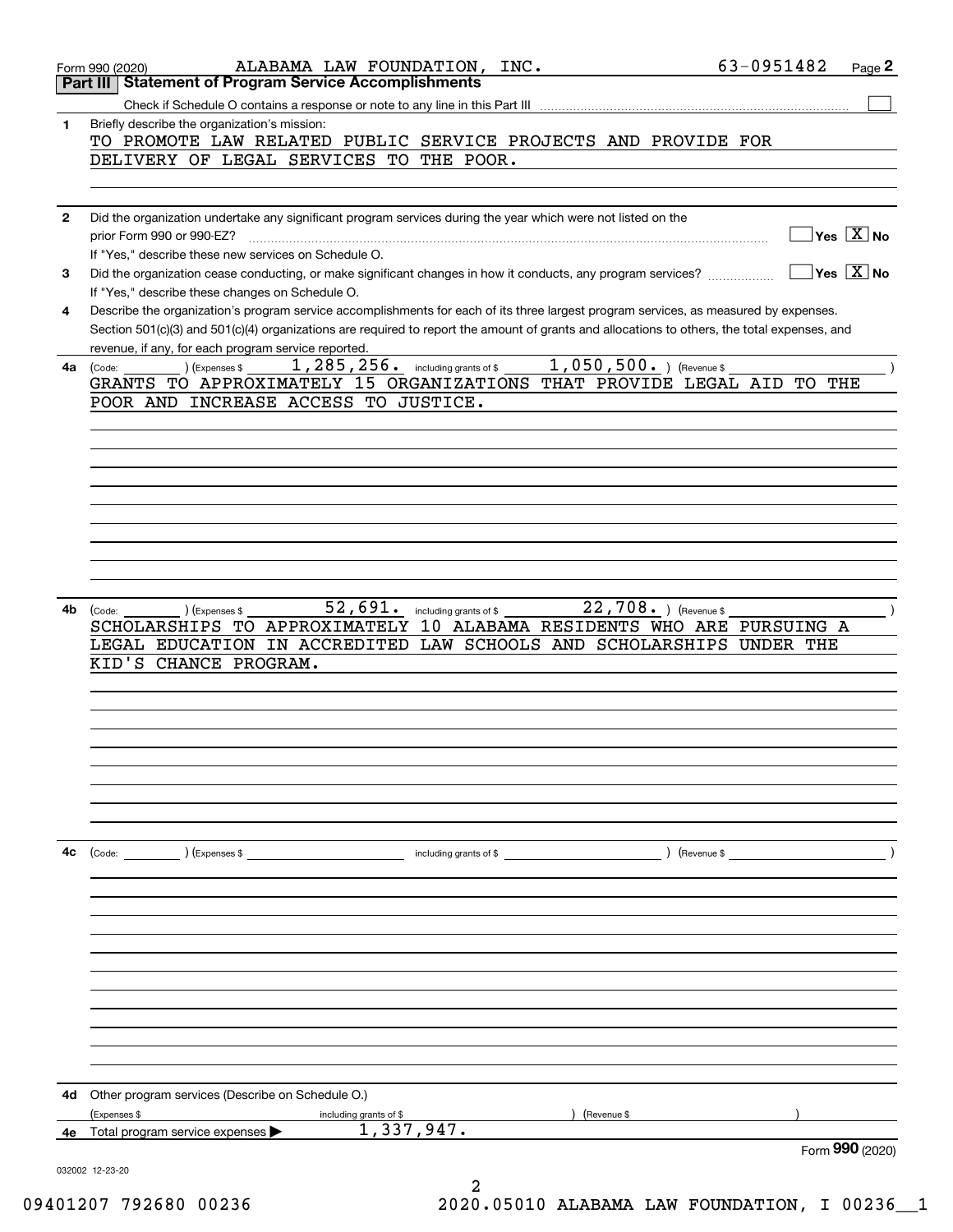Form 990 (2020) ALABAMA LAW FOUNDATION, INC. 63-0951482

## Part III Statement of Program Service Accomplishments

Check if Schedule O contains a response or note to any line in this Part III ☐

**1** Briefly describe the organization's mission:

TO PROMOTE LAW RELATED PUBLIC SERVICE PROJECTS AND PROVIDE FOR DELIVERY OF LEGAL SERVICES TO THE POOR.

**2** Did the organization undertake any significant program services during the year which were not listed on the prior Form 990 or 990-EZ? ☐ Yes ☒ No

If "Yes," describe these new services on Schedule O.

**3** Did the organization cease conducting, or make significant changes in how it conducts, any program services? ☐ Yes ☒ No

If "Yes," describe these changes on Schedule O.

**4** Describe the organization's program service accomplishments for each of its three largest program services, as measured by expenses. Section 501(c)(3) and 501(c)(4) organizations are required to report the amount of grants and allocations to others, the total expenses, and revenue, if any, for each program service reported.

**4a** (Code: ) (Expenses $ 1,285,256. including grants of $ 1,050,500. ) (Revenue $ )

GRANTS TO APPROXIMATELY 15 ORGANIZATIONS THAT PROVIDE LEGAL AID TO THE POOR AND INCREASE ACCESS TO JUSTICE.

**4b** (Code: ) (Expenses $ 52,691. including grants of $ 22,708. ) (Revenue $ )

SCHOLARSHIPS TO APPROXIMATELY 10 ALABAMA RESIDENTS WHO ARE PURSUING A LEGAL EDUCATION IN ACCREDITED LAW SCHOOLS AND SCHOLARSHIPS UNDER THE KID'S CHANCE PROGRAM.

**4c** (Code: ) (Expenses $ including grants of $ ) (Revenue $ )

**4d** Other program services (Describe on Schedule O.)

(Expenses $ including grants of $ ) (Revenue $ )

**4e** Total program service expenses ▶ 1,337,947.

Form **990** (2020)

032002 12-23-20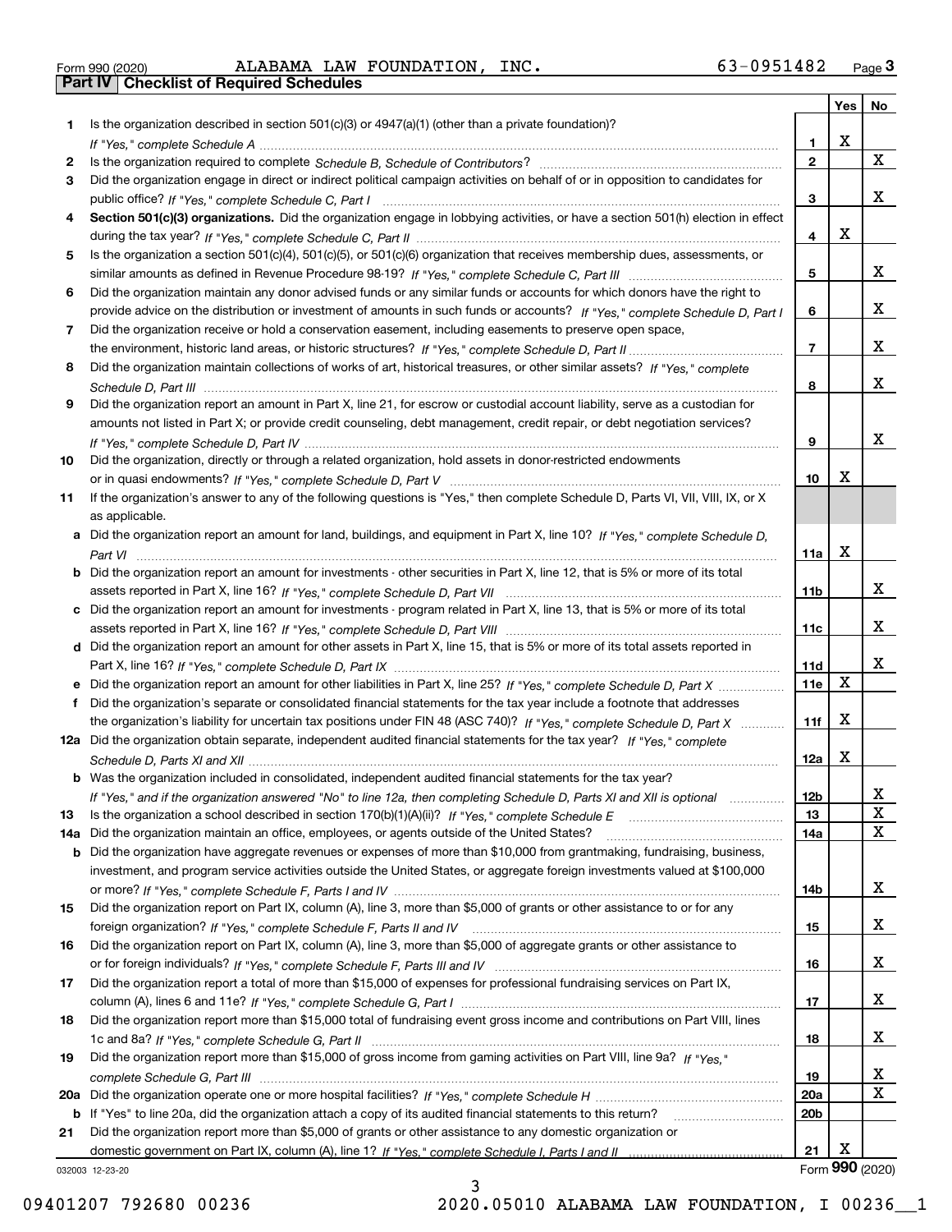Form 990 (2020) ALABAMA LAW FOUNDATION, INC. 63-0951482 Page 3

**Part IV Checklist of Required Schedules**

| | | | Yes | No |
|---|---|---|---|---|
| 1 | Is the organization described in section 501(c)(3) or 4947(a)(1) (other than a private foundation)? *If "Yes," complete Schedule A* | 1 | X | |
| 2 | Is the organization required to complete *Schedule B, Schedule of Contributors*? | 2 | | X |
| 3 | Did the organization engage in direct or indirect political campaign activities on behalf of or in opposition to candidates for public office? *If "Yes," complete Schedule C, Part I* | 3 | | X |
| 4 | **Section 501(c)(3) organizations.** Did the organization engage in lobbying activities, or have a section 501(h) election in effect during the tax year? *If "Yes," complete Schedule C, Part II* | 4 | X | |
| 5 | Is the organization a section 501(c)(4), 501(c)(5), or 501(c)(6) organization that receives membership dues, assessments, or similar amounts as defined in Revenue Procedure 98-19? *If "Yes," complete Schedule C, Part III* | 5 | | X |
| 6 | Did the organization maintain any donor advised funds or any similar funds or accounts for which donors have the right to provide advice on the distribution or investment of amounts in such funds or accounts? *If "Yes," complete Schedule D, Part I* | 6 | | X |
| 7 | Did the organization receive or hold a conservation easement, including easements to preserve open space, the environment, historic land areas, or historic structures? *If "Yes," complete Schedule D, Part II* | 7 | | X |
| 8 | Did the organization maintain collections of works of art, historical treasures, or other similar assets? *If "Yes," complete Schedule D, Part III* | 8 | | X |
| 9 | Did the organization report an amount in Part X, line 21, for escrow or custodial account liability, serve as a custodian for amounts not listed in Part X; or provide credit counseling, debt management, credit repair, or debt negotiation services? *If "Yes," complete Schedule D, Part IV* | 9 | | X |
| 10 | Did the organization, directly or through a related organization, hold assets in donor-restricted endowments or in quasi endowments? *If "Yes," complete Schedule D, Part V* | 10 | X | |
| 11 | If the organization's answer to any of the following questions is "Yes," then complete Schedule D, Parts VI, VII, VIII, IX, or X as applicable. | | | |
| a | Did the organization report an amount for land, buildings, and equipment in Part X, line 10? *If "Yes," complete Schedule D, Part VI* | 11a | X | |
| b | Did the organization report an amount for investments - other securities in Part X, line 12, that is 5% or more of its total assets reported in Part X, line 16? *If "Yes," complete Schedule D, Part VII* | 11b | | X |
| c | Did the organization report an amount for investments - program related in Part X, line 13, that is 5% or more of its total assets reported in Part X, line 16? *If "Yes," complete Schedule D, Part VIII* | 11c | | X |
| d | Did the organization report an amount for other assets in Part X, line 15, that is 5% or more of its total assets reported in Part X, line 16? *If "Yes," complete Schedule D, Part IX* | 11d | | X |
| e | Did the organization report an amount for other liabilities in Part X, line 25? *If "Yes," complete Schedule D, Part X* | 11e | X | |
| f | Did the organization's separate or consolidated financial statements for the tax year include a footnote that addresses the organization's liability for uncertain tax positions under FIN 48 (ASC 740)? *If "Yes," complete Schedule D, Part X* | 11f | X | |
| 12a | Did the organization obtain separate, independent audited financial statements for the tax year? *If "Yes," complete Schedule D, Parts XI and XII* | 12a | X | |
| b | Was the organization included in consolidated, independent audited financial statements for the tax year? *If "Yes," and if the organization answered "No" to line 12a, then completing Schedule D, Parts XI and XII is optional* | 12b | | X |
| 13 | Is the organization a school described in section 170(b)(1)(A)(ii)? *If "Yes," complete Schedule E* | 13 | | X |
| 14a | Did the organization maintain an office, employees, or agents outside of the United States? | 14a | | X |
| b | Did the organization have aggregate revenues or expenses of more than $10,000 from grantmaking, fundraising, business, investment, and program service activities outside the United States, or aggregate foreign investments valued at $100,000 or more? *If "Yes," complete Schedule F, Parts I and IV* | 14b | | X |
| 15 | Did the organization report on Part IX, column (A), line 3, more than $5,000 of grants or other assistance to or for any foreign organization? *If "Yes," complete Schedule F, Parts II and IV* | 15 | | X |
| 16 | Did the organization report on Part IX, column (A), line 3, more than $5,000 of aggregate grants or other assistance to or for foreign individuals? *If "Yes," complete Schedule F, Parts III and IV* | 16 | | X |
| 17 | Did the organization report a total of more than $15,000 of expenses for professional fundraising services on Part IX, column (A), lines 6 and 11e? *If "Yes," complete Schedule G, Part I* | 17 | | X |
| 18 | Did the organization report more than $15,000 total of fundraising event gross income and contributions on Part VIII, lines 1c and 8a? *If "Yes," complete Schedule G, Part II* | 18 | | X |
| 19 | Did the organization report more than $15,000 of gross income from gaming activities on Part VIII, line 9a? *If "Yes," complete Schedule G, Part III* | 19 | | X |
| 20a | Did the organization operate one or more hospital facilities? *If "Yes," complete Schedule H* | 20a | | X |
| b | If "Yes" to line 20a, did the organization attach a copy of its audited financial statements to this return? | 20b | | |
| 21 | Did the organization report more than $5,000 of grants or other assistance to any domestic organization or domestic government on Part IX, column (A), line 1? *If "Yes," complete Schedule I, Parts I and II* | 21 | X | |

032003 12-23-20 Form **990** (2020)

09401207 792680 00236 2020.05010 ALABAMA LAW FOUNDATION, I 00236__1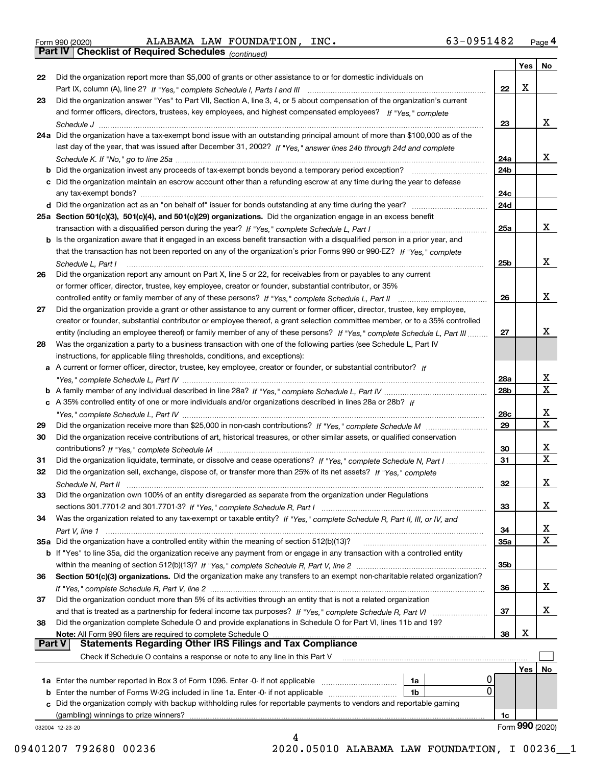Form 990 (2020) ALABAMA LAW FOUNDATION, INC. 63-0951482 Page 4

## Part IV Checklist of Required Schedules *(continued)*

| | | | Yes | No |
|---|---|---|---|---|
| 22 | Did the organization report more than $5,000 of grants or other assistance to or for domestic individuals on Part IX, column (A), line 2? *If "Yes," complete Schedule I, Parts I and III* | 22 | X | |
| 23 | Did the organization answer "Yes" to Part VII, Section A, line 3, 4, or 5 about compensation of the organization's current and former officers, directors, trustees, key employees, and highest compensated employees? *If "Yes," complete Schedule J* | 23 | | X |
| 24a | Did the organization have a tax-exempt bond issue with an outstanding principal amount of more than $100,000 as of the last day of the year, that was issued after December 31, 2002? *If "Yes," answer lines 24b through 24d and complete Schedule K. If "No," go to line 25a* | 24a | | X |
| b | Did the organization invest any proceeds of tax-exempt bonds beyond a temporary period exception? | 24b | | |
| c | Did the organization maintain an escrow account other than a refunding escrow at any time during the year to defease any tax-exempt bonds? | 24c | | |
| d | Did the organization act as an "on behalf of" issuer for bonds outstanding at any time during the year? | 24d | | |
| 25a | **Section 501(c)(3), 501(c)(4), and 501(c)(29) organizations.** Did the organization engage in an excess benefit transaction with a disqualified person during the year? *If "Yes," complete Schedule L, Part I* | 25a | | X |
| b | Is the organization aware that it engaged in an excess benefit transaction with a disqualified person in a prior year, and that the transaction has not been reported on any of the organization's prior Forms 990 or 990-EZ? *If "Yes," complete Schedule L, Part I* | 25b | | X |
| 26 | Did the organization report any amount on Part X, line 5 or 22, for receivables from or payables to any current or former officer, director, trustee, key employee, creator or founder, substantial contributor, or 35% controlled entity or family member of any of these persons? *If "Yes," complete Schedule L, Part II* | 26 | | X |
| 27 | Did the organization provide a grant or other assistance to any current or former officer, director, trustee, key employee, creator or founder, substantial contributor or employee thereof, a grant selection committee member, or to a 35% controlled entity (including an employee thereof) or family member of any of these persons? *If "Yes," complete Schedule L, Part III* | 27 | | X |
| 28 | Was the organization a party to a business transaction with one of the following parties (see Schedule L, Part IV instructions, for applicable filing thresholds, conditions, and exceptions): | | | |
| a | A current or former officer, director, trustee, key employee, creator or founder, or substantial contributor? *If "Yes," complete Schedule L, Part IV* | 28a | | X |
| b | A family member of any individual described in line 28a? *If "Yes," complete Schedule L, Part IV* | 28b | | X |
| c | A 35% controlled entity of one or more individuals and/or organizations described in lines 28a or 28b? *If "Yes," complete Schedule L, Part IV* | 28c | | X |
| 29 | Did the organization receive more than $25,000 in non-cash contributions? *If "Yes," complete Schedule M* | 29 | | X |
| 30 | Did the organization receive contributions of art, historical treasures, or other similar assets, or qualified conservation contributions? *If "Yes," complete Schedule M* | 30 | | X |
| 31 | Did the organization liquidate, terminate, or dissolve and cease operations? *If "Yes," complete Schedule N, Part I* | 31 | | X |
| 32 | Did the organization sell, exchange, dispose of, or transfer more than 25% of its net assets? *If "Yes," complete Schedule N, Part II* | 32 | | X |
| 33 | Did the organization own 100% of an entity disregarded as separate from the organization under Regulations sections 301.7701-2 and 301.7701-3? *If "Yes," complete Schedule R, Part I* | 33 | | X |
| 34 | Was the organization related to any tax-exempt or taxable entity? *If "Yes," complete Schedule R, Part II, III, or IV, and Part V, line 1* | 34 | | X |
| 35a | Did the organization have a controlled entity within the meaning of section 512(b)(13)? | 35a | | X |
| b | If "Yes" to line 35a, did the organization receive any payment from or engage in any transaction with a controlled entity within the meaning of section 512(b)(13)? *If "Yes," complete Schedule R, Part V, line 2* | 35b | | |
| 36 | **Section 501(c)(3) organizations.** Did the organization make any transfers to an exempt non-charitable related organization? *If "Yes," complete Schedule R, Part V, line 2* | 36 | | X |
| 37 | Did the organization conduct more than 5% of its activities through an entity that is not a related organization and that is treated as a partnership for federal income tax purposes? *If "Yes," complete Schedule R, Part VI* | 37 | | X |
| 38 | Did the organization complete Schedule O and provide explanations in Schedule O for Part VI, lines 11b and 19? **Note:** All Form 990 filers are required to complete Schedule O | 38 | X | |

## Part V Statements Regarding Other IRS Filings and Tax Compliance

Check if Schedule O contains a response or note to any line in this Part V ☐

| | | | | | Yes | No |
|---|---|---|---|---|---|---|
| 1a | Enter the number reported in Box 3 of Form 1096. Enter -0- if not applicable | 1a | 0 | | | |
| b | Enter the number of Forms W-2G included in line 1a. Enter -0- if not applicable | 1b | 0 | | | |
| c | Did the organization comply with backup withholding rules for reportable payments to vendors and reportable gaming (gambling) winnings to prize winners? | | | 1c | | |

032004 12-23-20 Form **990** (2020)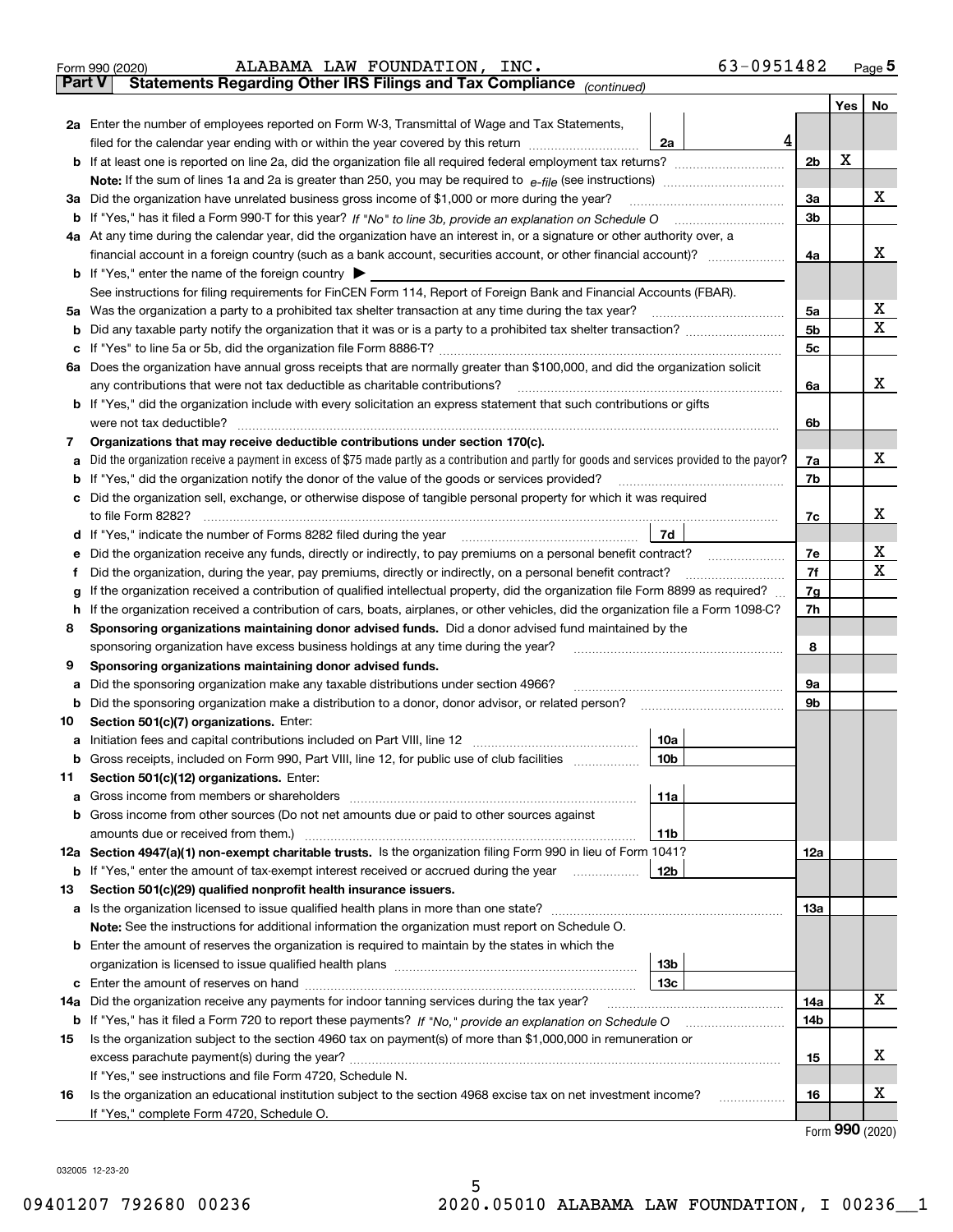Form 990 (2020) ALABAMA LAW FOUNDATION, INC. 63-0951482 Page 5

## Part V Statements Regarding Other IRS Filings and Tax Compliance *(continued)*

| | | | | Yes | No |
|---|---|---|---|---|---|
| **2a** | Enter the number of employees reported on Form W-3, Transmittal of Wage and Tax Statements, filed for the calendar year ending with or within the year covered by this return | 2a | 4 | | |
| **b** | If at least one is reported on line 2a, did the organization file all required federal employment tax returns? | | 2b | X | |
| | **Note:** If the sum of lines 1a and 2a is greater than 250, you may be required to *e-file* (see instructions) | | | | |
| **3a** | Did the organization have unrelated business gross income of $1,000 or more during the year? | | 3a | | X |
| **b** | If "Yes," has it filed a Form 990-T for this year? *If "No" to line 3b, provide an explanation on Schedule O* | | 3b | | |
| **4a** | At any time during the calendar year, did the organization have an interest in, or a signature or other authority over, a financial account in a foreign country (such as a bank account, securities account, or other financial account)? | | 4a | | X |
| **b** | If "Yes," enter the name of the foreign country ▶ | | | | |
| | See instructions for filing requirements for FinCEN Form 114, Report of Foreign Bank and Financial Accounts (FBAR). | | | | |
| **5a** | Was the organization a party to a prohibited tax shelter transaction at any time during the tax year? | | 5a | | X |
| **b** | Did any taxable party notify the organization that it was or is a party to a prohibited tax shelter transaction? | | 5b | | X |
| **c** | If "Yes" to line 5a or 5b, did the organization file Form 8886-T? | | 5c | | |
| **6a** | Does the organization have annual gross receipts that are normally greater than $100,000, and did the organization solicit any contributions that were not tax deductible as charitable contributions? | | 6a | | X |
| **b** | If "Yes," did the organization include with every solicitation an express statement that such contributions or gifts were not tax deductible? | | 6b | | |
| **7** | **Organizations that may receive deductible contributions under section 170(c).** | | | | |
| **a** | Did the organization receive a payment in excess of $75 made partly as a contribution and partly for goods and services provided to the payor? | | 7a | | X |
| **b** | If "Yes," did the organization notify the donor of the value of the goods or services provided? | | 7b | | |
| **c** | Did the organization sell, exchange, or otherwise dispose of tangible personal property for which it was required to file Form 8282? | | 7c | | X |
| **d** | If "Yes," indicate the number of Forms 8282 filed during the year | 7d | | | |
| **e** | Did the organization receive any funds, directly or indirectly, to pay premiums on a personal benefit contract? | | 7e | | X |
| **f** | Did the organization, during the year, pay premiums, directly or indirectly, on a personal benefit contract? | | 7f | | X |
| **g** | If the organization received a contribution of qualified intellectual property, did the organization file Form 8899 as required? | | 7g | | |
| **h** | If the organization received a contribution of cars, boats, airplanes, or other vehicles, did the organization file a Form 1098-C? | | 7h | | |
| **8** | **Sponsoring organizations maintaining donor advised funds.** Did a donor advised fund maintained by the sponsoring organization have excess business holdings at any time during the year? | | 8 | | |
| **9** | **Sponsoring organizations maintaining donor advised funds.** | | | | |
| **a** | Did the sponsoring organization make any taxable distributions under section 4966? | | 9a | | |
| **b** | Did the sponsoring organization make a distribution to a donor, donor advisor, or related person? | | 9b | | |
| **10** | **Section 501(c)(7) organizations.** Enter: | | | | |
| **a** | Initiation fees and capital contributions included on Part VIII, line 12 | 10a | | | |
| **b** | Gross receipts, included on Form 990, Part VIII, line 12, for public use of club facilities | 10b | | | |
| **11** | **Section 501(c)(12) organizations.** Enter: | | | | |
| **a** | Gross income from members or shareholders | 11a | | | |
| **b** | Gross income from other sources (Do not net amounts due or paid to other sources against amounts due or received from them.) | 11b | | | |
| **12a** | **Section 4947(a)(1) non-exempt charitable trusts.** Is the organization filing Form 990 in lieu of Form 1041? | | 12a | | |
| **b** | If "Yes," enter the amount of tax-exempt interest received or accrued during the year | 12b | | | |
| **13** | **Section 501(c)(29) qualified nonprofit health insurance issuers.** | | | | |
| **a** | Is the organization licensed to issue qualified health plans in more than one state? | | 13a | | |
| | **Note:** See the instructions for additional information the organization must report on Schedule O. | | | | |
| **b** | Enter the amount of reserves the organization is required to maintain by the states in which the organization is licensed to issue qualified health plans | 13b | | | |
| **c** | Enter the amount of reserves on hand | 13c | | | |
| **14a** | Did the organization receive any payments for indoor tanning services during the tax year? | | 14a | | X |
| **b** | If "Yes," has it filed a Form 720 to report these payments? *If "No," provide an explanation on Schedule O* | | 14b | | |
| **15** | Is the organization subject to the section 4960 tax on payment(s) of more than $1,000,000 in remuneration or excess parachute payment(s) during the year? | | 15 | | X |
| | If "Yes," see instructions and file Form 4720, Schedule N. | | | | |
| **16** | Is the organization an educational institution subject to the section 4968 excise tax on net investment income? | | 16 | | X |
| | If "Yes," complete Form 4720, Schedule O. | | | | |

Form **990** (2020)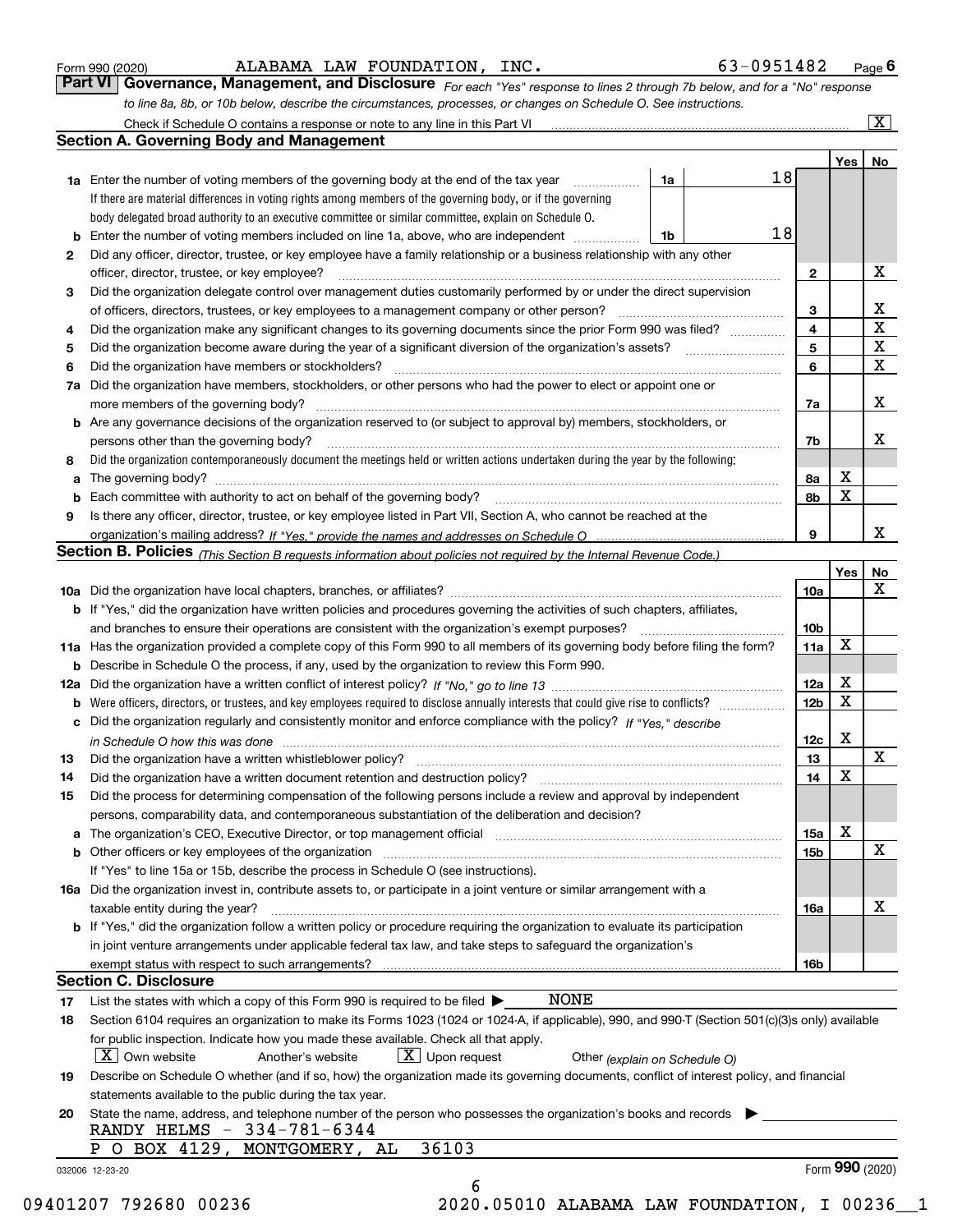Form 990 (2020) ALABAMA LAW FOUNDATION, INC. 63-0951482 Page 6

## Part VI Governance, Management, and Disclosure

*For each "Yes" response to lines 2 through 7b below, and for a "No" response to line 8a, 8b, or 10b below, describe the circumstances, processes, or changes on Schedule O. See instructions.*

Check if Schedule O contains a response or note to any line in this Part VI [X]

### Section A. Governing Body and Management

| | | | | Yes | No |
|---|---|---|---|---|---|
| **1a** | Enter the number of voting members of the governing body at the end of the tax year. If there are material differences in voting rights among members of the governing body, or if the governing body delegated broad authority to an executive committee or similar committee, explain on Schedule O. | 1a | 18 | | |
| **b** | Enter the number of voting members included on line 1a, above, who are independent | 1b | 18 | | |
| **2** | Did any officer, director, trustee, or key employee have a family relationship or a business relationship with any other officer, director, trustee, or key employee? | 2 | | | X |
| **3** | Did the organization delegate control over management duties customarily performed by or under the direct supervision of officers, directors, trustees, or key employees to a management company or other person? | 3 | | | X |
| **4** | Did the organization make any significant changes to its governing documents since the prior Form 990 was filed? | 4 | | | X |
| **5** | Did the organization become aware during the year of a significant diversion of the organization's assets? | 5 | | | X |
| **6** | Did the organization have members or stockholders? | 6 | | | X |
| **7a** | Did the organization have members, stockholders, or other persons who had the power to elect or appoint one or more members of the governing body? | 7a | | | X |
| **b** | Are any governance decisions of the organization reserved to (or subject to approval by) members, stockholders, or persons other than the governing body? | 7b | | | X |
| **8** | Did the organization contemporaneously document the meetings held or written actions undertaken during the year by the following: | | | | |
| **a** | The governing body? | 8a | | X | |
| **b** | Each committee with authority to act on behalf of the governing body? | 8b | | X | |
| **9** | Is there any officer, director, trustee, or key employee listed in Part VII, Section A, who cannot be reached at the organization's mailing address? *If "Yes," provide the names and addresses on Schedule O* | 9 | | | X |

### Section B. Policies *(This Section B requests information about policies not required by the Internal Revenue Code.)*

| | | | Yes | No |
|---|---|---|---|---|
| **10a** | Did the organization have local chapters, branches, or affiliates? | 10a | | X |
| **b** | If "Yes," did the organization have written policies and procedures governing the activities of such chapters, affiliates, and branches to ensure their operations are consistent with the organization's exempt purposes? | 10b | | |
| **11a** | Has the organization provided a complete copy of this Form 990 to all members of its governing body before filing the form? | 11a | X | |
| **b** | Describe in Schedule O the process, if any, used by the organization to review this Form 990. | | | |
| **12a** | Did the organization have a written conflict of interest policy? *If "No," go to line 13* | 12a | X | |
| **b** | Were officers, directors, or trustees, and key employees required to disclose annually interests that could give rise to conflicts? | 12b | X | |
| **c** | Did the organization regularly and consistently monitor and enforce compliance with the policy? *If "Yes," describe in Schedule O how this was done* | 12c | X | |
| **13** | Did the organization have a written whistleblower policy? | 13 | | X |
| **14** | Did the organization have a written document retention and destruction policy? | 14 | X | |
| **15** | Did the process for determining compensation of the following persons include a review and approval by independent persons, comparability data, and contemporaneous substantiation of the deliberation and decision? | | | |
| **a** | The organization's CEO, Executive Director, or top management official | 15a | X | |
| **b** | Other officers or key employees of the organization | 15b | | X |
| | If "Yes" to line 15a or 15b, describe the process in Schedule O (see instructions). | | | |
| **16a** | Did the organization invest in, contribute assets to, or participate in a joint venture or similar arrangement with a taxable entity during the year? | 16a | | X |
| **b** | If "Yes," did the organization follow a written policy or procedure requiring the organization to evaluate its participation in joint venture arrangements under applicable federal tax law, and take steps to safeguard the organization's exempt status with respect to such arrangements? | 16b | | |

### Section C. Disclosure

**17** List the states with which a copy of this Form 990 is required to be filed ▶ NONE

**18** Section 6104 requires an organization to make its Forms 1023 (1024 or 1024-A, if applicable), 990, and 990-T (Section 501(c)(3)s only) available for public inspection. Indicate how you made these available. Check all that apply.

[X] Own website  [ ] Another's website  [X] Upon request  [ ] Other *(explain on Schedule O)*

**19** Describe on Schedule O whether (and if so, how) the organization made its governing documents, conflict of interest policy, and financial statements available to the public during the tax year.

**20** State the name, address, and telephone number of the person who possesses the organization's books and records ▶

RANDY HELMS - 334-781-6344
P O BOX 4129, MONTGOMERY, AL 36103

032006 12-23-20 Form 990 (2020)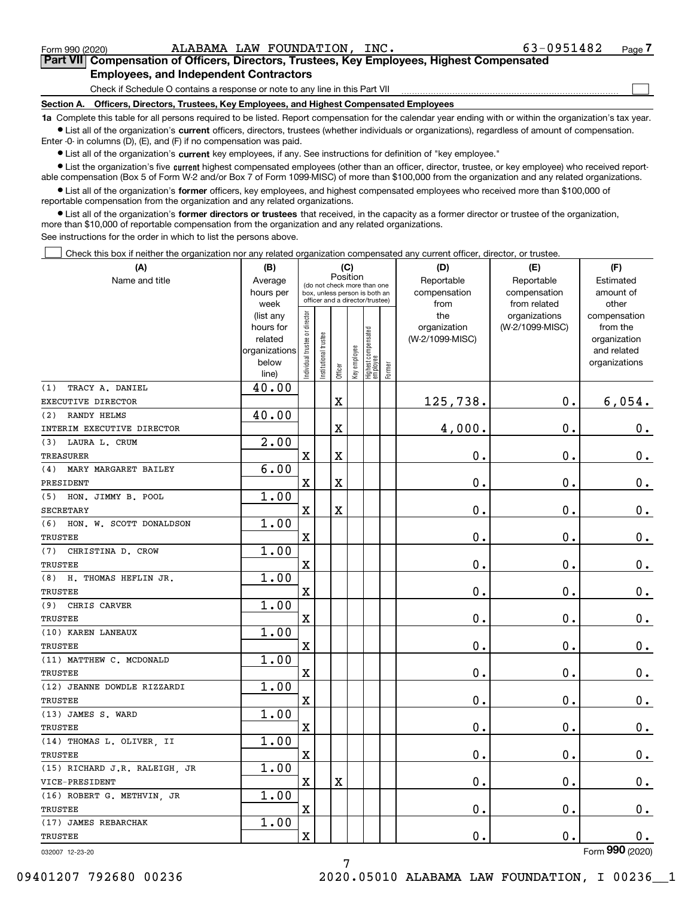Form 990 (2020) ALABAMA LAW FOUNDATION, INC. 63-0951482 Page 7

## Part VII Compensation of Officers, Directors, Trustees, Key Employees, Highest Compensated Employees, and Independent Contractors

Check if Schedule O contains a response or note to any line in this Part VII ☐

### Section A. Officers, Directors, Trustees, Key Employees, and Highest Compensated Employees

**1a** Complete this table for all persons required to be listed. Report compensation for the calendar year ending with or within the organization's tax year.

- List all of the organization's **current** officers, directors, trustees (whether individuals or organizations), regardless of amount of compensation. Enter -0- in columns (D), (E), and (F) if no compensation was paid.
- List all of the organization's **current** key employees, if any. See instructions for definition of "key employee."
- List the organization's five **current** highest compensated employees (other than an officer, director, trustee, or key employee) who received reportable compensation (Box 5 of Form W-2 and/or Box 7 of Form 1099-MISC) of more than $100,000 from the organization and any related organizations.
- List all of the organization's **former** officers, key employees, and highest compensated employees who received more than $100,000 of reportable compensation from the organization and any related organizations.
- List all of the organization's **former directors or trustees** that received, in the capacity as a former director or trustee of the organization, more than $10,000 of reportable compensation from the organization and any related organizations.

See instructions for the order in which to list the persons above.

☐ Check this box if neither the organization nor any related organization compensated any current officer, director, or trustee.

| (A) Name and title | (B) Average hours per week (list any hours for related organizations below line) | (C) Position: Individual trustee or director | Institutional trustee | Officer | Key employee | Highest compensated employee | Former | (D) Reportable compensation from the organization (W-2/1099-MISC) | (E) Reportable compensation from related organizations (W-2/1099-MISC) | (F) Estimated amount of other compensation from the organization and related organizations |
|---|---|---|---|---|---|---|---|---|---|---|
| (1) TRACY A. DANIEL<br>EXECUTIVE DIRECTOR | 40.00 | | | X | | | | 125,738. | 0. | 6,054. |
| (2) RANDY HELMS<br>INTERIM EXECUTIVE DIRECTOR | 40.00 | | | X | | | | 4,000. | 0. | 0. |
| (3) LAURA L. CRUM<br>TREASURER | 2.00 | X | | X | | | | 0. | 0. | 0. |
| (4) MARY MARGARET BAILEY<br>PRESIDENT | 6.00 | X | | X | | | | 0. | 0. | 0. |
| (5) HON. JIMMY B. POOL<br>SECRETARY | 1.00 | X | | X | | | | 0. | 0. | 0. |
| (6) HON. W. SCOTT DONALDSON<br>TRUSTEE | 1.00 | X | | | | | | 0. | 0. | 0. |
| (7) CHRISTINA D. CROW<br>TRUSTEE | 1.00 | X | | | | | | 0. | 0. | 0. |
| (8) H. THOMAS HEFLIN JR.<br>TRUSTEE | 1.00 | X | | | | | | 0. | 0. | 0. |
| (9) CHRIS CARVER<br>TRUSTEE | 1.00 | X | | | | | | 0. | 0. | 0. |
| (10) KAREN LANEAUX<br>TRUSTEE | 1.00 | X | | | | | | 0. | 0. | 0. |
| (11) MATTHEW C. MCDONALD<br>TRUSTEE | 1.00 | X | | | | | | 0. | 0. | 0. |
| (12) JEANNE DOWDLE RIZZARDI<br>TRUSTEE | 1.00 | X | | | | | | 0. | 0. | 0. |
| (13) JAMES S. WARD<br>TRUSTEE | 1.00 | X | | | | | | 0. | 0. | 0. |
| (14) THOMAS L. OLIVER, II<br>TRUSTEE | 1.00 | X | | | | | | 0. | 0. | 0. |
| (15) RICHARD J.R. RALEIGH, JR<br>VICE-PRESIDENT | 1.00 | X | | X | | | | 0. | 0. | 0. |
| (16) ROBERT G. METHVIN, JR<br>TRUSTEE | 1.00 | X | | | | | | 0. | 0. | 0. |
| (17) JAMES REBARCHAK<br>TRUSTEE | 1.00 | X | | | | | | 0. | 0. | 0. |

032007 12-23-20 Form 990 (2020)

09401207 792680 00236 2020.05010 ALABAMA LAW FOUNDATION, I 00236__1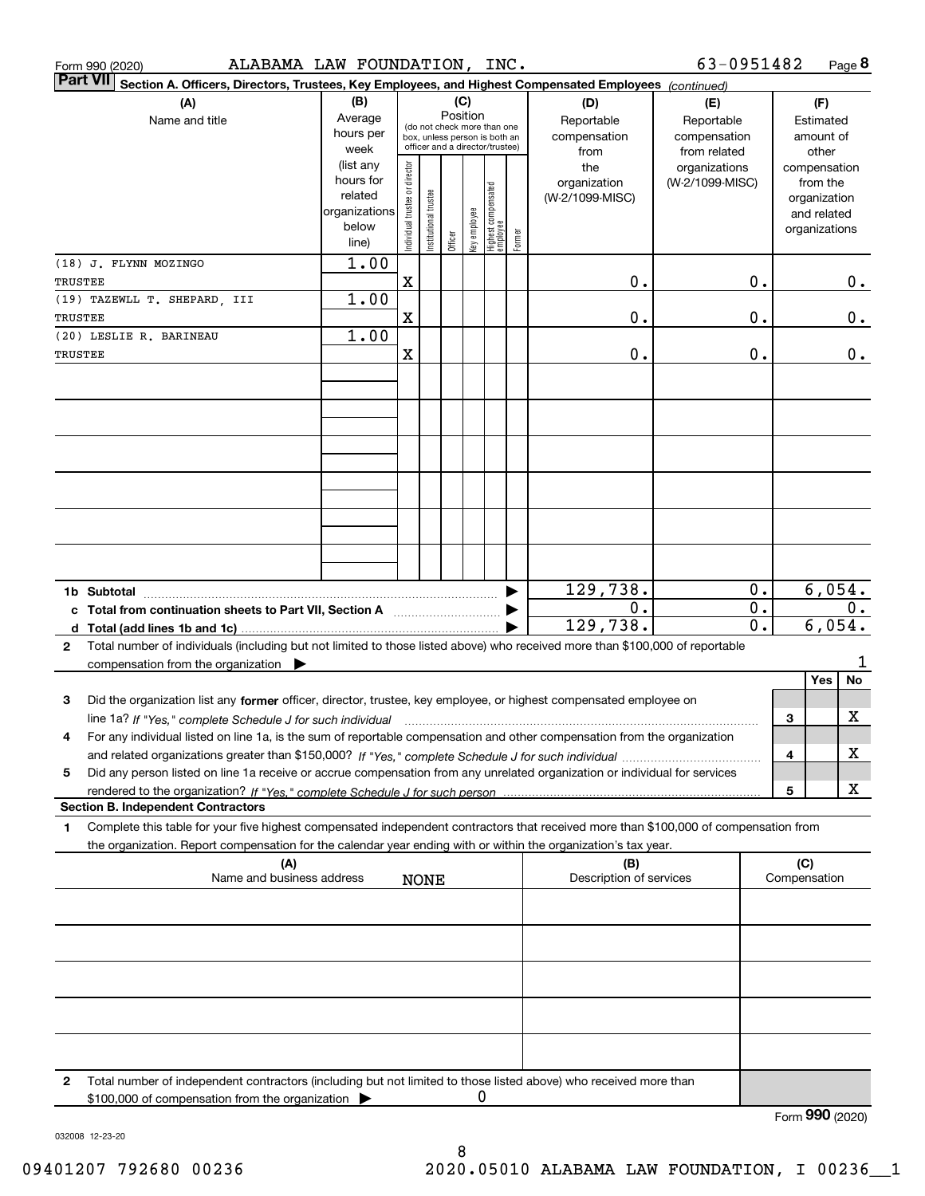Form 990 (2020) ALABAMA LAW FOUNDATION, INC. 63-0951482 Page **8**

**Part VII** Section A. Officers, Directors, Trustees, Key Employees, and Highest Compensated Employees *(continued)*

| (A) Name and title | (B) Average hours per week (list any hours for related organizations below line) | (C) Position: Individual trustee or director | Institutional trustee | Officer | Key employee | Highest compensated employee | Former | (D) Reportable compensation from the organization (W-2/1099-MISC) | (E) Reportable compensation from related organizations (W-2/1099-MISC) | (F) Estimated amount of other compensation from the organization and related organizations |
|---|---|---|---|---|---|---|---|---|---|---|
| (18) J. FLYNN MOZINGO<br>TRUSTEE | 1.00 | X | | | | | | 0. | 0. | 0. |
| (19) TAZEWLL T. SHEPARD, III<br>TRUSTEE | 1.00 | X | | | | | | 0. | 0. | 0. |
| (20) LESLIE R. BARINEAU<br>TRUSTEE | 1.00 | X | | | | | | 0. | 0. | 0. |
| 1b Subtotal | | | | | | | | 129,738. | 0. | 6,054. |
| c Total from continuation sheets to Part VII, Section A | | | | | | | | 0. | 0. | 0. |
| d Total (add lines 1b and 1c) | | | | | | | | 129,738. | 0. | 6,054. |

2 Total number of individuals (including but not limited to those listed above) who received more than $100,000 of reportable compensation from the organization ▶ 1

| | | Yes | No |
|---|---|---|---|
| 3 Did the organization list any **former** officer, director, trustee, key employee, or highest compensated employee on line 1a? *If "Yes," complete Schedule J for such individual* | 3 | | X |
| 4 For any individual listed on line 1a, is the sum of reportable compensation and other compensation from the organization and related organizations greater than $150,000? *If "Yes," complete Schedule J for such individual* | 4 | | X |
| 5 Did any person listed on line 1a receive or accrue compensation from any unrelated organization or individual for services rendered to the organization? *If "Yes," complete Schedule J for such person* | 5 | | X |

**Section B. Independent Contractors**

1 Complete this table for your five highest compensated independent contractors that received more than $100,000 of compensation from the organization. Report compensation for the calendar year ending with or within the organization's tax year.

| (A) Name and business address | (B) Description of services | (C) Compensation |
|---|---|---|
| NONE | | |

2 Total number of independent contractors (including but not limited to those listed above) who received more than $100,000 of compensation from the organization ▶ 0

Form **990** (2020)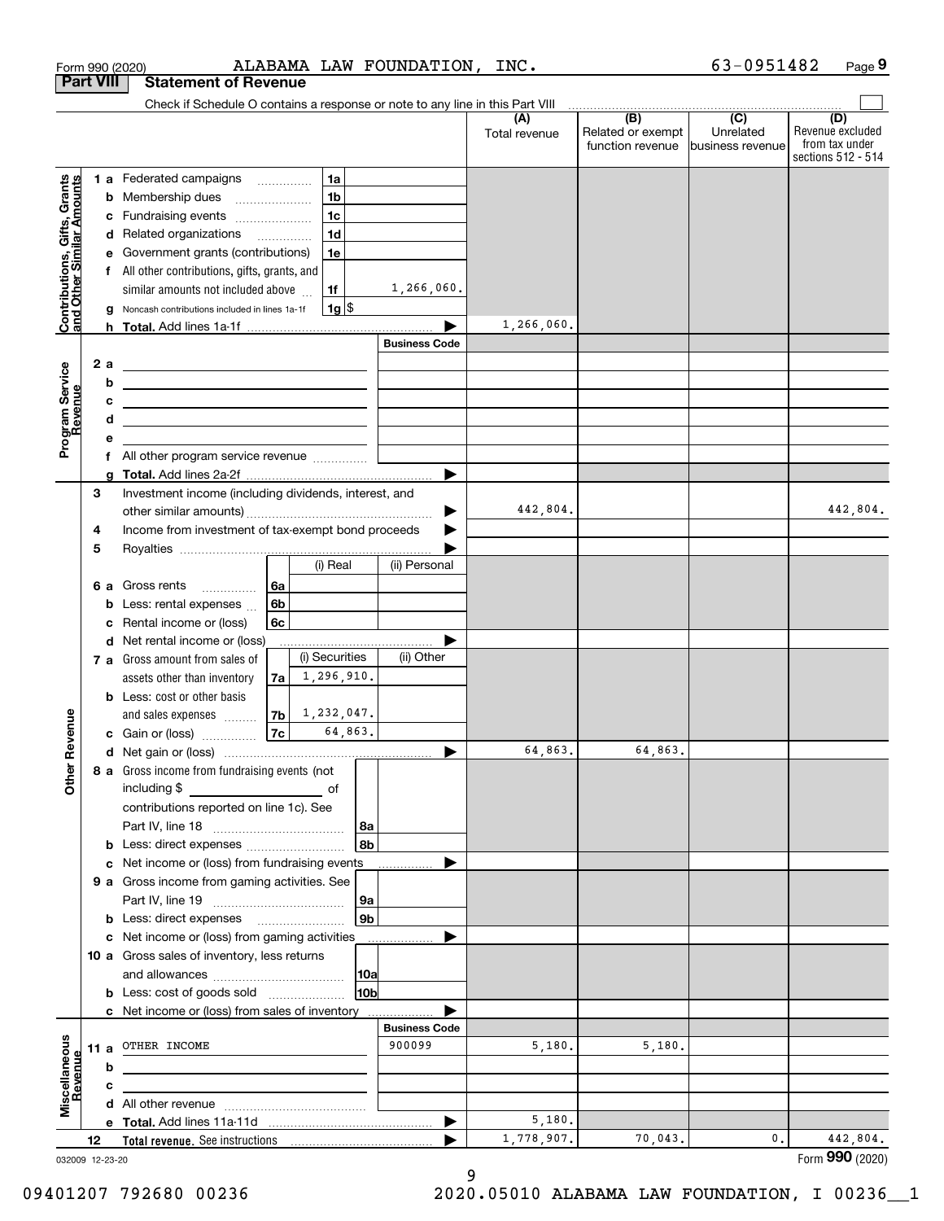Form 990 (2020) ALABAMA LAW FOUNDATION, INC. 63-0951482 Page 9

**Part VIII Statement of Revenue**

Check if Schedule O contains a response or note to any line in this Part VIII

| | | | (A) Total revenue | (B) Related or exempt function revenue | (C) Unrelated business revenue | (D) Revenue excluded from tax under sections 512 - 514 |
|---|---|---|---|---|---|---|
| **Contributions, Gifts, Grants and Other Similar Amounts** | | | | | | |
| 1 a Federated campaigns | 1a | | | | | |
| b Membership dues | 1b | | | | | |
| c Fundraising events | 1c | | | | | |
| d Related organizations | 1d | | | | | |
| e Government grants (contributions) | 1e | | | | | |
| f All other contributions, gifts, grants, and similar amounts not included above | 1f | 1,266,060. | | | | |
| g Noncash contributions included in lines 1a-1f | 1g | $ | | | | |
| h **Total.** Add lines 1a-1f | | | 1,266,060. | | | |
| **Program Service Revenue** | | Business Code | | | | |
| 2 a | | | | | | |
| b | | | | | | |
| c | | | | | | |
| d | | | | | | |
| e | | | | | | |
| f All other program service revenue | | | | | | |
| g **Total.** Add lines 2a-2f | | | | | | |
| **Other Revenue** | | | | | | |
| 3 Investment income (including dividends, interest, and other similar amounts) | | | 442,804. | | | 442,804. |
| 4 Income from investment of tax-exempt bond proceeds | | | | | | |
| 5 Royalties | | | | | | |
| | | (i) Real | (ii) Personal | | | |
| 6 a Gross rents | 6a | | | | | |
| b Less: rental expenses | 6b | | | | | |
| c Rental income or (loss) | 6c | | | | | |
| d Net rental income or (loss) | | | | | | |
| | | (i) Securities | (ii) Other | | | |
| 7 a Gross amount from sales of assets other than inventory | 7a | 1,296,910. | | | | |
| b Less: cost or other basis and sales expenses | 7b | 1,232,047. | | | | |
| c Gain or (loss) | 7c | 64,863. | | | | |
| d Net gain or (loss) | | | | 64,863. | 64,863. | | |
| 8 a Gross income from fundraising events (not including $ ___ of contributions reported on line 1c). See Part IV, line 18 | 8a | | | | | |
| b Less: direct expenses | 8b | | | | | |
| c Net income or (loss) from fundraising events | | | | | | |
| 9 a Gross income from gaming activities. See Part IV, line 19 | 9a | | | | | |
| b Less: direct expenses | 9b | | | | | |
| c Net income or (loss) from gaming activities | | | | | | |
| 10 a Gross sales of inventory, less returns and allowances | 10a | | | | | |
| b Less: cost of goods sold | 10b | | | | | |
| c Net income or (loss) from sales of inventory | | | | | | |
| **Miscellaneous Revenue** | | Business Code | | | | |
| 11 a OTHER INCOME | | 900099 | 5,180. | 5,180. | | |
| b | | | | | | |
| c | | | | | | |
| d All other revenue | | | | | | |
| e **Total.** Add lines 11a-11d | | | 5,180. | | | |
| 12 **Total revenue.** See instructions | | | 1,778,907. | 70,043. | 0. | 442,804. |

032009 12-23-20 Form **990** (2020)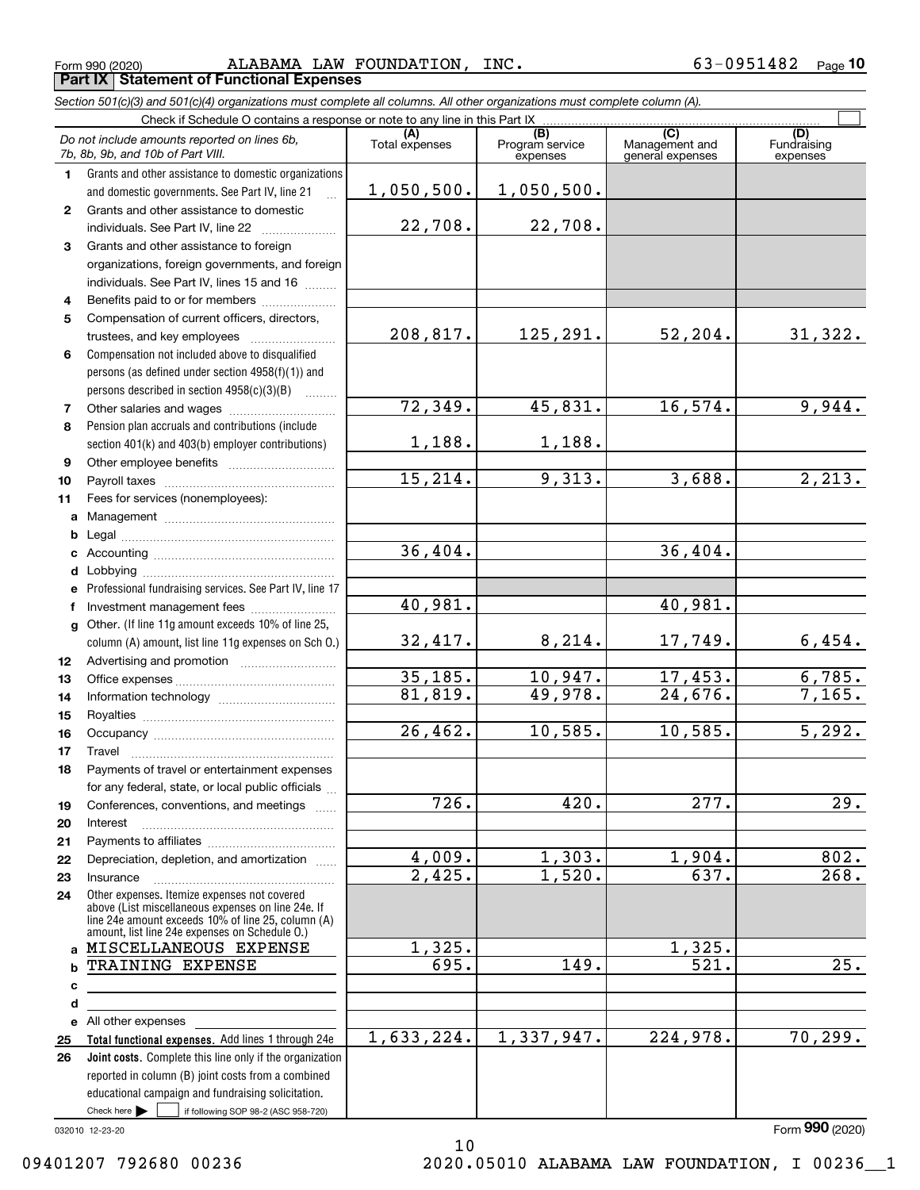Form 990 (2020) ALABAMA LAW FOUNDATION, INC. 63-0951482 Page 10

**Part IX Statement of Functional Expenses**

*Section 501(c)(3) and 501(c)(4) organizations must complete all columns. All other organizations must complete column (A).*

Check if Schedule O contains a response or note to any line in this Part IX

| *Do not include amounts reported on lines 6b, 7b, 8b, 9b, and 10b of Part VIII.* | (A) Total expenses | (B) Program service expenses | (C) Management and general expenses | (D) Fundraising expenses |
|---|---|---|---|---|
| 1 Grants and other assistance to domestic organizations and domestic governments. See Part IV, line 21 | 1,050,500. | 1,050,500. | | |
| 2 Grants and other assistance to domestic individuals. See Part IV, line 22 | 22,708. | 22,708. | | |
| 3 Grants and other assistance to foreign organizations, foreign governments, and foreign individuals. See Part IV, lines 15 and 16 | | | | |
| 4 Benefits paid to or for members | | | | |
| 5 Compensation of current officers, directors, trustees, and key employees | 208,817. | 125,291. | 52,204. | 31,322. |
| 6 Compensation not included above to disqualified persons (as defined under section 4958(f)(1)) and persons described in section 4958(c)(3)(B) | | | | |
| 7 Other salaries and wages | 72,349. | 45,831. | 16,574. | 9,944. |
| 8 Pension plan accruals and contributions (include section 401(k) and 403(b) employer contributions) | 1,188. | 1,188. | | |
| 9 Other employee benefits | | | | |
| 10 Payroll taxes | 15,214. | 9,313. | 3,688. | 2,213. |
| 11 Fees for services (nonemployees): | | | | |
| a Management | | | | |
| b Legal | | | | |
| c Accounting | 36,404. | | 36,404. | |
| d Lobbying | | | | |
| e Professional fundraising services. See Part IV, line 17 | | | | |
| f Investment management fees | 40,981. | | 40,981. | |
| g Other. (If line 11g amount exceeds 10% of line 25, column (A) amount, list line 11g expenses on Sch O.) | 32,417. | 8,214. | 17,749. | 6,454. |
| 12 Advertising and promotion | | | | |
| 13 Office expenses | 35,185. | 10,947. | 17,453. | 6,785. |
| 14 Information technology | 81,819. | 49,978. | 24,676. | 7,165. |
| 15 Royalties | | | | |
| 16 Occupancy | 26,462. | 10,585. | 10,585. | 5,292. |
| 17 Travel | | | | |
| 18 Payments of travel or entertainment expenses for any federal, state, or local public officials | | | | |
| 19 Conferences, conventions, and meetings | 726. | 420. | 277. | 29. |
| 20 Interest | | | | |
| 21 Payments to affiliates | | | | |
| 22 Depreciation, depletion, and amortization | 4,009. | 1,303. | 1,904. | 802. |
| 23 Insurance | 2,425. | 1,520. | 637. | 268. |
| 24 Other expenses. Itemize expenses not covered above (List miscellaneous expenses on line 24e. If line 24e amount exceeds 10% of line 25, column (A) amount, list line 24e expenses on Schedule O.) | | | | |
| a MISCELLANEOUS EXPENSE | 1,325. | | 1,325. | |
| b TRAINING EXPENSE | 695. | 149. | 521. | 25. |
| c | | | | |
| d | | | | |
| e All other expenses | | | | |
| 25 **Total functional expenses.** Add lines 1 through 24e | 1,633,224. | 1,337,947. | 224,978. | 70,299. |
| 26 **Joint costs.** Complete this line only if the organization reported in column (B) joint costs from a combined educational campaign and fundraising solicitation. Check here ☐ if following SOP 98-2 (ASC 958-720) | | | | |

032010 12-23-20

Form **990** (2020)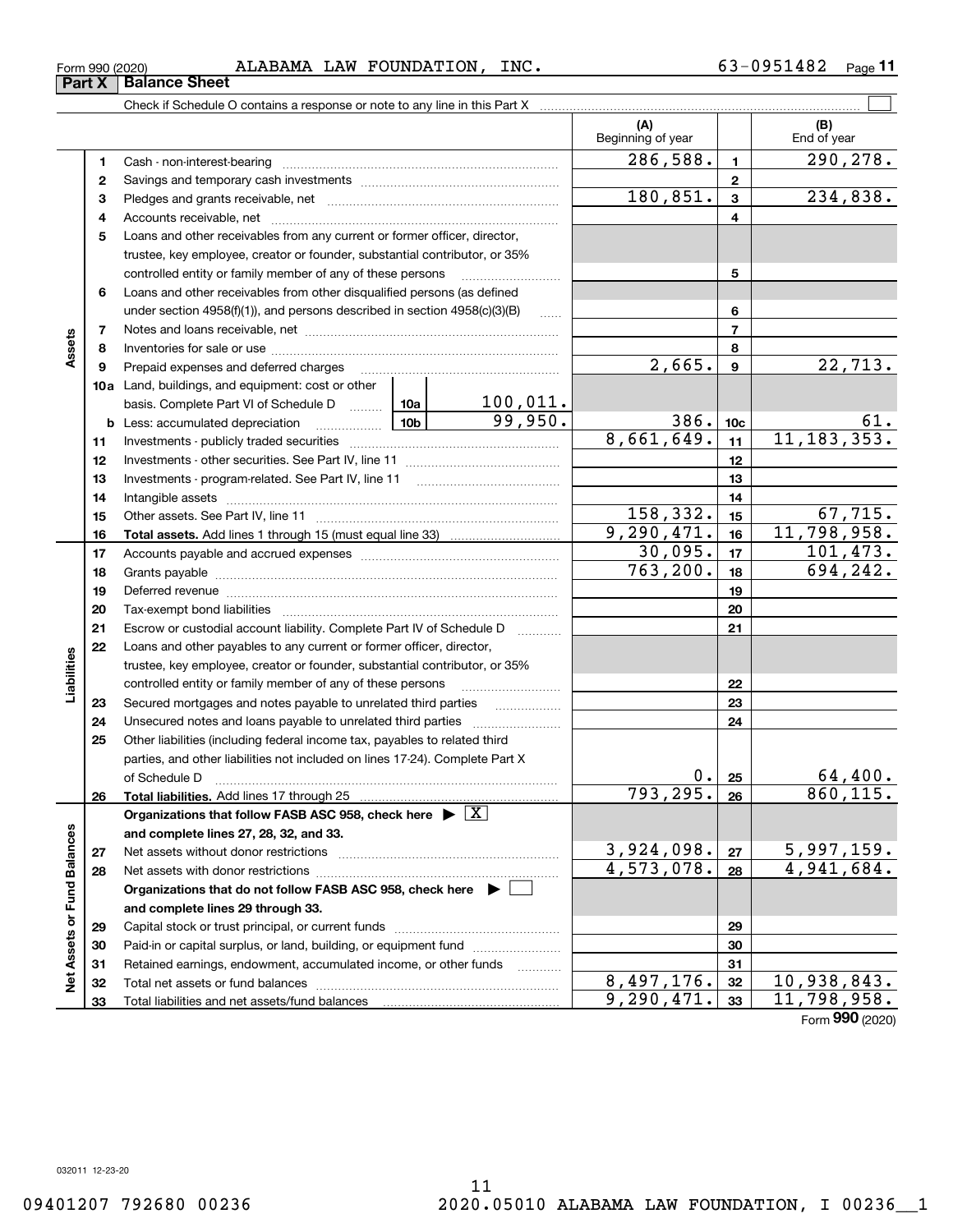Form 990 (2020) ALABAMA LAW FOUNDATION, INC. 63-0951482

## Part X Balance Sheet

Check if Schedule O contains a response or note to any line in this Part X ☐

| | | | | | (A) Beginning of year | | (B) End of year |
|---|---|---|---|---|---|---|---|
| **Assets** | 1 | Cash - non-interest-bearing | | | 286,588. | 1 | 290,278. |
| | 2 | Savings and temporary cash investments | | | | 2 | |
| | 3 | Pledges and grants receivable, net | | | 180,851. | 3 | 234,838. |
| | 4 | Accounts receivable, net | | | | 4 | |
| | 5 | Loans and other receivables from any current or former officer, director, trustee, key employee, creator or founder, substantial contributor, or 35% controlled entity or family member of any of these persons | | | | 5 | |
| | 6 | Loans and other receivables from other disqualified persons (as defined under section 4958(f)(1)), and persons described in section 4958(c)(3)(B) | | | | 6 | |
| | 7 | Notes and loans receivable, net | | | | 7 | |
| | 8 | Inventories for sale or use | | | | 8 | |
| | 9 | Prepaid expenses and deferred charges | | | 2,665. | 9 | 22,713. |
| | 10a | Land, buildings, and equipment: cost or other basis. Complete Part VI of Schedule D | 10a | 100,011. | | | |
| | b | Less: accumulated depreciation | 10b | 99,950. | 386. | 10c | 61. |
| | 11 | Investments - publicly traded securities | | | 8,661,649. | 11 | 11,183,353. |
| | 12 | Investments - other securities. See Part IV, line 11 | | | | 12 | |
| | 13 | Investments - program-related. See Part IV, line 11 | | | | 13 | |
| | 14 | Intangible assets | | | | 14 | |
| | 15 | Other assets. See Part IV, line 11 | | | 158,332. | 15 | 67,715. |
| | 16 | **Total assets.** Add lines 1 through 15 (must equal line 33) | | | 9,290,471. | 16 | 11,798,958. |
| **Liabilities** | 17 | Accounts payable and accrued expenses | | | 30,095. | 17 | 101,473. |
| | 18 | Grants payable | | | 763,200. | 18 | 694,242. |
| | 19 | Deferred revenue | | | | 19 | |
| | 20 | Tax-exempt bond liabilities | | | | 20 | |
| | 21 | Escrow or custodial account liability. Complete Part IV of Schedule D | | | | 21 | |
| | 22 | Loans and other payables to any current or former officer, director, trustee, key employee, creator or founder, substantial contributor, or 35% controlled entity or family member of any of these persons | | | | 22 | |
| | 23 | Secured mortgages and notes payable to unrelated third parties | | | | 23 | |
| | 24 | Unsecured notes and loans payable to unrelated third parties | | | | 24 | |
| | 25 | Other liabilities (including federal income tax, payables to related third parties, and other liabilities not included on lines 17-24). Complete Part X of Schedule D | | | 0. | 25 | 64,400. |
| | 26 | **Total liabilities.** Add lines 17 through 25 | | | 793,295. | 26 | 860,115. |
| **Net Assets or Fund Balances** | | **Organizations that follow FASB ASC 958, check here ▶ ☒ and complete lines 27, 28, 32, and 33.** | | | | | |
| | 27 | Net assets without donor restrictions | | | 3,924,098. | 27 | 5,997,159. |
| | 28 | Net assets with donor restrictions | | | 4,573,078. | 28 | 4,941,684. |
| | | **Organizations that do not follow FASB ASC 958, check here ▶ ☐ and complete lines 29 through 33.** | | | | | |
| | 29 | Capital stock or trust principal, or current funds | | | | 29 | |
| | 30 | Paid-in or capital surplus, or land, building, or equipment fund | | | | 30 | |
| | 31 | Retained earnings, endowment, accumulated income, or other funds | | | | 31 | |
| | 32 | Total net assets or fund balances | | | 8,497,176. | 32 | 10,938,843. |
| | 33 | Total liabilities and net assets/fund balances | | | 9,290,471. | 33 | 11,798,958. |

Form **990** (2020)

032011 12-23-20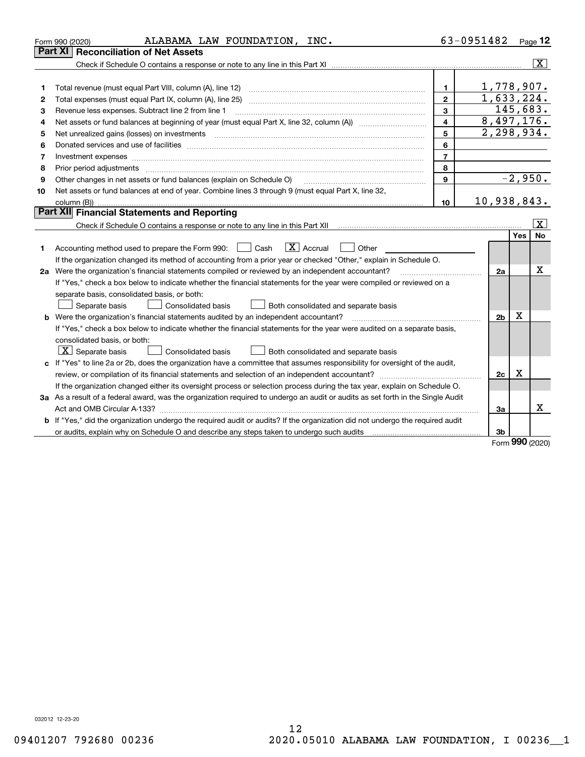Form 990 (2020) ALABAMA LAW FOUNDATION, INC. 63-0951482

## Part XI Reconciliation of Net Assets

Check if Schedule O contains a response or note to any line in this Part XI ..... [X]

| | | | |
|---|---|---|---|
| 1 | Total revenue (must equal Part VIII, column (A), line 12) | 1 | 1,778,907. |
| 2 | Total expenses (must equal Part IX, column (A), line 25) | 2 | 1,633,224. |
| 3 | Revenue less expenses. Subtract line 2 from line 1 | 3 | 145,683. |
| 4 | Net assets or fund balances at beginning of year (must equal Part X, line 32, column (A)) | 4 | 8,497,176. |
| 5 | Net unrealized gains (losses) on investments | 5 | 2,298,934. |
| 6 | Donated services and use of facilities | 6 | |
| 7 | Investment expenses | 7 | |
| 8 | Prior period adjustments | 8 | |
| 9 | Other changes in net assets or fund balances (explain on Schedule O) | 9 | -2,950. |
| 10 | Net assets or fund balances at end of year. Combine lines 3 through 9 (must equal Part X, line 32, column (B)) | 10 | 10,938,843. |

## Part XII Financial Statements and Reporting

Check if Schedule O contains a response or note to any line in this Part XII ..... [X]

| | | | Yes | No |
|---|---|---|---|---|
| 1 | Accounting method used to prepare the Form 990: [ ] Cash [X] Accrual [ ] Other<br>If the organization changed its method of accounting from a prior year or checked "Other," explain in Schedule O. | | | |
| 2a | Were the organization's financial statements compiled or reviewed by an independent accountant?<br>If "Yes," check a box below to indicate whether the financial statements for the year were compiled or reviewed on a separate basis, consolidated basis, or both:<br>[ ] Separate basis [ ] Consolidated basis [ ] Both consolidated and separate basis | 2a | | X |
| b | Were the organization's financial statements audited by an independent accountant?<br>If "Yes," check a box below to indicate whether the financial statements for the year were audited on a separate basis, consolidated basis, or both:<br>[X] Separate basis [ ] Consolidated basis [ ] Both consolidated and separate basis | 2b | X | |
| c | If "Yes" to line 2a or 2b, does the organization have a committee that assumes responsibility for oversight of the audit, review, or compilation of its financial statements and selection of an independent accountant?<br>If the organization changed either its oversight process or selection process during the tax year, explain on Schedule O. | 2c | X | |
| 3a | As a result of a federal award, was the organization required to undergo an audit or audits as set forth in the Single Audit Act and OMB Circular A-133? | 3a | | X |
| b | If "Yes," did the organization undergo the required audit or audits? If the organization did not undergo the required audit or audits, explain why on Schedule O and describe any steps taken to undergo such audits | 3b | | |

Form 990 (2020)

032012 12-23-20

09401207 792680 00236 2020.05010 ALABAMA LAW FOUNDATION, I 00236__1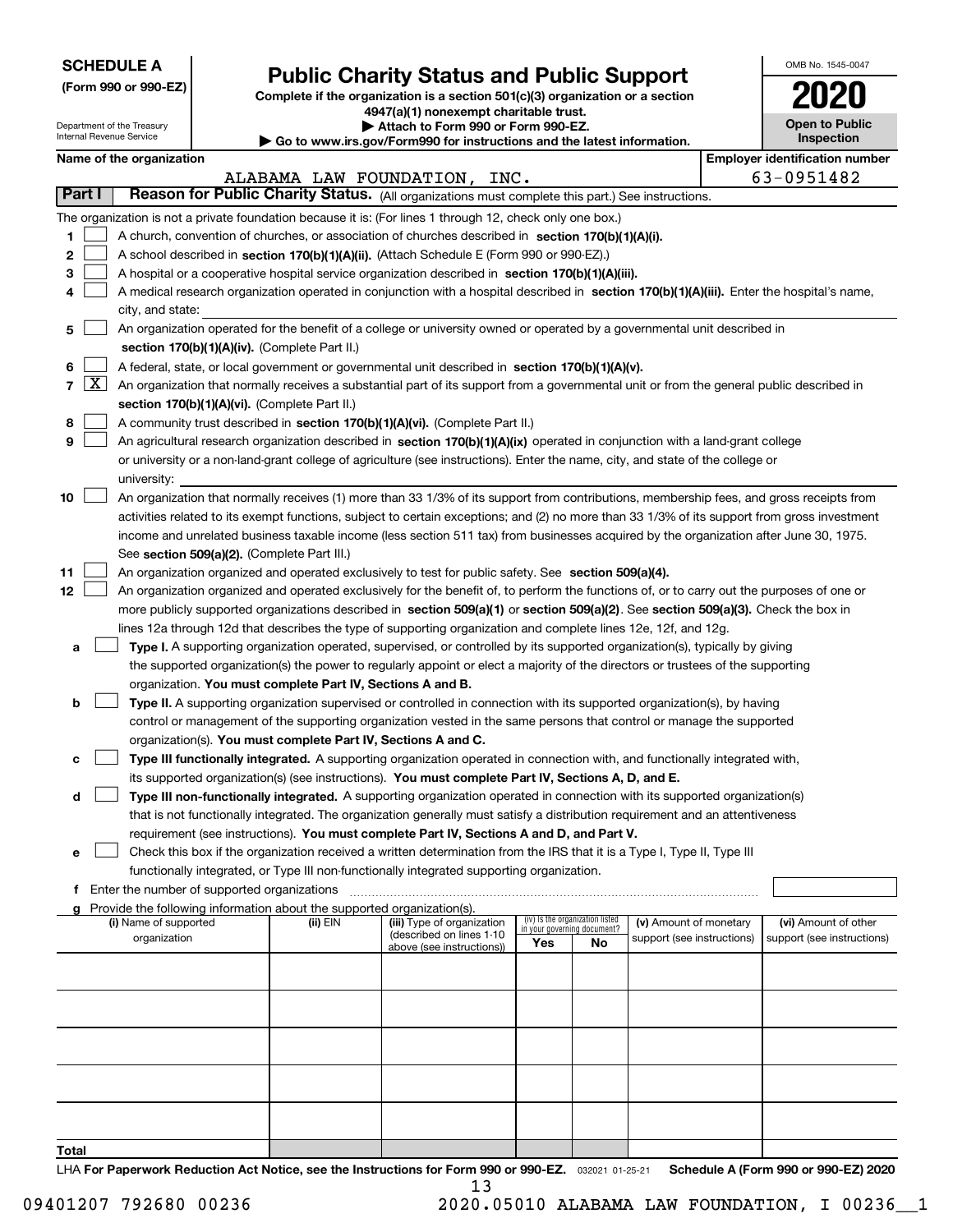**SCHEDULE A**
**(Form 990 or 990-EZ)**

Department of the Treasury
Internal Revenue Service

# Public Charity Status and Public Support

**Complete if the organization is a section 501(c)(3) organization or a section 4947(a)(1) nonexempt charitable trust.**
**▶ Attach to Form 990 or Form 990-EZ.**
**▶ Go to www.irs.gov/Form990 for instructions and the latest information.**

OMB No. 1545-0047
**2020**
**Open to Public Inspection**

**Name of the organization**: ALABAMA LAW FOUNDATION, INC.
**Employer identification number**: 63-0951482

## Part I Reason for Public Charity Status. (All organizations must complete this part.) See instructions.

The organization is not a private foundation because it is: (For lines 1 through 12, check only one box.)

1. ☐ A church, convention of churches, or association of churches described in **section 170(b)(1)(A)(i).**
2. ☐ A school described in **section 170(b)(1)(A)(ii).** (Attach Schedule E (Form 990 or 990-EZ).)
3. ☐ A hospital or a cooperative hospital service organization described in **section 170(b)(1)(A)(iii).**
4. ☐ A medical research organization operated in conjunction with a hospital described in **section 170(b)(1)(A)(iii).** Enter the hospital's name, city, and state:
5. ☐ An organization operated for the benefit of a college or university owned or operated by a governmental unit described in **section 170(b)(1)(A)(iv).** (Complete Part II.)
6. ☐ A federal, state, or local government or governmental unit described in **section 170(b)(1)(A)(v).**
7. ☒ An organization that normally receives a substantial part of its support from a governmental unit or from the general public described in **section 170(b)(1)(A)(vi).** (Complete Part II.)
8. ☐ A community trust described in **section 170(b)(1)(A)(vi).** (Complete Part II.)
9. ☐ An agricultural research organization described in **section 170(b)(1)(A)(ix)** operated in conjunction with a land-grant college or university or a non-land-grant college of agriculture (see instructions). Enter the name, city, and state of the college or university:
10. ☐ An organization that normally receives (1) more than 33 1/3% of its support from contributions, membership fees, and gross receipts from activities related to its exempt functions, subject to certain exceptions; and (2) no more than 33 1/3% of its support from gross investment income and unrelated business taxable income (less section 511 tax) from businesses acquired by the organization after June 30, 1975. See **section 509(a)(2).** (Complete Part III.)
11. ☐ An organization organized and operated exclusively to test for public safety. See **section 509(a)(4).**
12. ☐ An organization organized and operated exclusively for the benefit of, to perform the functions of, or to carry out the purposes of one or more publicly supported organizations described in **section 509(a)(1)** or **section 509(a)(2)**. See **section 509(a)(3).** Check the box in lines 12a through 12d that describes the type of supporting organization and complete lines 12e, 12f, and 12g.
   - **a** ☐ **Type I.** A supporting organization operated, supervised, or controlled by its supported organization(s), typically by giving the supported organization(s) the power to regularly appoint or elect a majority of the directors or trustees of the supporting organization. **You must complete Part IV, Sections A and B.**
   - **b** ☐ **Type II.** A supporting organization supervised or controlled in connection with its supported organization(s), by having control or management of the supporting organization vested in the same persons that control or manage the supported organization(s). **You must complete Part IV, Sections A and C.**
   - **c** ☐ **Type III functionally integrated.** A supporting organization operated in connection with, and functionally integrated with, its supported organization(s) (see instructions). **You must complete Part IV, Sections A, D, and E.**
   - **d** ☐ **Type III non-functionally integrated.** A supporting organization operated in connection with its supported organization(s) that is not functionally integrated. The organization generally must satisfy a distribution requirement and an attentiveness requirement (see instructions). **You must complete Part IV, Sections A and D, and Part V.**
   - **e** ☐ Check this box if the organization received a written determination from the IRS that it is a Type I, Type II, Type III functionally integrated, or Type III non-functionally integrated supporting organization.
   - **f** Enter the number of supported organizations
   - **g** Provide the following information about the supported organization(s).

| (i) Name of supported organization | (ii) EIN | (iii) Type of organization (described on lines 1-10 above (see instructions)) | (iv) Is the organization listed in your governing document? Yes | No | (v) Amount of monetary support (see instructions) | (vi) Amount of other support (see instructions) |
|---|---|---|---|---|---|---|
| | | | | | | |
| | | | | | | |
| | | | | | | |
| | | | | | | |
| | | | | | | |
| **Total** | | | | | | |

LHA **For Paperwork Reduction Act Notice, see the Instructions for Form 990 or 990-EZ.** 032021 01-25-21 **Schedule A (Form 990 or 990-EZ) 2020**

09401207 792680 00236 2020.05010 ALABAMA LAW FOUNDATION, I 00236__1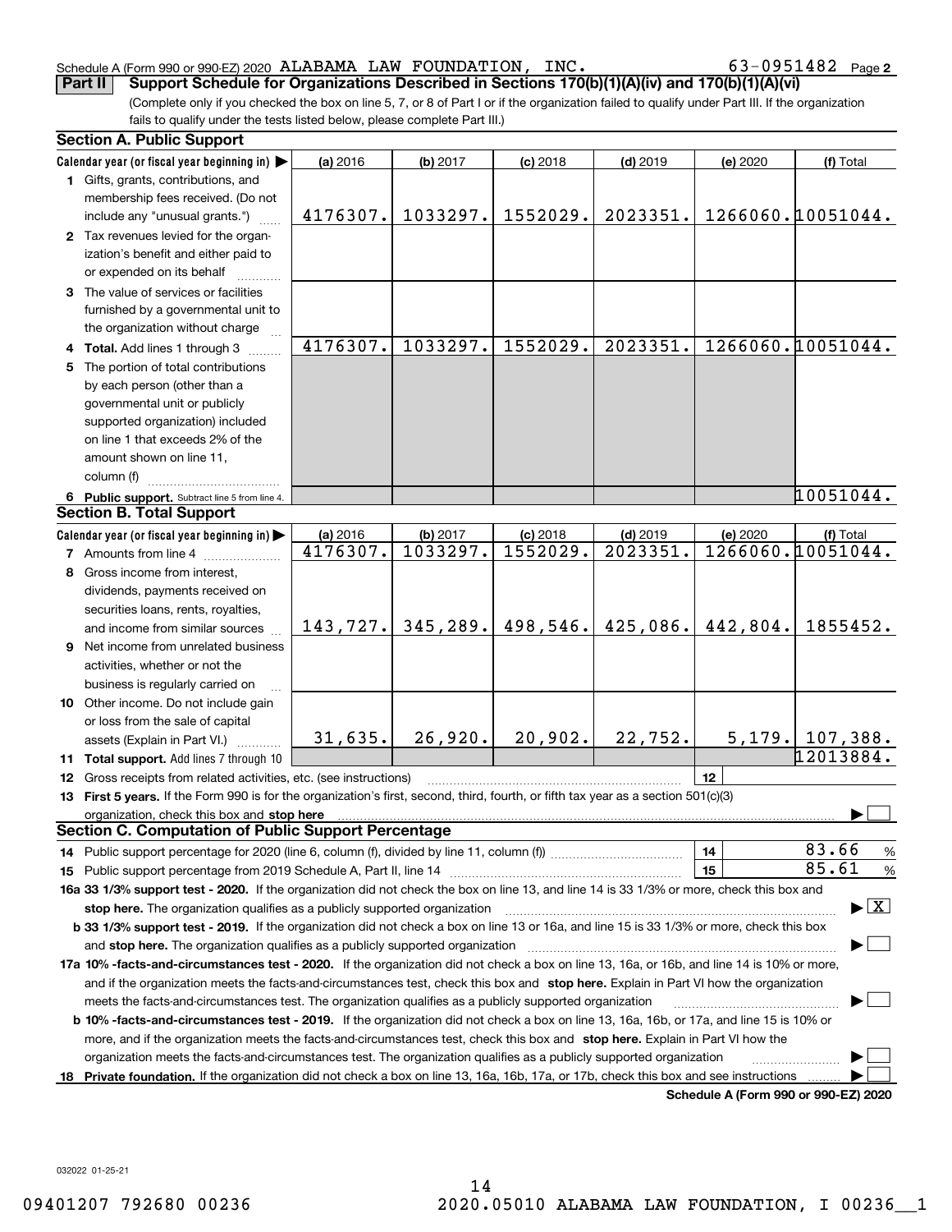Schedule A (Form 990 or 990-EZ) 2020 ALABAMA LAW FOUNDATION, INC. 63-0951482 Page 2

**Part II** **Support Schedule for Organizations Described in Sections 170(b)(1)(A)(iv) and 170(b)(1)(A)(vi)**

(Complete only if you checked the box on line 5, 7, or 8 of Part I or if the organization failed to qualify under Part III. If the organization fails to qualify under the tests listed below, please complete Part III.)

**Section A. Public Support**

| Calendar year (or fiscal year beginning in) ▶ | (a) 2016 | (b) 2017 | (c) 2018 | (d) 2019 | (e) 2020 | (f) Total |
|---|---|---|---|---|---|---|
| **1** Gifts, grants, contributions, and membership fees received. (Do not include any "unusual grants.") | 4176307. | 1033297. | 1552029. | 2023351. | 1266060. | 10051044. |
| **2** Tax revenues levied for the organization's benefit and either paid to or expended on its behalf | | | | | | |
| **3** The value of services or facilities furnished by a governmental unit to the organization without charge | | | | | | |
| **4 Total.** Add lines 1 through 3 | 4176307. | 1033297. | 1552029. | 2023351. | 1266060. | 10051044. |
| **5** The portion of total contributions by each person (other than a governmental unit or publicly supported organization) included on line 1 that exceeds 2% of the amount shown on line 11, column (f) | | | | | | |
| **6 Public support.** Subtract line 5 from line 4. | | | | | | 10051044. |

**Section B. Total Support**

| Calendar year (or fiscal year beginning in) ▶ | (a) 2016 | (b) 2017 | (c) 2018 | (d) 2019 | (e) 2020 | (f) Total |
|---|---|---|---|---|---|---|
| **7** Amounts from line 4 | 4176307. | 1033297. | 1552029. | 2023351. | 1266060. | 10051044. |
| **8** Gross income from interest, dividends, payments received on securities loans, rents, royalties, and income from similar sources | 143,727. | 345,289. | 498,546. | 425,086. | 442,804. | 1855452. |
| **9** Net income from unrelated business activities, whether or not the business is regularly carried on | | | | | | |
| **10** Other income. Do not include gain or loss from the sale of capital assets (Explain in Part VI.) | 31,635. | 26,920. | 20,902. | 22,752. | 5,179. | 107,388. |
| **11 Total support.** Add lines 7 through 10 | | | | | | 12013884. |

**12** Gross receipts from related activities, etc. (see instructions) | **12** |

**13 First 5 years.** If the Form 990 is for the organization's first, second, third, fourth, or fifth tax year as a section 501(c)(3) organization, check this box and **stop here** ▶ ☐

**Section C. Computation of Public Support Percentage**

**14** Public support percentage for 2020 (line 6, column (f), divided by line 11, column (f)) | **14** | 83.66 %

**15** Public support percentage from 2019 Schedule A, Part II, line 14 | **15** | 85.61 %

**16a 33 1/3% support test - 2020.** If the organization did not check the box on line 13, and line 14 is 33 1/3% or more, check this box and **stop here.** The organization qualifies as a publicly supported organization ▶ ☒

**b 33 1/3% support test - 2019.** If the organization did not check a box on line 13 or 16a, and line 15 is 33 1/3% or more, check this box and **stop here.** The organization qualifies as a publicly supported organization ▶ ☐

**17a 10% -facts-and-circumstances test - 2020.** If the organization did not check a box on line 13, 16a, or 16b, and line 14 is 10% or more, and if the organization meets the facts-and-circumstances test, check this box and **stop here.** Explain in Part VI how the organization meets the facts-and-circumstances test. The organization qualifies as a publicly supported organization ▶ ☐

**b 10% -facts-and-circumstances test - 2019.** If the organization did not check a box on line 13, 16a, 16b, or 17a, and line 15 is 10% or more, and if the organization meets the facts-and-circumstances test, check this box and **stop here.** Explain in Part VI how the organization meets the facts-and-circumstances test. The organization qualifies as a publicly supported organization ▶ ☐

**18 Private foundation.** If the organization did not check a box on line 13, 16a, 16b, 17a, or 17b, check this box and see instructions ▶ ☐

**Schedule A (Form 990 or 990-EZ) 2020**

032022 01-25-21

09401207 792680 00236 2020.05010 ALABAMA LAW FOUNDATION, I 00236__1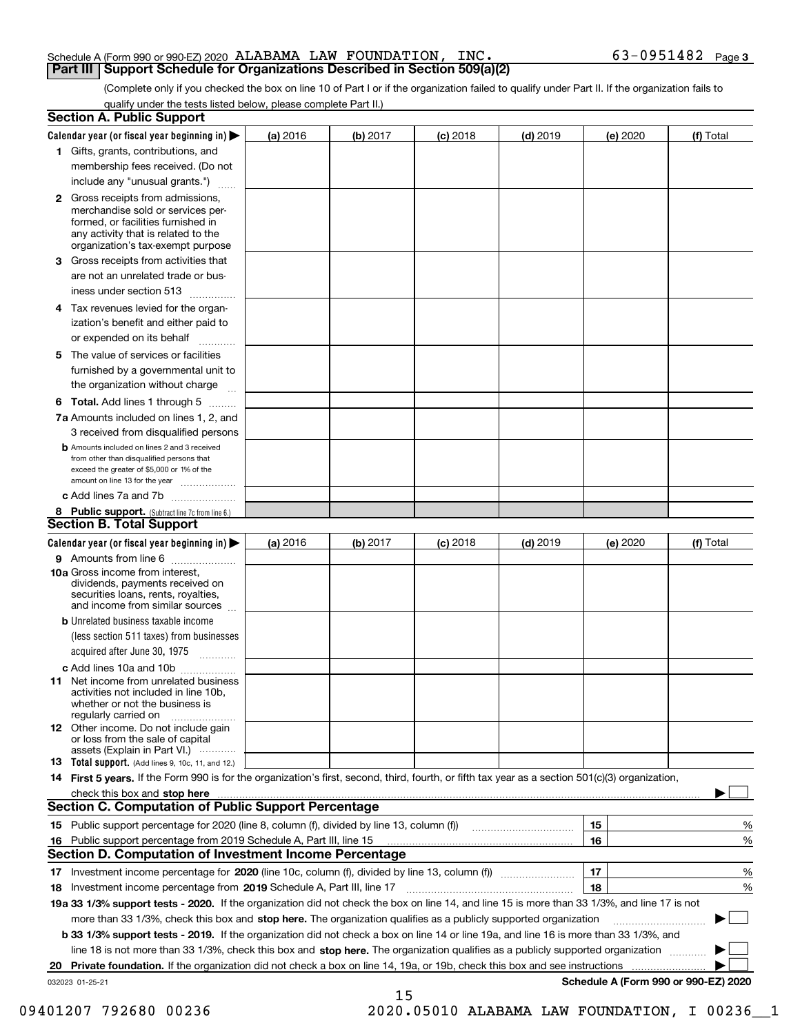Schedule A (Form 990 or 990-EZ) 2020 ALABAMA LAW FOUNDATION, INC. 63-0951482 Page 3

## Part III Support Schedule for Organizations Described in Section 509(a)(2)

(Complete only if you checked the box on line 10 of Part I or if the organization failed to qualify under Part II. If the organization fails to qualify under the tests listed below, please complete Part II.)

### Section A. Public Support

| Calendar year (or fiscal year beginning in) ▶ | (a) 2016 | (b) 2017 | (c) 2018 | (d) 2019 | (e) 2020 | (f) Total |
|---|---|---|---|---|---|---|
| 1 Gifts, grants, contributions, and membership fees received. (Do not include any "unusual grants.") | | | | | | |
| 2 Gross receipts from admissions, merchandise sold or services performed, or facilities furnished in any activity that is related to the organization's tax-exempt purpose | | | | | | |
| 3 Gross receipts from activities that are not an unrelated trade or business under section 513 | | | | | | |
| 4 Tax revenues levied for the organization's benefit and either paid to or expended on its behalf | | | | | | |
| 5 The value of services or facilities furnished by a governmental unit to the organization without charge | | | | | | |
| 6 Total. Add lines 1 through 5 | | | | | | |
| 7a Amounts included on lines 1, 2, and 3 received from disqualified persons | | | | | | |
| b Amounts included on lines 2 and 3 received from other than disqualified persons that exceed the greater of $5,000 or 1% of the amount on line 13 for the year | | | | | | |
| c Add lines 7a and 7b | | | | | | |
| 8 Public support. (Subtract line 7c from line 6.) | | | | | | |

### Section B. Total Support

| Calendar year (or fiscal year beginning in) ▶ | (a) 2016 | (b) 2017 | (c) 2018 | (d) 2019 | (e) 2020 | (f) Total |
|---|---|---|---|---|---|---|
| 9 Amounts from line 6 | | | | | | |
| 10a Gross income from interest, dividends, payments received on securities loans, rents, royalties, and income from similar sources | | | | | | |
| b Unrelated business taxable income (less section 511 taxes) from businesses acquired after June 30, 1975 | | | | | | |
| c Add lines 10a and 10b | | | | | | |
| 11 Net income from unrelated business activities not included in line 10b, whether or not the business is regularly carried on | | | | | | |
| 12 Other income. Do not include gain or loss from the sale of capital assets (Explain in Part VI.) | | | | | | |
| 13 Total support. (Add lines 9, 10c, 11, and 12.) | | | | | | |

14 First 5 years. If the Form 990 is for the organization's first, second, third, fourth, or fifth tax year as a section 501(c)(3) organization, check this box and stop here ▶ ☐

### Section C. Computation of Public Support Percentage

| | | | |
|---|---|---|---|
| 15 Public support percentage for 2020 (line 8, column (f), divided by line 13, column (f)) | 15 | | % |
| 16 Public support percentage from 2019 Schedule A, Part III, line 15 | 16 | | % |

### Section D. Computation of Investment Income Percentage

| | | | |
|---|---|---|---|
| 17 Investment income percentage for 2020 (line 10c, column (f), divided by line 13, column (f)) | 17 | | % |
| 18 Investment income percentage from 2019 Schedule A, Part III, line 17 | 18 | | % |

19a 33 1/3% support tests - 2020. If the organization did not check the box on line 14, and line 15 is more than 33 1/3%, and line 17 is not more than 33 1/3%, check this box and stop here. The organization qualifies as a publicly supported organization ▶ ☐

b 33 1/3% support tests - 2019. If the organization did not check a box on line 14 or line 19a, and line 16 is more than 33 1/3%, and line 18 is not more than 33 1/3%, check this box and stop here. The organization qualifies as a publicly supported organization ▶ ☐

20 Private foundation. If the organization did not check a box on line 14, 19a, or 19b, check this box and see instructions ▶ ☐

032023 01-25-21 Schedule A (Form 990 or 990-EZ) 2020

09401207 792680 00236 2020.05010 ALABAMA LAW FOUNDATION, I 00236__1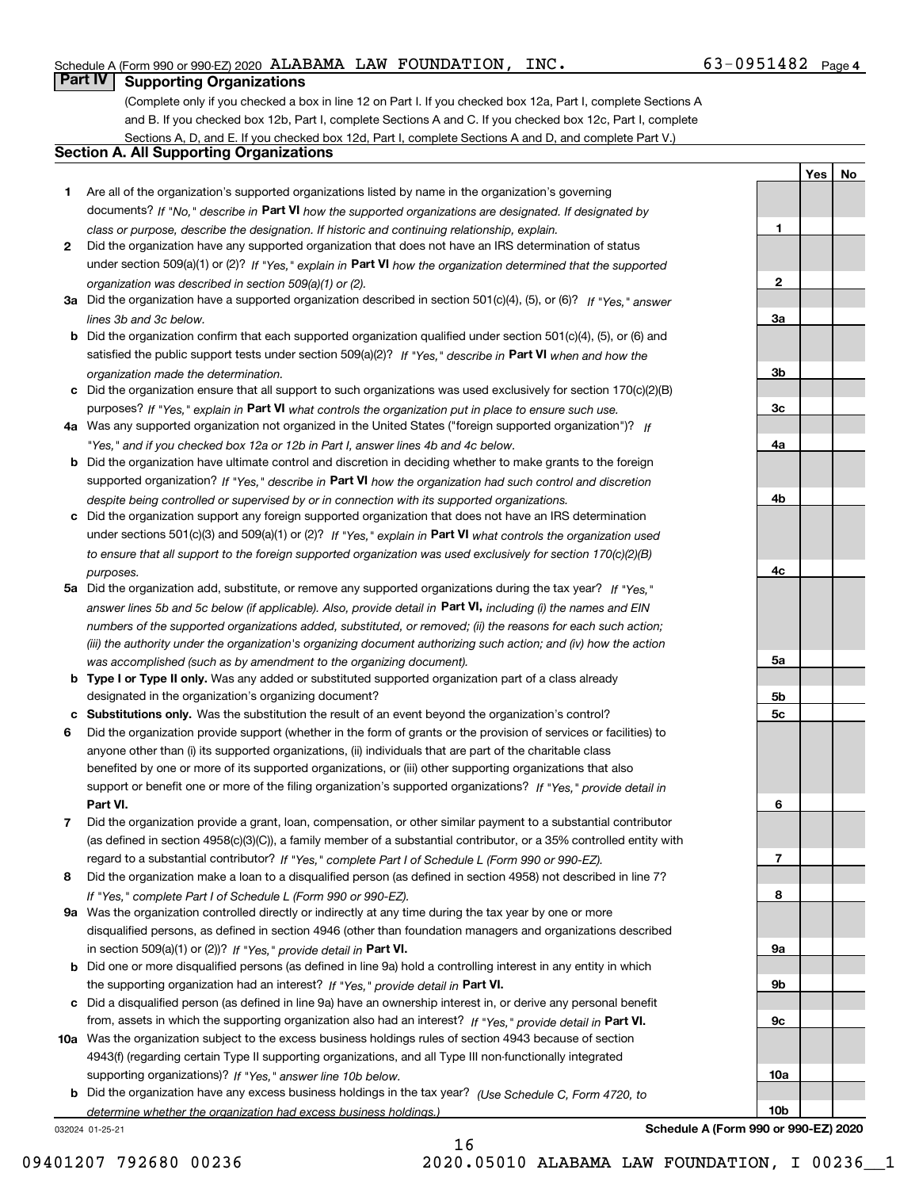Schedule A (Form 990 or 990-EZ) 2020 ALABAMA LAW FOUNDATION, INC. 63-0951482 Page 4

## Part IV Supporting Organizations

(Complete only if you checked a box in line 12 on Part I. If you checked box 12a, Part I, complete Sections A and B. If you checked box 12b, Part I, complete Sections A and C. If you checked box 12c, Part I, complete Sections A, D, and E. If you checked box 12d, Part I, complete Sections A and D, and complete Part V.)

### Section A. All Supporting Organizations

| | | | Yes | No |
|---|---|---|---|---|
| 1 | Are all of the organization's supported organizations listed by name in the organization's governing documents? *If "No," describe in* **Part VI** *how the supported organizations are designated. If designated by class or purpose, describe the designation. If historic and continuing relationship, explain.* | 1 | | |
| 2 | Did the organization have any supported organization that does not have an IRS determination of status under section 509(a)(1) or (2)? *If "Yes," explain in* **Part VI** *how the organization determined that the supported organization was described in section 509(a)(1) or (2).* | 2 | | |
| 3a | Did the organization have a supported organization described in section 501(c)(4), (5), or (6)? *If "Yes," answer lines 3b and 3c below.* | 3a | | |
| b | Did the organization confirm that each supported organization qualified under section 501(c)(4), (5), or (6) and satisfied the public support tests under section 509(a)(2)? *If "Yes," describe in* **Part VI** *when and how the organization made the determination.* | 3b | | |
| c | Did the organization ensure that all support to such organizations was used exclusively for section 170(c)(2)(B) purposes? *If "Yes," explain in* **Part VI** *what controls the organization put in place to ensure such use.* | 3c | | |
| 4a | Was any supported organization not organized in the United States ("foreign supported organization")? *If "Yes," and if you checked box 12a or 12b in Part I, answer lines 4b and 4c below.* | 4a | | |
| b | Did the organization have ultimate control and discretion in deciding whether to make grants to the foreign supported organization? *If "Yes," describe in* **Part VI** *how the organization had such control and discretion despite being controlled or supervised by or in connection with its supported organizations.* | 4b | | |
| c | Did the organization support any foreign supported organization that does not have an IRS determination under sections 501(c)(3) and 509(a)(1) or (2)? *If "Yes," explain in* **Part VI** *what controls the organization used to ensure that all support to the foreign supported organization was used exclusively for section 170(c)(2)(B) purposes.* | 4c | | |
| 5a | Did the organization add, substitute, or remove any supported organizations during the tax year? *If "Yes," answer lines 5b and 5c below (if applicable). Also, provide detail in* **Part VI,** *including (i) the names and EIN numbers of the supported organizations added, substituted, or removed; (ii) the reasons for each such action; (iii) the authority under the organization's organizing document authorizing such action; and (iv) how the action was accomplished (such as by amendment to the organizing document).* | 5a | | |
| b | **Type I or Type II only.** Was any added or substituted supported organization part of a class already designated in the organization's organizing document? | 5b | | |
| c | **Substitutions only.** Was the substitution the result of an event beyond the organization's control? | 5c | | |
| 6 | Did the organization provide support (whether in the form of grants or the provision of services or facilities) to anyone other than (i) its supported organizations, (ii) individuals that are part of the charitable class benefited by one or more of its supported organizations, or (iii) other supporting organizations that also support or benefit one or more of the filing organization's supported organizations? *If "Yes," provide detail in* **Part VI.** | 6 | | |
| 7 | Did the organization provide a grant, loan, compensation, or other similar payment to a substantial contributor (as defined in section 4958(c)(3)(C)), a family member of a substantial contributor, or a 35% controlled entity with regard to a substantial contributor? *If "Yes," complete Part I of Schedule L (Form 990 or 990-EZ).* | 7 | | |
| 8 | Did the organization make a loan to a disqualified person (as defined in section 4958) not described in line 7? *If "Yes," complete Part I of Schedule L (Form 990 or 990-EZ).* | 8 | | |
| 9a | Was the organization controlled directly or indirectly at any time during the tax year by one or more disqualified persons, as defined in section 4946 (other than foundation managers and organizations described in section 509(a)(1) or (2))? *If "Yes," provide detail in* **Part VI.** | 9a | | |
| b | Did one or more disqualified persons (as defined in line 9a) hold a controlling interest in any entity in which the supporting organization had an interest? *If "Yes," provide detail in* **Part VI.** | 9b | | |
| c | Did a disqualified person (as defined in line 9a) have an ownership interest in, or derive any personal benefit from, assets in which the supporting organization also had an interest? *If "Yes," provide detail in* **Part VI.** | 9c | | |
| 10a | Was the organization subject to the excess business holdings rules of section 4943 because of section 4943(f) (regarding certain Type II supporting organizations, and all Type III non-functionally integrated supporting organizations)? *If "Yes," answer line 10b below.* | 10a | | |
| b | Did the organization have any excess business holdings in the tax year? *(Use Schedule C, Form 4720, to determine whether the organization had excess business holdings.)* | 10b | | |

032024 01-25-21 **Schedule A (Form 990 or 990-EZ) 2020**

16

09401207 792680 00236 2020.05010 ALABAMA LAW FOUNDATION, I 00236__1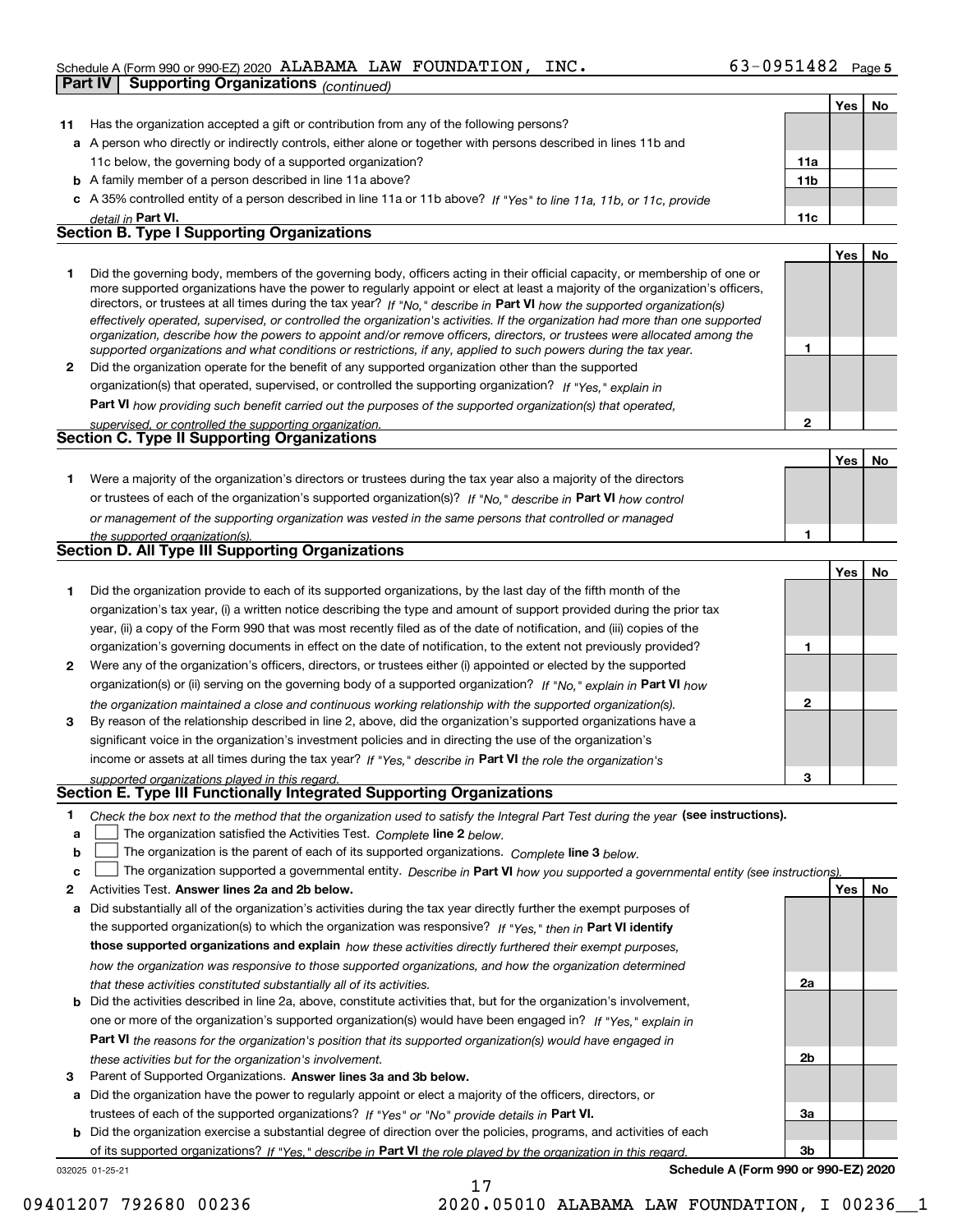Schedule A (Form 990 or 990-EZ) 2020 ALABAMA LAW FOUNDATION, INC. 63-0951482 Page 5

**Part IV | Supporting Organizations** *(continued)*

| | | | Yes | No |
|---|---|---|---|---|
| **11** | Has the organization accepted a gift or contribution from any of the following persons? | | | |
| **a** | A person who directly or indirectly controls, either alone or together with persons described in lines 11b and 11c below, the governing body of a supported organization? | **11a** | | |
| **b** | A family member of a person described in line 11a above? | **11b** | | |
| **c** | A 35% controlled entity of a person described in line 11a or 11b above? *If "Yes" to line 11a, 11b, or 11c, provide detail in* **Part VI.** | **11c** | | |

## Section B. Type I Supporting Organizations

| | | | Yes | No |
|---|---|---|---|---|
| **1** | Did the governing body, members of the governing body, officers acting in their official capacity, or membership of one or more supported organizations have the power to regularly appoint or elect at least a majority of the organization's officers, directors, or trustees at all times during the tax year? *If "No," describe in* **Part VI** *how the supported organization(s) effectively operated, supervised, or controlled the organization's activities. If the organization had more than one supported organization, describe how the powers to appoint and/or remove officers, directors, or trustees were allocated among the supported organizations and what conditions or restrictions, if any, applied to such powers during the tax year.* | **1** | | |
| **2** | Did the organization operate for the benefit of any supported organization other than the supported organization(s) that operated, supervised, or controlled the supporting organization? *If "Yes," explain in* **Part VI** *how providing such benefit carried out the purposes of the supported organization(s) that operated, supervised, or controlled the supporting organization.* | **2** | | |

## Section C. Type II Supporting Organizations

| | | | Yes | No |
|---|---|---|---|---|
| **1** | Were a majority of the organization's directors or trustees during the tax year also a majority of the directors or trustees of each of the organization's supported organization(s)? *If "No," describe in* **Part VI** *how control or management of the supporting organization was vested in the same persons that controlled or managed the supported organization(s).* | **1** | | |

## Section D. All Type III Supporting Organizations

| | | | Yes | No |
|---|---|---|---|---|
| **1** | Did the organization provide to each of its supported organizations, by the last day of the fifth month of the organization's tax year, (i) a written notice describing the type and amount of support provided during the prior tax year, (ii) a copy of the Form 990 that was most recently filed as of the date of notification, and (iii) copies of the organization's governing documents in effect on the date of notification, to the extent not previously provided? | **1** | | |
| **2** | Were any of the organization's officers, directors, or trustees either (i) appointed or elected by the supported organization(s) or (ii) serving on the governing body of a supported organization? *If "No," explain in* **Part VI** *how the organization maintained a close and continuous working relationship with the supported organization(s).* | **2** | | |
| **3** | By reason of the relationship described in line 2, above, did the organization's supported organizations have a significant voice in the organization's investment policies and in directing the use of the organization's income or assets at all times during the tax year? *If "Yes," describe in* **Part VI** *the role the organization's supported organizations played in this regard.* | **3** | | |

## Section E. Type III Functionally Integrated Supporting Organizations

**1** *Check the box next to the method that the organization used to satisfy the Integral Part Test during the year* **(see instructions).**

- **a** ☐ The organization satisfied the Activities Test. *Complete* **line 2** *below.*
- **b** ☐ The organization is the parent of each of its supported organizations. *Complete* **line 3** *below.*
- **c** ☐ The organization supported a governmental entity. *Describe in* **Part VI** *how you supported a governmental entity (see instructions).*

| | | | Yes | No |
|---|---|---|---|---|
| **2** | Activities Test. **Answer lines 2a and 2b below.** | | | |
| **a** | Did substantially all of the organization's activities during the tax year directly further the exempt purposes of the supported organization(s) to which the organization was responsive? *If "Yes," then in* **Part VI identify those supported organizations and explain** *how these activities directly furthered their exempt purposes, how the organization was responsive to those supported organizations, and how the organization determined that these activities constituted substantially all of its activities.* | **2a** | | |
| **b** | Did the activities described in line 2a, above, constitute activities that, but for the organization's involvement, one or more of the organization's supported organization(s) would have been engaged in? *If "Yes," explain in* **Part VI** *the reasons for the organization's position that its supported organization(s) would have engaged in these activities but for the organization's involvement.* | **2b** | | |
| **3** | Parent of Supported Organizations. **Answer lines 3a and 3b below.** | | | |
| **a** | Did the organization have the power to regularly appoint or elect a majority of the officers, directors, or trustees of each of the supported organizations? *If "Yes" or "No" provide details in* **Part VI.** | **3a** | | |
| **b** | Did the organization exercise a substantial degree of direction over the policies, programs, and activities of each of its supported organizations? *If "Yes," describe in* **Part VI** *the role played by the organization in this regard.* | **3b** | | |

032025 01-25-21 **Schedule A (Form 990 or 990-EZ) 2020**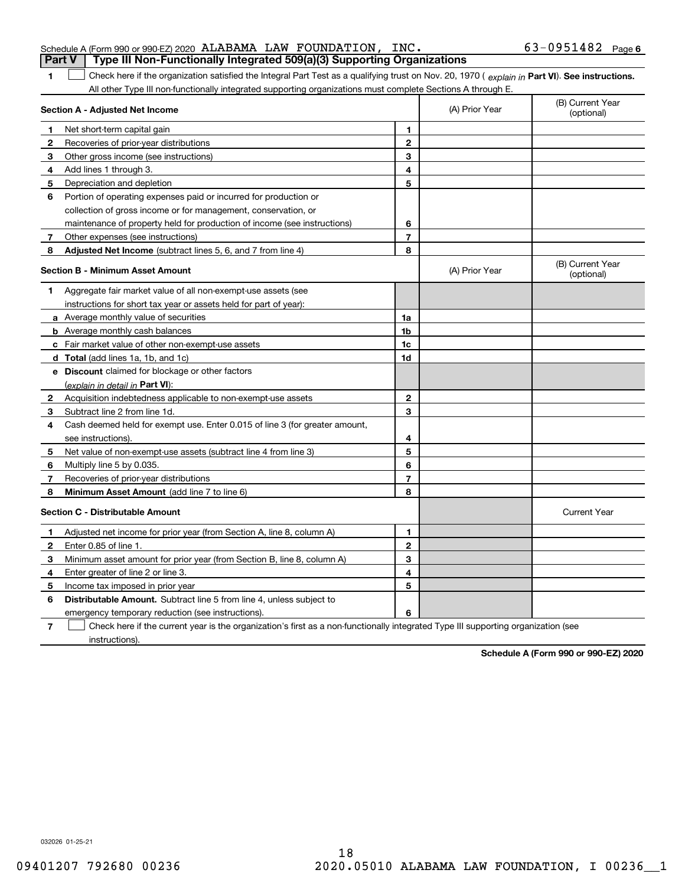Schedule A (Form 990 or 990-EZ) 2020 ALABAMA LAW FOUNDATION, INC. 63-0951482 Page 6

**Part V | Type III Non-Functionally Integrated 509(a)(3) Supporting Organizations**

**1** ☐ Check here if the organization satisfied the Integral Part Test as a qualifying trust on Nov. 20, 1970 ( *explain in* **Part VI**). **See instructions.** All other Type III non-functionally integrated supporting organizations must complete Sections A through E.

| **Section A - Adjusted Net Income** | | (A) Prior Year | (B) Current Year (optional) |
|---|---|---|---|
| **1** Net short-term capital gain | **1** | | |
| **2** Recoveries of prior-year distributions | **2** | | |
| **3** Other gross income (see instructions) | **3** | | |
| **4** Add lines 1 through 3. | **4** | | |
| **5** Depreciation and depletion | **5** | | |
| **6** Portion of operating expenses paid or incurred for production or collection of gross income or for management, conservation, or maintenance of property held for production of income (see instructions) | **6** | | |
| **7** Other expenses (see instructions) | **7** | | |
| **8** **Adjusted Net Income** (subtract lines 5, 6, and 7 from line 4) | **8** | | |

| **Section B - Minimum Asset Amount** | | (A) Prior Year | (B) Current Year (optional) |
|---|---|---|---|
| **1** Aggregate fair market value of all non-exempt-use assets (see instructions for short tax year or assets held for part of year): | | | |
| **a** Average monthly value of securities | **1a** | | |
| **b** Average monthly cash balances | **1b** | | |
| **c** Fair market value of other non-exempt-use assets | **1c** | | |
| **d** **Total** (add lines 1a, 1b, and 1c) | **1d** | | |
| **e** **Discount** claimed for blockage or other factors (*explain in detail in* **Part VI**): | | | |
| **2** Acquisition indebtedness applicable to non-exempt-use assets | **2** | | |
| **3** Subtract line 2 from line 1d. | **3** | | |
| **4** Cash deemed held for exempt use. Enter 0.015 of line 3 (for greater amount, see instructions). | **4** | | |
| **5** Net value of non-exempt-use assets (subtract line 4 from line 3) | **5** | | |
| **6** Multiply line 5 by 0.035. | **6** | | |
| **7** Recoveries of prior-year distributions | **7** | | |
| **8** **Minimum Asset Amount** (add line 7 to line 6) | **8** | | |

| **Section C - Distributable Amount** | | | Current Year |
|---|---|---|---|
| **1** Adjusted net income for prior year (from Section A, line 8, column A) | **1** | | |
| **2** Enter 0.85 of line 1. | **2** | | |
| **3** Minimum asset amount for prior year (from Section B, line 8, column A) | **3** | | |
| **4** Enter greater of line 2 or line 3. | **4** | | |
| **5** Income tax imposed in prior year | **5** | | |
| **6** **Distributable Amount.** Subtract line 5 from line 4, unless subject to emergency temporary reduction (see instructions). | **6** | | |

**7** ☐ Check here if the current year is the organization's first as a non-functionally integrated Type III supporting organization (see instructions).

**Schedule A (Form 990 or 990-EZ) 2020**

032026 01-25-21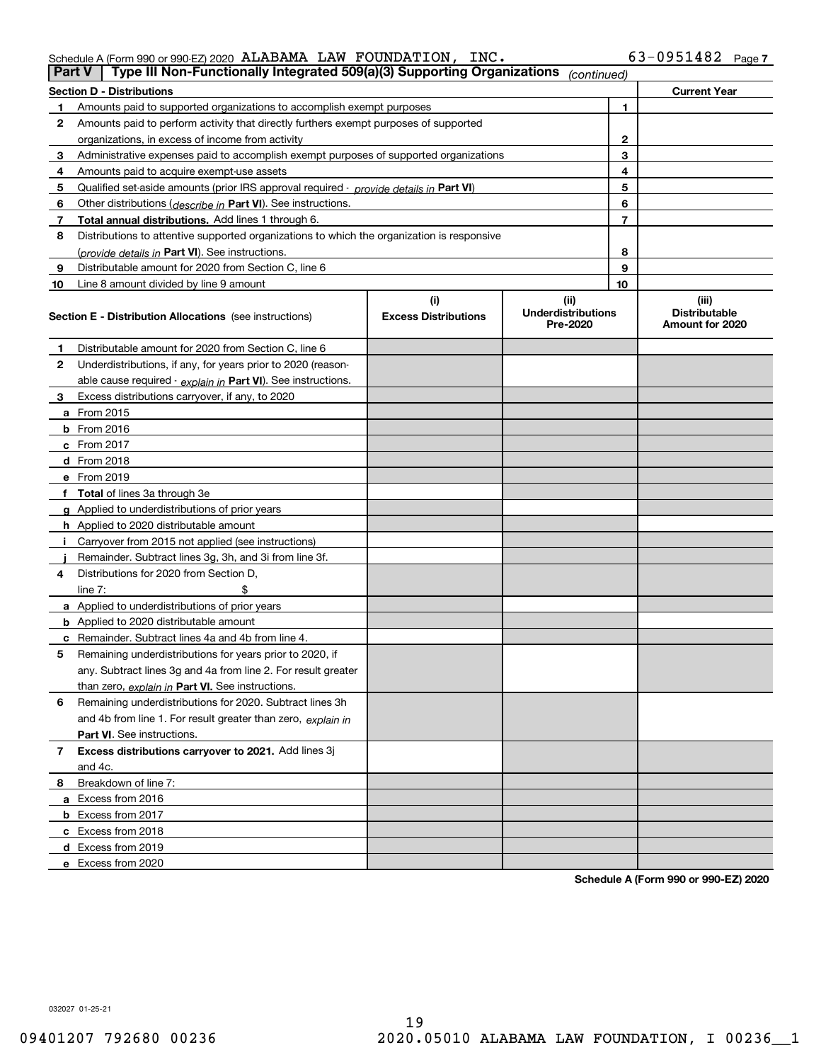Schedule A (Form 990 or 990-EZ) 2020 ALABAMA LAW FOUNDATION, INC. 63-0951482

## Part V — Type III Non-Functionally Integrated 509(a)(3) Supporting Organizations *(continued)*

| Section D - Distributions | | Current Year |
|---|---|---|
| **1** Amounts paid to supported organizations to accomplish exempt purposes | 1 | |
| **2** Amounts paid to perform activity that directly furthers exempt purposes of supported organizations, in excess of income from activity | 2 | |
| **3** Administrative expenses paid to accomplish exempt purposes of supported organizations | 3 | |
| **4** Amounts paid to acquire exempt-use assets | 4 | |
| **5** Qualified set-aside amounts (prior IRS approval required - *provide details in* **Part VI**) | 5 | |
| **6** Other distributions (*describe in* **Part VI**). See instructions. | 6 | |
| **7** **Total annual distributions.** Add lines 1 through 6. | 7 | |
| **8** Distributions to attentive supported organizations to which the organization is responsive (*provide details in* **Part VI**). See instructions. | 8 | |
| **9** Distributable amount for 2020 from Section C, line 6 | 9 | |
| **10** Line 8 amount divided by line 9 amount | 10 | |

| **Section E - Distribution Allocations** (see instructions) | (i) Excess Distributions | (ii) Underdistributions Pre-2020 | (iii) Distributable Amount for 2020 |
|---|---|---|---|
| **1** Distributable amount for 2020 from Section C, line 6 | | | |
| **2** Underdistributions, if any, for years prior to 2020 (reasonable cause required - *explain in* **Part VI**). See instructions. | | | |
| **3** Excess distributions carryover, if any, to 2020 | | | |
| **a** From 2015 | | | |
| **b** From 2016 | | | |
| **c** From 2017 | | | |
| **d** From 2018 | | | |
| **e** From 2019 | | | |
| **f** **Total** of lines 3a through 3e | | | |
| **g** Applied to underdistributions of prior years | | | |
| **h** Applied to 2020 distributable amount | | | |
| **i** Carryover from 2015 not applied (see instructions) | | | |
| **j** Remainder. Subtract lines 3g, 3h, and 3i from line 3f. | | | |
| **4** Distributions for 2020 from Section D, line 7: $ | | | |
| **a** Applied to underdistributions of prior years | | | |
| **b** Applied to 2020 distributable amount | | | |
| **c** Remainder. Subtract lines 4a and 4b from line 4. | | | |
| **5** Remaining underdistributions for years prior to 2020, if any. Subtract lines 3g and 4a from line 2. For result greater than zero, *explain in* **Part VI.** See instructions. | | | |
| **6** Remaining underdistributions for 2020. Subtract lines 3h and 4b from line 1. For result greater than zero, *explain in* **Part VI**. See instructions. | | | |
| **7** **Excess distributions carryover to 2021.** Add lines 3j and 4c. | | | |
| **8** Breakdown of line 7: | | | |
| **a** Excess from 2016 | | | |
| **b** Excess from 2017 | | | |
| **c** Excess from 2018 | | | |
| **d** Excess from 2019 | | | |
| **e** Excess from 2020 | | | |

**Schedule A (Form 990 or 990-EZ) 2020**

032027 01-25-21

09401207 792680 00236 2020.05010 ALABAMA LAW FOUNDATION, I 00236__1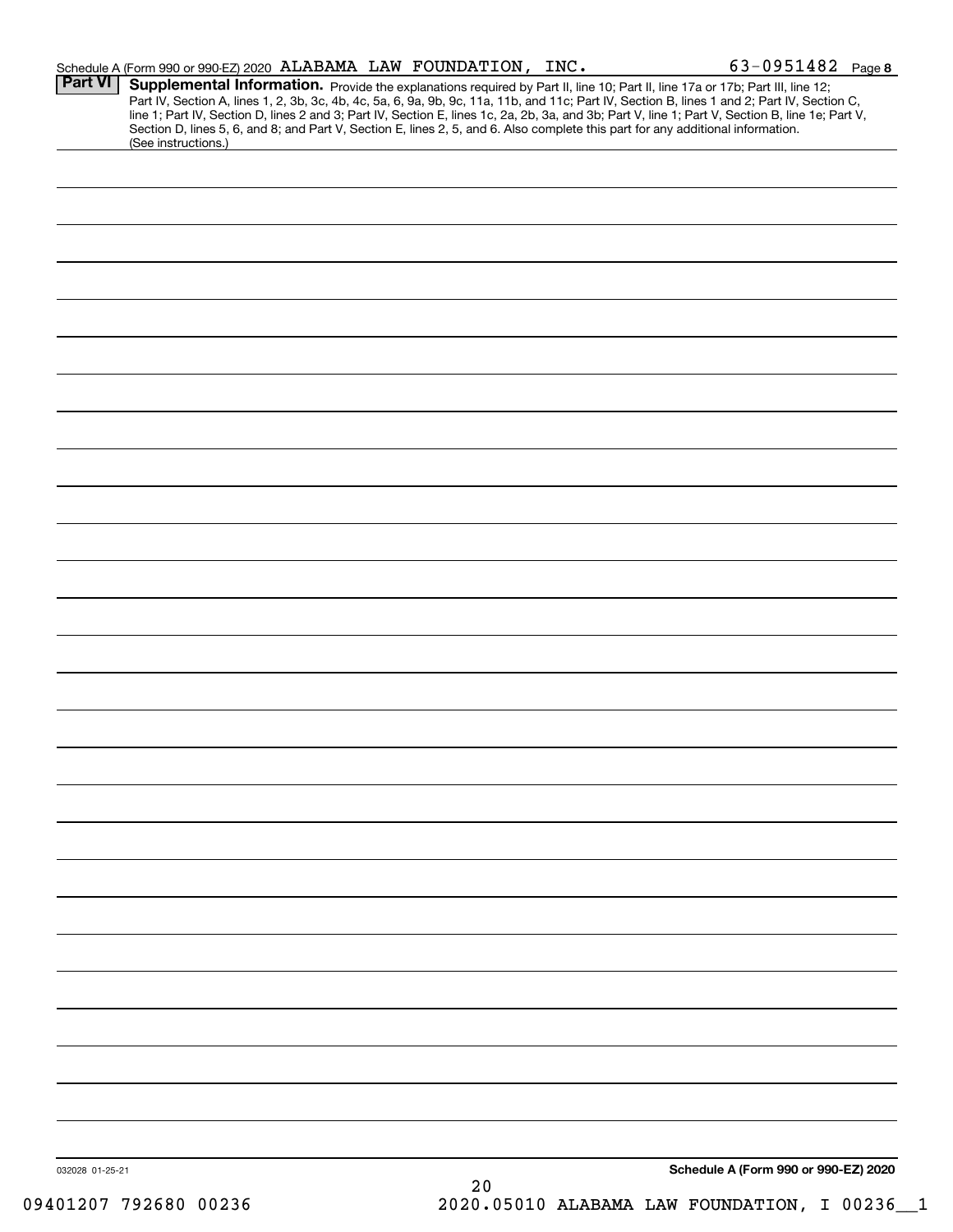Schedule A (Form 990 or 990-EZ) 2020 ALABAMA LAW FOUNDATION, INC. 63-0951482 Page 8

**Part VI** **Supplemental Information.** Provide the explanations required by Part II, line 10; Part II, line 17a or 17b; Part III, line 12; Part IV, Section A, lines 1, 2, 3b, 3c, 4b, 4c, 5a, 6, 9a, 9b, 9c, 11a, 11b, and 11c; Part IV, Section B, lines 1 and 2; Part IV, Section C, line 1; Part IV, Section D, lines 2 and 3; Part IV, Section E, lines 1c, 2a, 2b, 3a, and 3b; Part V, line 1; Part V, Section B, line 1e; Part V, Section D, lines 5, 6, and 8; and Part V, Section E, lines 2, 5, and 6. Also complete this part for any additional information. (See instructions.)

032028 01-25-21

**Schedule A (Form 990 or 990-EZ) 2020**

09401207 792680 00236 2020.05010 ALABAMA LAW FOUNDATION, I 00236__1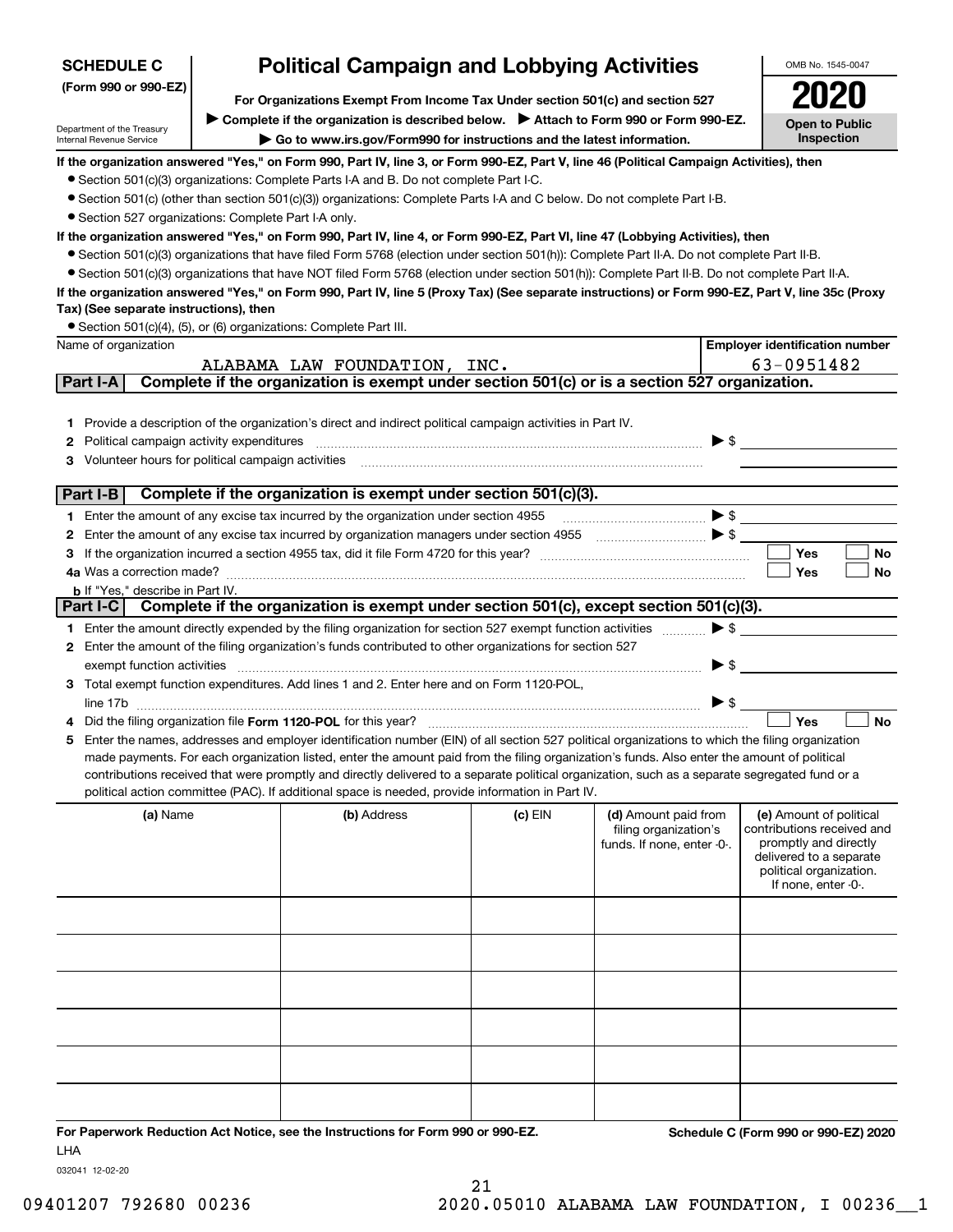**SCHEDULE C**
**(Form 990 or 990-EZ)**

Department of the Treasury
Internal Revenue Service

# Political Campaign and Lobbying Activities

**For Organizations Exempt From Income Tax Under section 501(c) and section 527**

▶ **Complete if the organization is described below.** ▶ **Attach to Form 990 or Form 990-EZ.**

▶ **Go to www.irs.gov/Form990 for instructions and the latest information.**

OMB No. 1545-0047

**2020**

**Open to Public Inspection**

**If the organization answered "Yes," on Form 990, Part IV, line 3, or Form 990-EZ, Part V, line 46 (Political Campaign Activities), then**

- Section 501(c)(3) organizations: Complete Parts I-A and B. Do not complete Part I-C.
- Section 501(c) (other than section 501(c)(3)) organizations: Complete Parts I-A and C below. Do not complete Part I-B.
- Section 527 organizations: Complete Part I-A only.

**If the organization answered "Yes," on Form 990, Part IV, line 4, or Form 990-EZ, Part VI, line 47 (Lobbying Activities), then**

- Section 501(c)(3) organizations that have filed Form 5768 (election under section 501(h)): Complete Part II-A. Do not complete Part II-B.
- Section 501(c)(3) organizations that have NOT filed Form 5768 (election under section 501(h)): Complete Part II-B. Do not complete Part II-A.

**If the organization answered "Yes," on Form 990, Part IV, line 5 (Proxy Tax) (See separate instructions) or Form 990-EZ, Part V, line 35c (Proxy Tax) (See separate instructions), then**

- Section 501(c)(4), (5), or (6) organizations: Complete Part III.

| Name of organization | Employer identification number |
|---|---|
| ALABAMA LAW FOUNDATION, INC. | 63-0951482 |

**Part I-A** **Complete if the organization is exempt under section 501(c) or is a section 527 organization.**

1 Provide a description of the organization's direct and indirect political campaign activities in Part IV.

2 Political campaign activity expenditures ▶ $

3 Volunteer hours for political campaign activities

**Part I-B** **Complete if the organization is exempt under section 501(c)(3).**

1 Enter the amount of any excise tax incurred by the organization under section 4955 ▶ $

2 Enter the amount of any excise tax incurred by organization managers under section 4955 ▶ $

3 If the organization incurred a section 4955 tax, did it file Form 4720 for this year? ☐ Yes ☐ No

4a Was a correction made? ☐ Yes ☐ No

**b** If "Yes," describe in Part IV.

**Part I-C** **Complete if the organization is exempt under section 501(c), except section 501(c)(3).**

1 Enter the amount directly expended by the filing organization for section 527 exempt function activities ▶ $

2 Enter the amount of the filing organization's funds contributed to other organizations for section 527 exempt function activities ▶ $

3 Total exempt function expenditures. Add lines 1 and 2. Enter here and on Form 1120-POL, line 17b ▶ $

4 Did the filing organization file **Form 1120-POL** for this year? ☐ Yes ☐ No

5 Enter the names, addresses and employer identification number (EIN) of all section 527 political organizations to which the filing organization made payments. For each organization listed, enter the amount paid from the filing organization's funds. Also enter the amount of political contributions received that were promptly and directly delivered to a separate political organization, such as a separate segregated fund or a political action committee (PAC). If additional space is needed, provide information in Part IV.

| (a) Name | (b) Address | (c) EIN | (d) Amount paid from filing organization's funds. If none, enter -0-. | (e) Amount of political contributions received and promptly and directly delivered to a separate political organization. If none, enter -0-. |
|---|---|---|---|---|
| | | | | |
| | | | | |
| | | | | |
| | | | | |
| | | | | |
| | | | | |

**For Paperwork Reduction Act Notice, see the Instructions for Form 990 or 990-EZ.** **Schedule C (Form 990 or 990-EZ) 2020**

LHA

032041 12-02-20

09401207 792680 00236 2020.05010 ALABAMA LAW FOUNDATION, I 00236__1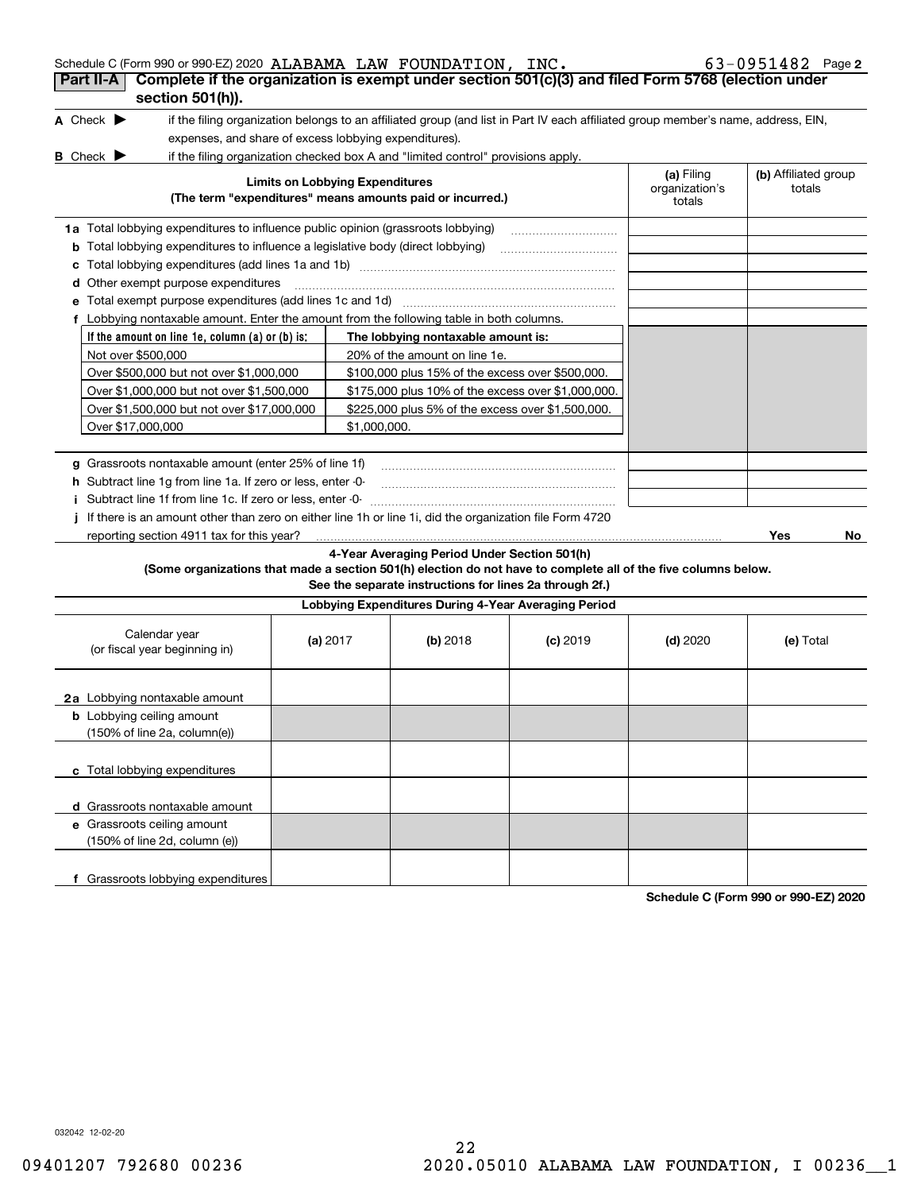Schedule C (Form 990 or 990-EZ) 2020 ALABAMA LAW FOUNDATION, INC. 63-0951482 Page **2**

## Part II-A Complete if the organization is exempt under section 501(c)(3) and filed Form 5768 (election under section 501(h)).

**A** Check ▶ if the filing organization belongs to an affiliated group (and list in Part IV each affiliated group member's name, address, EIN, expenses, and share of excess lobbying expenditures).

**B** Check ▶ if the filing organization checked box A and "limited control" provisions apply.

| **Limits on Lobbying Expenditures** (The term "expenditures" means amounts paid or incurred.) | **(a)** Filing organization's totals | **(b)** Affiliated group totals |
|---|---|---|
| **1a** Total lobbying expenditures to influence public opinion (grassroots lobbying) | | |
| **b** Total lobbying expenditures to influence a legislative body (direct lobbying) | | |
| **c** Total lobbying expenditures (add lines 1a and 1b) | | |
| **d** Other exempt purpose expenditures | | |
| **e** Total exempt purpose expenditures (add lines 1c and 1d) | | |
| **f** Lobbying nontaxable amount. Enter the amount from the following table in both columns. | | |

| If the amount on line 1e, column (a) or (b) is: | The lobbying nontaxable amount is: |
|---|---|
| Not over $500,000 | 20% of the amount on line 1e. |
| Over $500,000 but not over $1,000,000 | $100,000 plus 15% of the excess over $500,000. |
| Over $1,000,000 but not over $1,500,000 | $175,000 plus 10% of the excess over $1,000,000. |
| Over $1,500,000 but not over $17,000,000 | $225,000 plus 5% of the excess over $1,500,000. |
| Over $17,000,000 | $1,000,000. |

| | (a) | (b) |
|---|---|---|
| **g** Grassroots nontaxable amount (enter 25% of line 1f) | | |
| **h** Subtract line 1g from line 1a. If zero or less, enter -0- | | |
| **i** Subtract line 1f from line 1c. If zero or less, enter -0- | | |
| **j** If there is an amount other than zero on either line 1h or line 1i, did the organization file Form 4720 reporting section 4911 tax for this year? | Yes | No |

### 4-Year Averaging Period Under Section 501(h)

**(Some organizations that made a section 501(h) election do not have to complete all of the five columns below. See the separate instructions for lines 2a through 2f.)**

| Lobbying Expenditures During 4-Year Averaging Period | | | | | |
|---|---|---|---|---|---|
| Calendar year (or fiscal year beginning in) | **(a)** 2017 | **(b)** 2018 | **(c)** 2019 | **(d)** 2020 | **(e)** Total |
| **2a** Lobbying nontaxable amount | | | | | |
| **b** Lobbying ceiling amount (150% of line 2a, column(e)) | | | | | |
| **c** Total lobbying expenditures | | | | | |
| **d** Grassroots nontaxable amount | | | | | |
| **e** Grassroots ceiling amount (150% of line 2d, column (e)) | | | | | |
| **f** Grassroots lobbying expenditures | | | | | |

**Schedule C (Form 990 or 990-EZ) 2020**

032042 12-02-20

09401207 792680 00236 2020.05010 ALABAMA LAW FOUNDATION, I 00236__1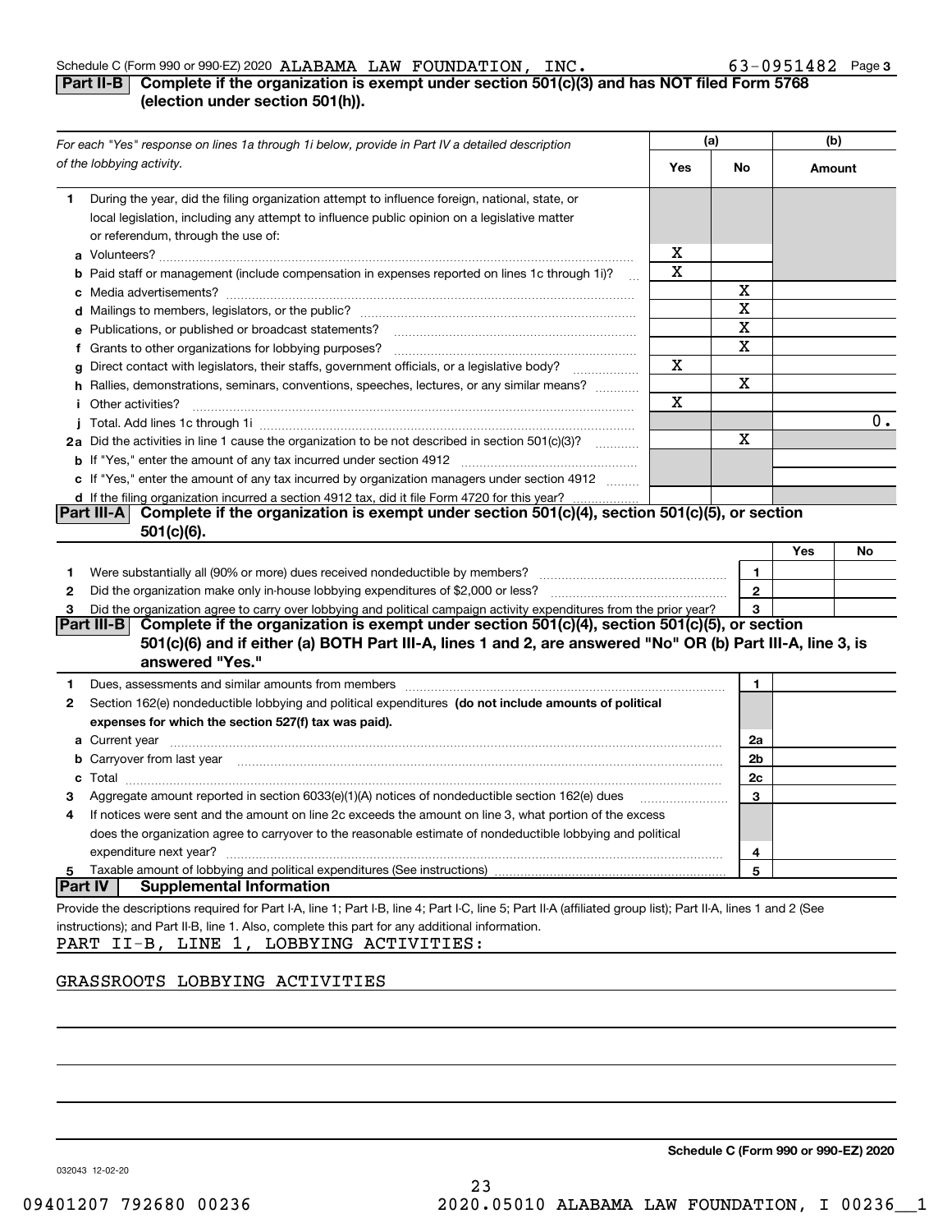Schedule C (Form 990 or 990-EZ) 2020 ALABAMA LAW FOUNDATION, INC. 63-0951482 Page 3

## Part II-B Complete if the organization is exempt under section 501(c)(3) and has NOT filed Form 5768 (election under section 501(h)).

| *For each "Yes" response on lines 1a through 1i below, provide in Part IV a detailed description of the lobbying activity.* | (a) Yes | (a) No | (b) Amount |
|---|---|---|---|
| **1** During the year, did the filing organization attempt to influence foreign, national, state, or local legislation, including any attempt to influence public opinion on a legislative matter or referendum, through the use of: | | | |
| **a** Volunteers? | X | | |
| **b** Paid staff or management (include compensation in expenses reported on lines 1c through 1i)? | X | | |
| **c** Media advertisements? | | X | |
| **d** Mailings to members, legislators, or the public? | | X | |
| **e** Publications, or published or broadcast statements? | | X | |
| **f** Grants to other organizations for lobbying purposes? | | X | |
| **g** Direct contact with legislators, their staffs, government officials, or a legislative body? | X | | |
| **h** Rallies, demonstrations, seminars, conventions, speeches, lectures, or any similar means? | | X | |
| **i** Other activities? | X | | |
| **j** Total. Add lines 1c through 1i | | | 0. |
| **2a** Did the activities in line 1 cause the organization to be not described in section 501(c)(3)? | | X | |
| **b** If "Yes," enter the amount of any tax incurred under section 4912 | | | |
| **c** If "Yes," enter the amount of any tax incurred by organization managers under section 4912 | | | |
| **d** If the filing organization incurred a section 4912 tax, did it file Form 4720 for this year? | | | |

## Part III-A Complete if the organization is exempt under section 501(c)(4), section 501(c)(5), or section 501(c)(6).

| | | Yes | No |
|---|---|---|---|
| **1** Were substantially all (90% or more) dues received nondeductible by members? | 1 | | |
| **2** Did the organization make only in-house lobbying expenditures of $2,000 or less? | 2 | | |
| **3** Did the organization agree to carry over lobbying and political campaign activity expenditures from the prior year? | 3 | | |

## Part III-B Complete if the organization is exempt under section 501(c)(4), section 501(c)(5), or section 501(c)(6) and if either (a) BOTH Part III-A, lines 1 and 2, are answered "No" OR (b) Part III-A, line 3, is answered "Yes."

| | | |
|---|---|---|
| **1** Dues, assessments and similar amounts from members | 1 | |
| **2** Section 162(e) nondeductible lobbying and political expenditures **(do not include amounts of political expenses for which the section 527(f) tax was paid).** | | |
| **a** Current year | 2a | |
| **b** Carryover from last year | 2b | |
| **c** Total | 2c | |
| **3** Aggregate amount reported in section 6033(e)(1)(A) notices of nondeductible section 162(e) dues | 3 | |
| **4** If notices were sent and the amount on line 2c exceeds the amount on line 3, what portion of the excess does the organization agree to carryover to the reasonable estimate of nondeductible lobbying and political expenditure next year? | 4 | |
| **5** Taxable amount of lobbying and political expenditures (See instructions) | 5 | |

## Part IV Supplemental Information

Provide the descriptions required for Part I-A, line 1; Part I-B, line 4; Part I-C, line 5; Part II-A (affiliated group list); Part II-A, lines 1 and 2 (See instructions); and Part II-B, line 1. Also, complete this part for any additional information.

PART II-B, LINE 1, LOBBYING ACTIVITIES:

GRASSROOTS LOBBYING ACTIVITIES

**Schedule C (Form 990 or 990-EZ) 2020**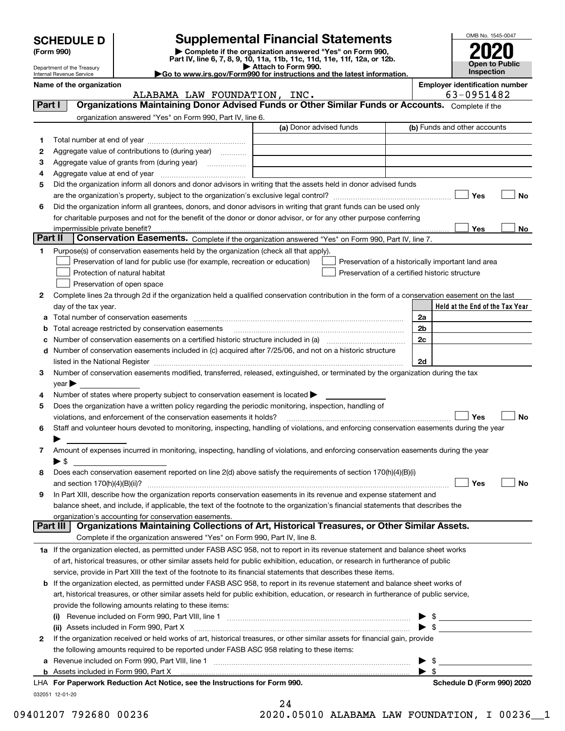# SCHEDULE D (Form 990)

Department of the Treasury
Internal Revenue Service

## Supplemental Financial Statements

▶ Complete if the organization answered "Yes" on Form 990, Part IV, line 6, 7, 8, 9, 10, 11a, 11b, 11c, 11d, 11e, 11f, 12a, or 12b.
▶ Attach to Form 990.
▶Go to www.irs.gov/Form990 for instructions and the latest information.

OMB No. 1545-0047

**2020**

**Open to Public Inspection**

**Name of the organization:** ALABAMA LAW FOUNDATION, INC.

**Employer identification number:** 63-0951482

### Part I — Organizations Maintaining Donor Advised Funds or Other Similar Funds or Accounts.
Complete if the organization answered "Yes" on Form 990, Part IV, line 6.

| | | (a) Donor advised funds | (b) Funds and other accounts |
|---|---|---|---|
| 1 | Total number at end of year | | |
| 2 | Aggregate value of contributions to (during year) | | |
| 3 | Aggregate value of grants from (during year) | | |
| 4 | Aggregate value at end of year | | |

5 Did the organization inform all donors and donor advisors in writing that the assets held in donor advised funds are the organization's property, subject to the organization's exclusive legal control? ☐ Yes ☐ No

6 Did the organization inform all grantees, donors, and donor advisors in writing that grant funds can be used only for charitable purposes and not for the benefit of the donor or donor advisor, or for any other purpose conferring impermissible private benefit? ☐ Yes ☐ No

### Part II — Conservation Easements.
Complete if the organization answered "Yes" on Form 990, Part IV, line 7.

1 Purpose(s) of conservation easements held by the organization (check all that apply).

- ☐ Preservation of land for public use (for example, recreation or education)
- ☐ Protection of natural habitat
- ☐ Preservation of open space
- ☐ Preservation of a historically important land area
- ☐ Preservation of a certified historic structure

2 Complete lines 2a through 2d if the organization held a qualified conservation contribution in the form of a conservation easement on the last day of the tax year.

| | | | Held at the End of the Tax Year |
|---|---|---|---|
| a | Total number of conservation easements | 2a | |
| b | Total acreage restricted by conservation easements | 2b | |
| c | Number of conservation easements on a certified historic structure included in (a) | 2c | |
| d | Number of conservation easements included in (c) acquired after 7/25/06, and not on a historic structure listed in the National Register | 2d | |

3 Number of conservation easements modified, transferred, released, extinguished, or terminated by the organization during the tax year ▶

4 Number of states where property subject to conservation easement is located ▶

5 Does the organization have a written policy regarding the periodic monitoring, inspection, handling of violations, and enforcement of the conservation easements it holds? ☐ Yes ☐ No

6 Staff and volunteer hours devoted to monitoring, inspecting, handling of violations, and enforcing conservation easements during the year ▶

7 Amount of expenses incurred in monitoring, inspecting, handling of violations, and enforcing conservation easements during the year ▶ $

8 Does each conservation easement reported on line 2(d) above satisfy the requirements of section 170(h)(4)(B)(i) and section 170(h)(4)(B)(ii)? ☐ Yes ☐ No

9 In Part XIII, describe how the organization reports conservation easements in its revenue and expense statement and balance sheet, and include, if applicable, the text of the footnote to the organization's financial statements that describes the organization's accounting for conservation easements.

### Part III — Organizations Maintaining Collections of Art, Historical Treasures, or Other Similar Assets.
Complete if the organization answered "Yes" on Form 990, Part IV, line 8.

1a If the organization elected, as permitted under FASB ASC 958, not to report in its revenue statement and balance sheet works of art, historical treasures, or other similar assets held for public exhibition, education, or research in furtherance of public service, provide in Part XIII the text of the footnote to its financial statements that describes these items.

b If the organization elected, as permitted under FASB ASC 958, to report in its revenue statement and balance sheet works of art, historical treasures, or other similar assets held for public exhibition, education, or research in furtherance of public service, provide the following amounts relating to these items:

(i) Revenue included on Form 990, Part VIII, line 1 ▶ $

(ii) Assets included in Form 990, Part X ▶ $

2 If the organization received or held works of art, historical treasures, or other similar assets for financial gain, provide the following amounts required to be reported under FASB ASC 958 relating to these items:

a Revenue included on Form 990, Part VIII, line 1 ▶ $

b Assets included in Form 990, Part X ▶ $

LHA For Paperwork Reduction Act Notice, see the Instructions for Form 990. Schedule D (Form 990) 2020

032051 12-01-20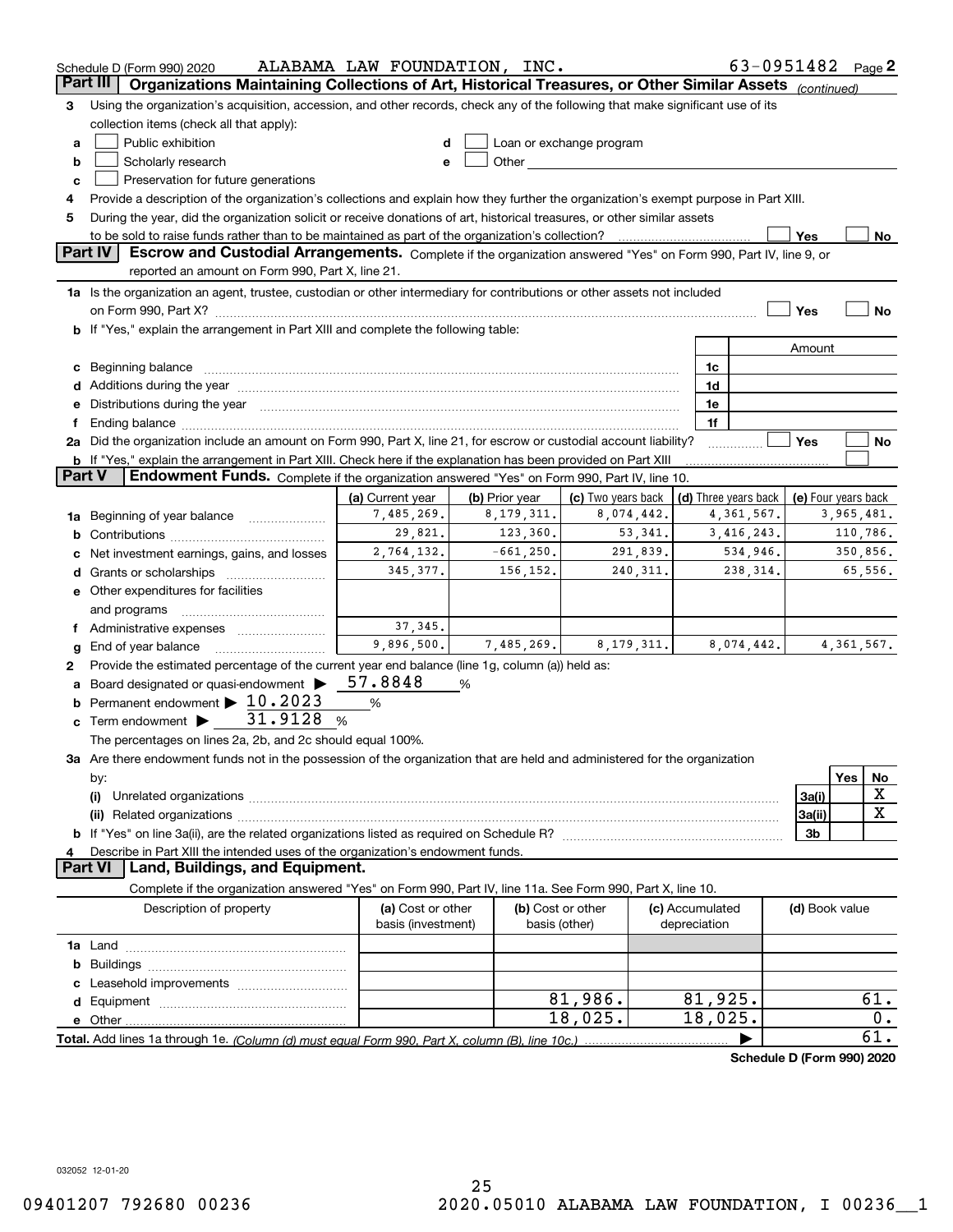Schedule D (Form 990) 2020 ALABAMA LAW FOUNDATION, INC. 63-0951482 Page 2

## Part III Organizations Maintaining Collections of Art, Historical Treasures, or Other Similar Assets *(continued)*

3 Using the organization's acquisition, accession, and other records, check any of the following that make significant use of its collection items (check all that apply):

- a ☐ Public exhibition
- b ☐ Scholarly research
- c ☐ Preservation for future generations
- d ☐ Loan or exchange program
- e ☐ Other

4 Provide a description of the organization's collections and explain how they further the organization's exempt purpose in Part XIII.

5 During the year, did the organization solicit or receive donations of art, historical treasures, or other similar assets to be sold to raise funds rather than to be maintained as part of the organization's collection? ☐ Yes ☐ No

## Part IV Escrow and Custodial Arrangements.

Complete if the organization answered "Yes" on Form 990, Part IV, line 9, or reported an amount on Form 990, Part X, line 21.

1a Is the organization an agent, trustee, custodian or other intermediary for contributions or other assets not included on Form 990, Part X? ☐ Yes ☐ No

b If "Yes," explain the arrangement in Part XIII and complete the following table:

| | | Amount |
|---|---|---|
| c Beginning balance | 1c | |
| d Additions during the year | 1d | |
| e Distributions during the year | 1e | |
| f Ending balance | 1f | |

2a Did the organization include an amount on Form 990, Part X, line 21, for escrow or custodial account liability? ☐ Yes ☐ No

b If "Yes," explain the arrangement in Part XIII. Check here if the explanation has been provided on Part XIII ☐

## Part V Endowment Funds.

Complete if the organization answered "Yes" on Form 990, Part IV, line 10.

| | (a) Current year | (b) Prior year | (c) Two years back | (d) Three years back | (e) Four years back |
|---|---|---|---|---|---|
| 1a Beginning of year balance | 7,485,269. | 8,179,311. | 8,074,442. | 4,361,567. | 3,965,481. |
| b Contributions | 29,821. | 123,360. | 53,341. | 3,416,243. | 110,786. |
| c Net investment earnings, gains, and losses | 2,764,132. | -661,250. | 291,839. | 534,946. | 350,856. |
| d Grants or scholarships | 345,377. | 156,152. | 240,311. | 238,314. | 65,556. |
| e Other expenditures for facilities and programs | | | | | |
| f Administrative expenses | 37,345. | | | | |
| g End of year balance | 9,896,500. | 7,485,269. | 8,179,311. | 8,074,442. | 4,361,567. |

2 Provide the estimated percentage of the current year end balance (line 1g, column (a)) held as:

- a Board designated or quasi-endowment ▶ 57.8848 %
- b Permanent endowment ▶ 10.2023 %
- c Term endowment ▶ 31.9128 %

The percentages on lines 2a, 2b, and 2c should equal 100%.

3a Are there endowment funds not in the possession of the organization that are held and administered for the organization by:

| | | Yes | No |
|---|---|---|---|
| (i) Unrelated organizations | 3a(i) | | X |
| (ii) Related organizations | 3a(ii) | | X |
| b If "Yes" on line 3a(ii), are the related organizations listed as required on Schedule R? | 3b | | |

4 Describe in Part XIII the intended uses of the organization's endowment funds.

## Part VI Land, Buildings, and Equipment.

Complete if the organization answered "Yes" on Form 990, Part IV, line 11a. See Form 990, Part X, line 10.

| Description of property | (a) Cost or other basis (investment) | (b) Cost or other basis (other) | (c) Accumulated depreciation | (d) Book value |
|---|---|---|---|---|
| 1a Land | | | | |
| b Buildings | | | | |
| c Leasehold improvements | | | | |
| d Equipment | | 81,986. | 81,925. | 61. |
| e Other | | 18,025. | 18,025. | 0. |
| **Total.** Add lines 1a through 1e. *(Column (d) must equal Form 990, Part X, column (B), line 10c.)* | | | ▶ | 61. |

**Schedule D (Form 990) 2020**

032052 12-01-20

09401207 792680 00236 2020.05010 ALABAMA LAW FOUNDATION, I 00236__1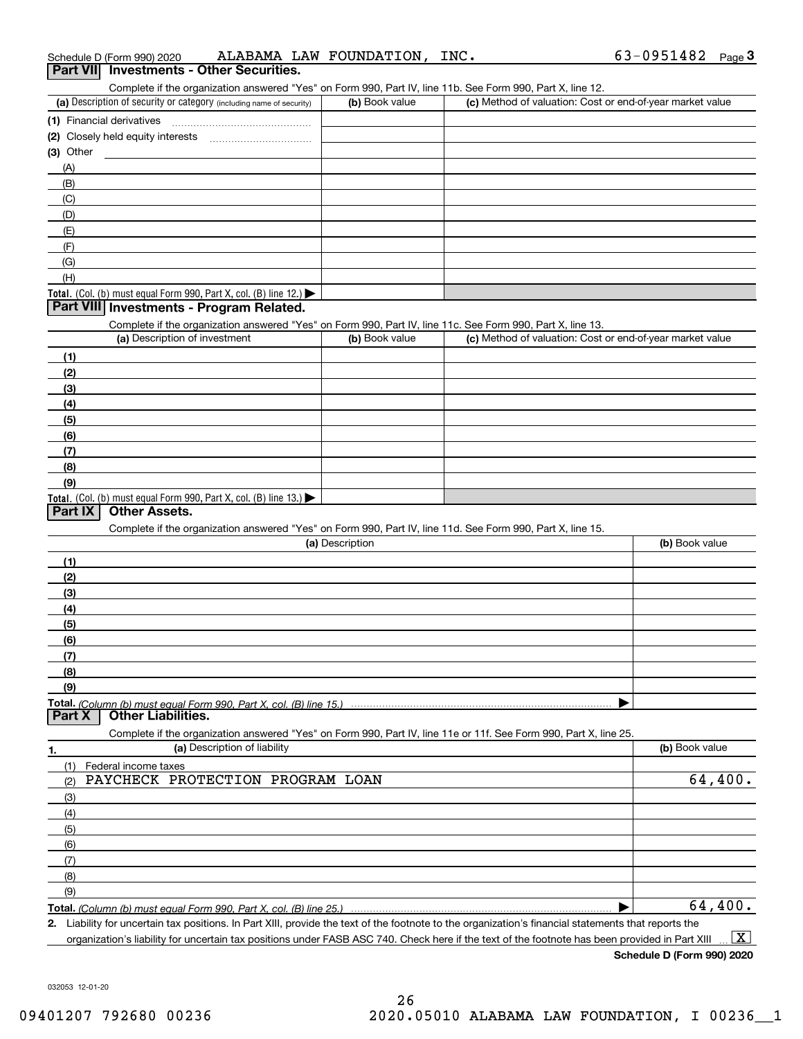Schedule D (Form 990) 2020 ALABAMA LAW FOUNDATION, INC. 63-0951482 Page 3

## Part VII Investments - Other Securities.

Complete if the organization answered "Yes" on Form 990, Part IV, line 11b. See Form 990, Part X, line 12.

| (a) Description of security or category (including name of security) | (b) Book value | (c) Method of valuation: Cost or end-of-year market value |
|---|---|---|
| (1) Financial derivatives | | |
| (2) Closely held equity interests | | |
| (3) Other | | |
| (A) | | |
| (B) | | |
| (C) | | |
| (D) | | |
| (E) | | |
| (F) | | |
| (G) | | |
| (H) | | |
| **Total.** (Col. (b) must equal Form 990, Part X, col. (B) line 12.) ▶ | | |

## Part VIII Investments - Program Related.

Complete if the organization answered "Yes" on Form 990, Part IV, line 11c. See Form 990, Part X, line 13.

| (a) Description of investment | (b) Book value | (c) Method of valuation: Cost or end-of-year market value |
|---|---|---|
| (1) | | |
| (2) | | |
| (3) | | |
| (4) | | |
| (5) | | |
| (6) | | |
| (7) | | |
| (8) | | |
| (9) | | |
| **Total.** (Col. (b) must equal Form 990, Part X, col. (B) line 13.) ▶ | | |

## Part IX Other Assets.

Complete if the organization answered "Yes" on Form 990, Part IV, line 11d. See Form 990, Part X, line 15.

| (a) Description | (b) Book value |
|---|---|
| (1) | |
| (2) | |
| (3) | |
| (4) | |
| (5) | |
| (6) | |
| (7) | |
| (8) | |
| (9) | |
| **Total.** *(Column (b) must equal Form 990, Part X, col. (B) line 15.)* ▶ | |

## Part X Other Liabilities.

Complete if the organization answered "Yes" on Form 990, Part IV, line 11e or 11f. See Form 990, Part X, line 25.

| 1. (a) Description of liability | (b) Book value |
|---|---|
| (1) Federal income taxes | |
| (2) PAYCHECK PROTECTION PROGRAM LOAN | 64,400. |
| (3) | |
| (4) | |
| (5) | |
| (6) | |
| (7) | |
| (8) | |
| (9) | |
| **Total.** *(Column (b) must equal Form 990, Part X, col. (B) line 25.)* ▶ | 64,400. |

**2.** Liability for uncertain tax positions. In Part XIII, provide the text of the footnote to the organization's financial statements that reports the organization's liability for uncertain tax positions under FASB ASC 740. Check here if the text of the footnote has been provided in Part XIII ... [X]

**Schedule D (Form 990) 2020**

032053 12-01-20

09401207 792680 00236 2020.05010 ALABAMA LAW FOUNDATION, I 00236__1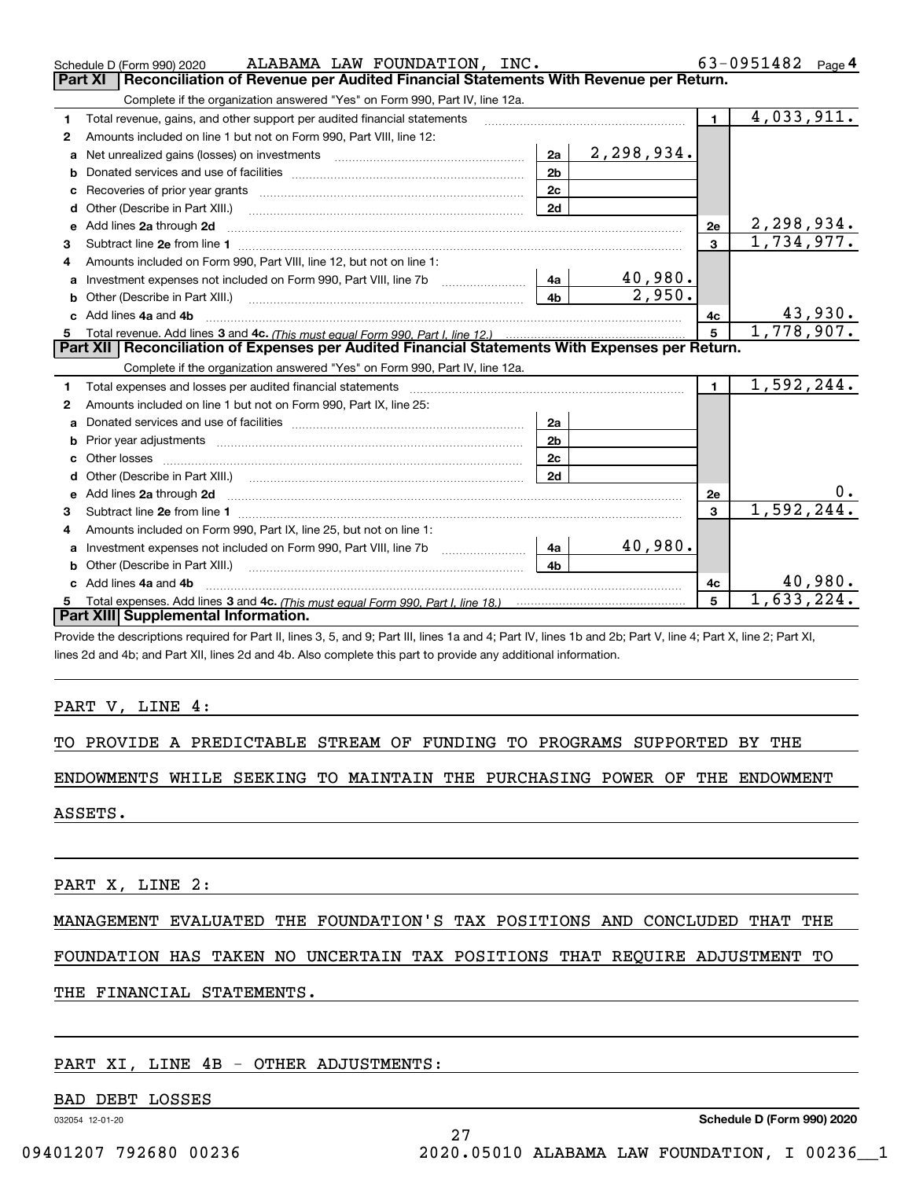Schedule D (Form 990) 2020 ALABAMA LAW FOUNDATION, INC. 63-0951482 Page **4**

## Part XI Reconciliation of Revenue per Audited Financial Statements With Revenue per Return.

Complete if the organization answered "Yes" on Form 990, Part IV, line 12a.

| | | | | | |
|---|---|---|---|---|---|
| **1** | Total revenue, gains, and other support per audited financial statements | | | **1** | 4,033,911. |
| **2** | Amounts included on line 1 but not on Form 990, Part VIII, line 12: | | | | |
| **a** | Net unrealized gains (losses) on investments | **2a** | 2,298,934. | | |
| **b** | Donated services and use of facilities | **2b** | | | |
| **c** | Recoveries of prior year grants | **2c** | | | |
| **d** | Other (Describe in Part XIII.) | **2d** | | | |
| **e** | Add lines **2a** through **2d** | | | **2e** | 2,298,934. |
| **3** | Subtract line **2e** from line **1** | | | **3** | 1,734,977. |
| **4** | Amounts included on Form 990, Part VIII, line 12, but not on line 1: | | | | |
| **a** | Investment expenses not included on Form 990, Part VIII, line 7b | **4a** | 40,980. | | |
| **b** | Other (Describe in Part XIII.) | **4b** | 2,950. | | |
| **c** | Add lines **4a** and **4b** | | | **4c** | 43,930. |
| **5** | Total revenue. Add lines **3** and **4c.** *(This must equal Form 990, Part I, line 12.)* | | | **5** | 1,778,907. |

## Part XII Reconciliation of Expenses per Audited Financial Statements With Expenses per Return.

Complete if the organization answered "Yes" on Form 990, Part IV, line 12a.

| | | | | | |
|---|---|---|---|---|---|
| **1** | Total expenses and losses per audited financial statements | | | **1** | 1,592,244. |
| **2** | Amounts included on line 1 but not on Form 990, Part IX, line 25: | | | | |
| **a** | Donated services and use of facilities | **2a** | | | |
| **b** | Prior year adjustments | **2b** | | | |
| **c** | Other losses | **2c** | | | |
| **d** | Other (Describe in Part XIII.) | **2d** | | | |
| **e** | Add lines **2a** through **2d** | | | **2e** | 0. |
| **3** | Subtract line **2e** from line **1** | | | **3** | 1,592,244. |
| **4** | Amounts included on Form 990, Part IX, line 25, but not on line 1: | | | | |
| **a** | Investment expenses not included on Form 990, Part VIII, line 7b | **4a** | 40,980. | | |
| **b** | Other (Describe in Part XIII.) | **4b** | | | |
| **c** | Add lines **4a** and **4b** | | | **4c** | 40,980. |
| **5** | Total expenses. Add lines **3** and **4c.** *(This must equal Form 990, Part I, line 18.)* | | | **5** | 1,633,224. |

## Part XIII Supplemental Information.

Provide the descriptions required for Part II, lines 3, 5, and 9; Part III, lines 1a and 4; Part IV, lines 1b and 2b; Part V, line 4; Part X, line 2; Part XI, lines 2d and 4b; and Part XII, lines 2d and 4b. Also complete this part to provide any additional information.

PART V, LINE 4:

TO PROVIDE A PREDICTABLE STREAM OF FUNDING TO PROGRAMS SUPPORTED BY THE ENDOWMENTS WHILE SEEKING TO MAINTAIN THE PURCHASING POWER OF THE ENDOWMENT ASSETS.

PART X, LINE 2:

MANAGEMENT EVALUATED THE FOUNDATION'S TAX POSITIONS AND CONCLUDED THAT THE FOUNDATION HAS TAKEN NO UNCERTAIN TAX POSITIONS THAT REQUIRE ADJUSTMENT TO THE FINANCIAL STATEMENTS.

PART XI, LINE 4B - OTHER ADJUSTMENTS:

BAD DEBT LOSSES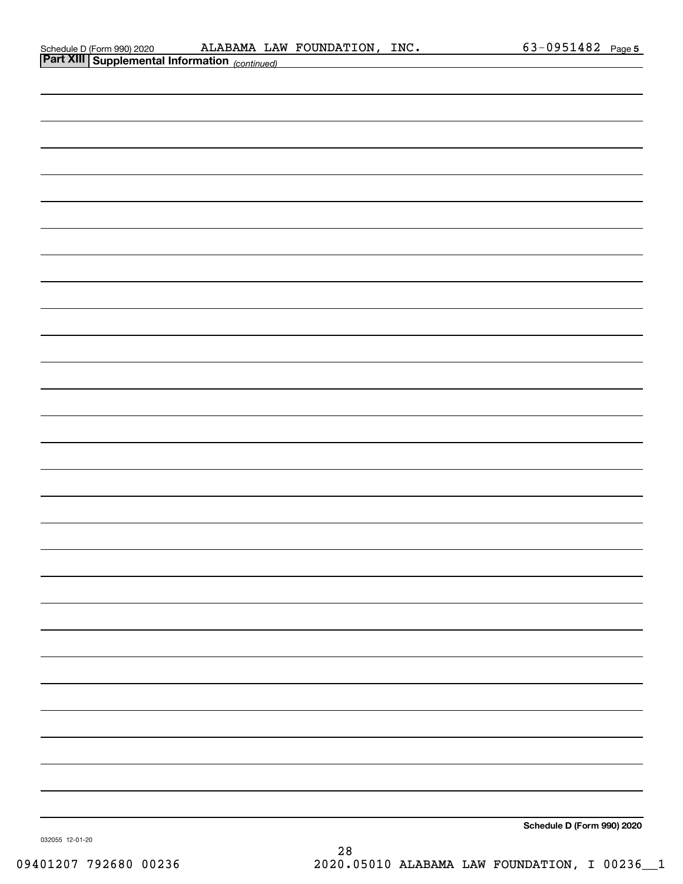Schedule D (Form 990) 2020 ALABAMA LAW FOUNDATION, INC. 63-0951482 Page 5

**Part XIII | Supplemental Information** *(continued)*

**Schedule D (Form 990) 2020**

032055 12-01-20

09401207 792680 00236 2020.05010 ALABAMA LAW FOUNDATION, I 00236__1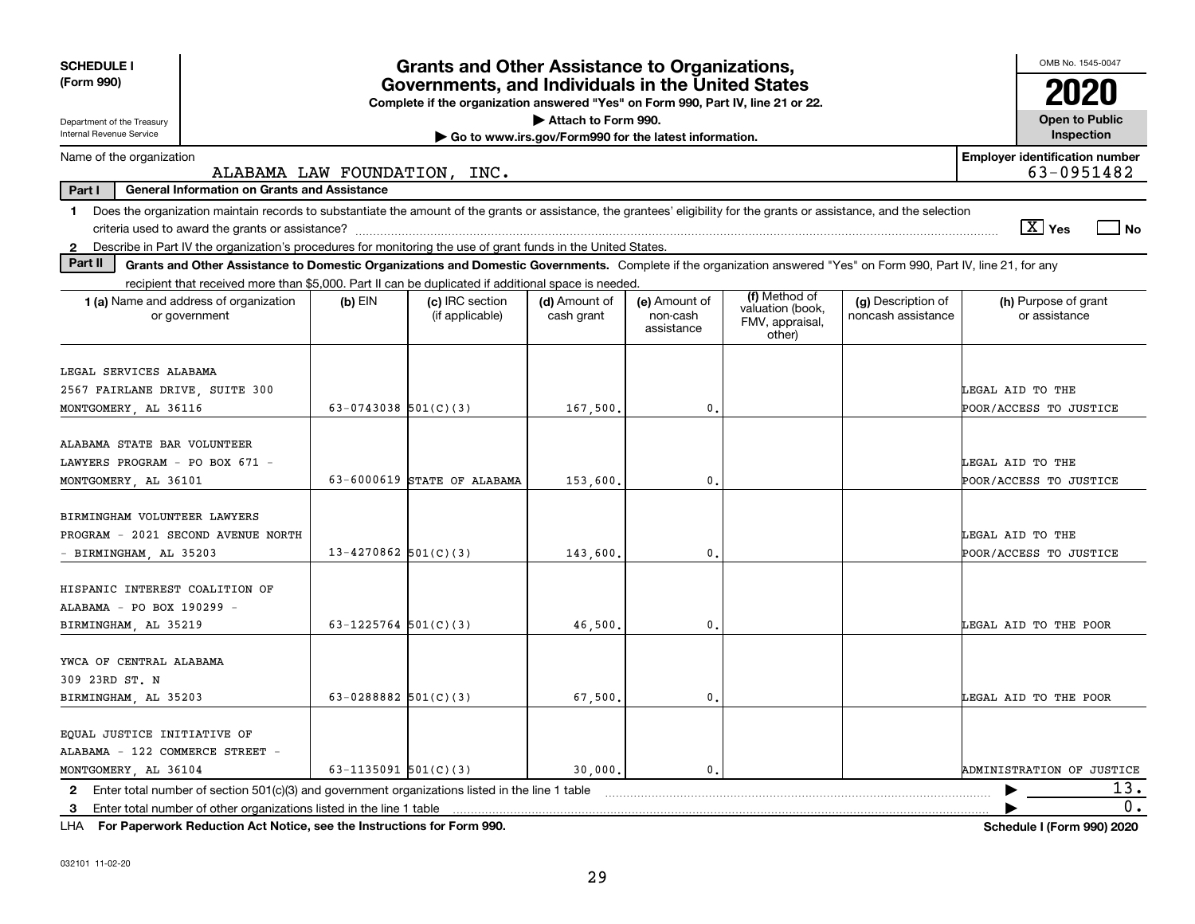**SCHEDULE I (Form 990)**

Department of the Treasury
Internal Revenue Service

# Grants and Other Assistance to Organizations, Governments, and Individuals in the United States

**Complete if the organization answered "Yes" on Form 990, Part IV, line 21 or 22.**
**▶ Attach to Form 990.**
**▶ Go to www.irs.gov/Form990 for the latest information.**

OMB No. 1545-0047

**2020**

**Open to Public Inspection**

Name of the organization: ALABAMA LAW FOUNDATION, INC.

**Employer identification number:** 63-0951482

**Part I — General Information on Grants and Assistance**

**1** Does the organization maintain records to substantiate the amount of the grants or assistance, the grantees' eligibility for the grants or assistance, and the selection criteria used to award the grants or assistance? [X] Yes [ ] No

**2** Describe in Part IV the organization's procedures for monitoring the use of grant funds in the United States.

**Part II — Grants and Other Assistance to Domestic Organizations and Domestic Governments.** Complete if the organization answered "Yes" on Form 990, Part IV, line 21, for any recipient that received more than $5,000. Part II can be duplicated if additional space is needed.

| 1 (a) Name and address of organization or government | (b) EIN | (c) IRC section (if applicable) | (d) Amount of cash grant | (e) Amount of non-cash assistance | (f) Method of valuation (book, FMV, appraisal, other) | (g) Description of noncash assistance | (h) Purpose of grant or assistance |
|---|---|---|---|---|---|---|---|
| LEGAL SERVICES ALABAMA 2567 FAIRLANE DRIVE, SUITE 300 MONTGOMERY, AL 36116 | 63-0743038 | 501(C)(3) | 167,500. | 0. | | | LEGAL AID TO THE POOR/ACCESS TO JUSTICE |
| ALABAMA STATE BAR VOLUNTEER LAWYERS PROGRAM - PO BOX 671 - MONTGOMERY, AL 36101 | 63-6000619 | STATE OF ALABAMA | 153,600. | 0. | | | LEGAL AID TO THE POOR/ACCESS TO JUSTICE |
| BIRMINGHAM VOLUNTEER LAWYERS PROGRAM - 2021 SECOND AVENUE NORTH - BIRMINGHAM, AL 35203 | 13-4270862 | 501(C)(3) | 143,600. | 0. | | | LEGAL AID TO THE POOR/ACCESS TO JUSTICE |
| HISPANIC INTEREST COALITION OF ALABAMA - PO BOX 190299 - BIRMINGHAM, AL 35219 | 63-1225764 | 501(C)(3) | 46,500. | 0. | | | LEGAL AID TO THE POOR |
| YWCA OF CENTRAL ALABAMA 309 23RD ST. N BIRMINGHAM, AL 35203 | 63-0288882 | 501(C)(3) | 67,500. | 0. | | | LEGAL AID TO THE POOR |
| EQUAL JUSTICE INITIATIVE OF ALABAMA - 122 COMMERCE STREET - MONTGOMERY, AL 36104 | 63-1135091 | 501(C)(3) | 30,000. | 0. | | | ADMINISTRATION OF JUSTICE |

**2** Enter total number of section 501(c)(3) and government organizations listed in the line 1 table ▶ 13.

**3** Enter total number of other organizations listed in the line 1 table ▶ 0.

LHA **For Paperwork Reduction Act Notice, see the Instructions for Form 990.** **Schedule I (Form 990) 2020**

032101 11-02-20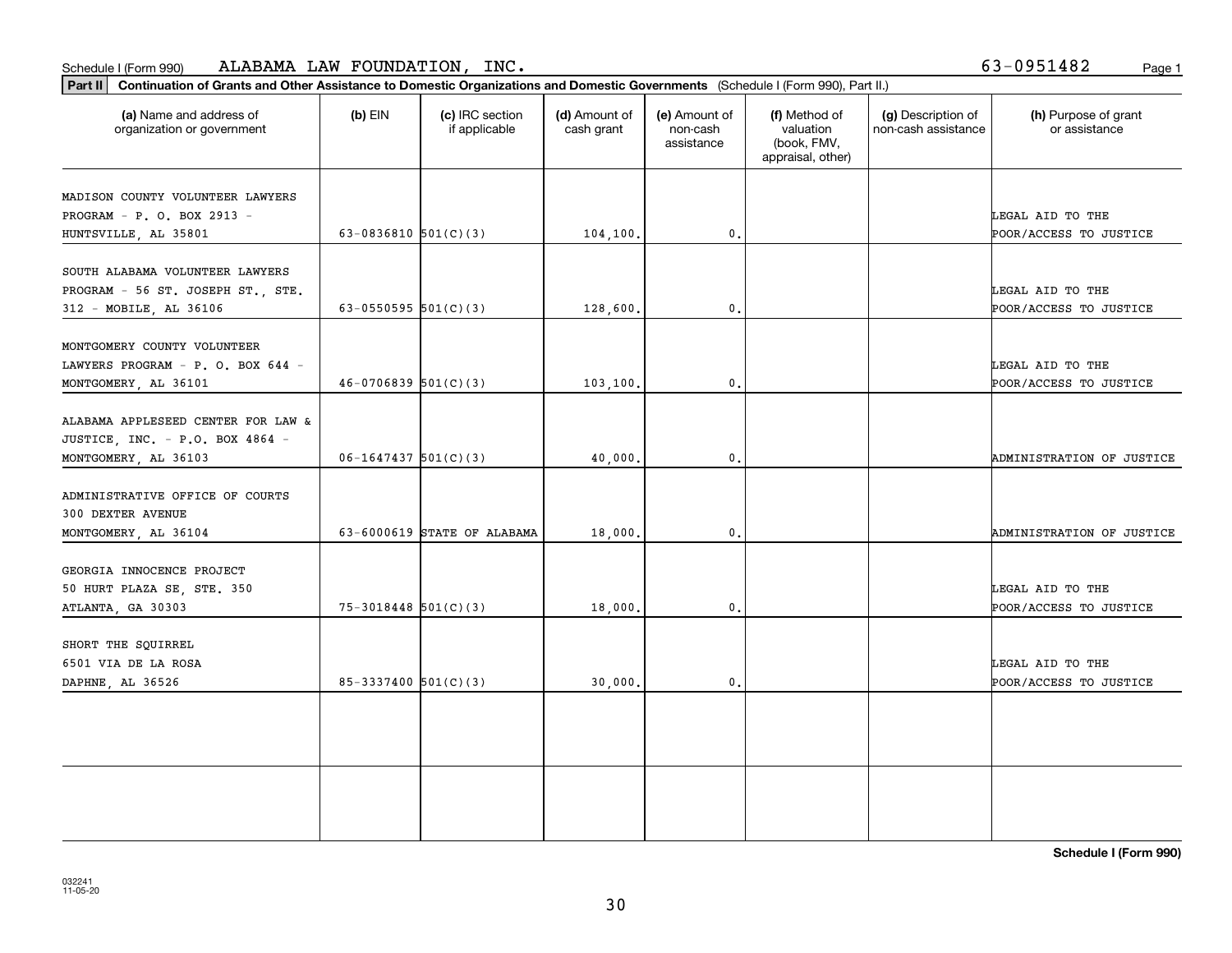Schedule I (Form 990) ALABAMA LAW FOUNDATION, INC. 63-0951482

**Part II** **Continuation of Grants and Other Assistance to Domestic Organizations and Domestic Governments** (Schedule I (Form 990), Part II.)

| (a) Name and address of organization or government | (b) EIN | (c) IRC section if applicable | (d) Amount of cash grant | (e) Amount of non-cash assistance | (f) Method of valuation (book, FMV, appraisal, other) | (g) Description of non-cash assistance | (h) Purpose of grant or assistance |
|---|---|---|---|---|---|---|---|
| MADISON COUNTY VOLUNTEER LAWYERS PROGRAM - P. O. BOX 2913 - HUNTSVILLE, AL 35801 | 63-0836810 | 501(C)(3) | 104,100. | 0. | | | LEGAL AID TO THE POOR/ACCESS TO JUSTICE |
| SOUTH ALABAMA VOLUNTEER LAWYERS PROGRAM - 56 ST. JOSEPH ST., STE. 312 - MOBILE, AL 36106 | 63-0550595 | 501(C)(3) | 128,600. | 0. | | | LEGAL AID TO THE POOR/ACCESS TO JUSTICE |
| MONTGOMERY COUNTY VOLUNTEER LAWYERS PROGRAM - P. O. BOX 644 - MONTGOMERY, AL 36101 | 46-0706839 | 501(C)(3) | 103,100. | 0. | | | LEGAL AID TO THE POOR/ACCESS TO JUSTICE |
| ALABAMA APPLESEED CENTER FOR LAW & JUSTICE, INC. - P.O. BOX 4864 - MONTGOMERY, AL 36103 | 06-1647437 | 501(C)(3) | 40,000. | 0. | | | ADMINISTRATION OF JUSTICE |
| ADMINISTRATIVE OFFICE OF COURTS 300 DEXTER AVENUE MONTGOMERY, AL 36104 | 63-6000619 | STATE OF ALABAMA | 18,000. | 0. | | | ADMINISTRATION OF JUSTICE |
| GEORGIA INNOCENCE PROJECT 50 HURT PLAZA SE, STE. 350 ATLANTA, GA 30303 | 75-3018448 | 501(C)(3) | 18,000. | 0. | | | LEGAL AID TO THE POOR/ACCESS TO JUSTICE |
| SHORT THE SQUIRREL 6501 VIA DE LA ROSA DAPHNE, AL 36526 | 85-3337400 | 501(C)(3) | 30,000. | 0. | | | LEGAL AID TO THE POOR/ACCESS TO JUSTICE |
| | | | | | | | |
| | | | | | | | |

**Schedule I (Form 990)**

032241
11-05-20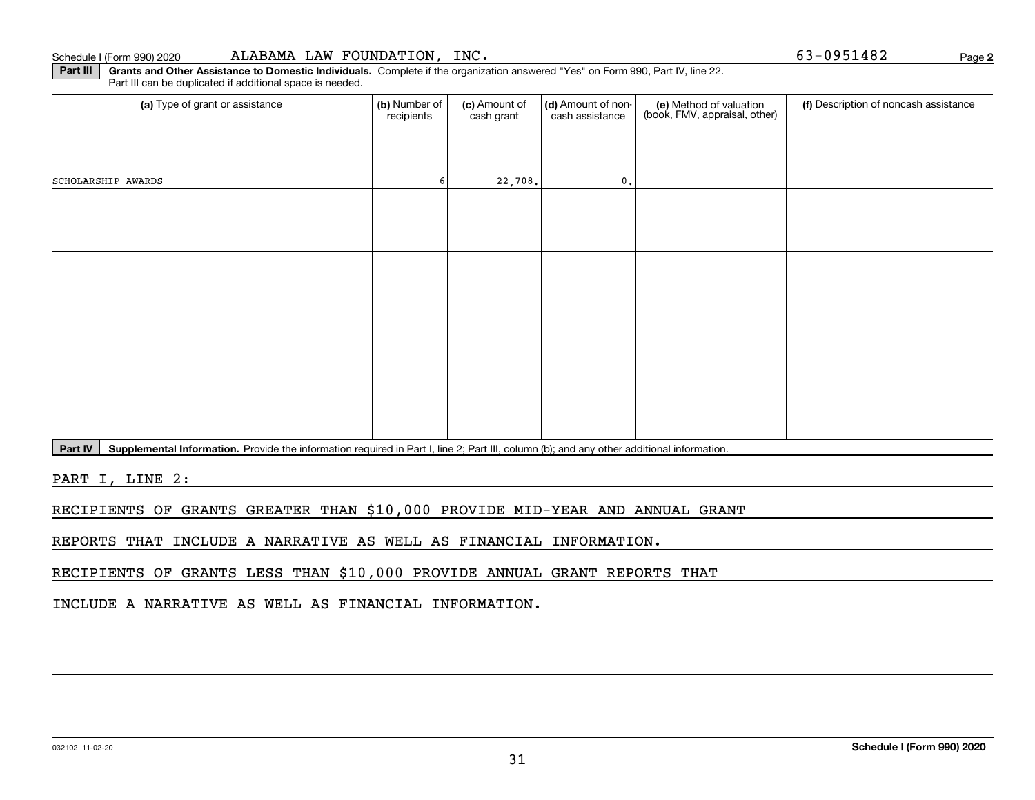Schedule I (Form 990) 2020 ALABAMA LAW FOUNDATION, INC. 63-0951482 Page 2

**Part III** **Grants and Other Assistance to Domestic Individuals.** Complete if the organization answered "Yes" on Form 990, Part IV, line 22. Part III can be duplicated if additional space is needed.

| (a) Type of grant or assistance | (b) Number of recipients | (c) Amount of cash grant | (d) Amount of non-cash assistance | (e) Method of valuation (book, FMV, appraisal, other) | (f) Description of noncash assistance |
|---|---|---|---|---|---|
| SCHOLARSHIP AWARDS | 6 | 22,708. | 0. | | |
| | | | | | |
| | | | | | |
| | | | | | |
| | | | | | |

**Part IV** **Supplemental Information.** Provide the information required in Part I, line 2; Part III, column (b); and any other additional information.

PART I, LINE 2:

RECIPIENTS OF GRANTS GREATER THAN $10,000 PROVIDE MID-YEAR AND ANNUAL GRANT REPORTS THAT INCLUDE A NARRATIVE AS WELL AS FINANCIAL INFORMATION.

RECIPIENTS OF GRANTS LESS THAN $10,000 PROVIDE ANNUAL GRANT REPORTS THAT INCLUDE A NARRATIVE AS WELL AS FINANCIAL INFORMATION.

032102 11-02-20 **Schedule I (Form 990) 2020**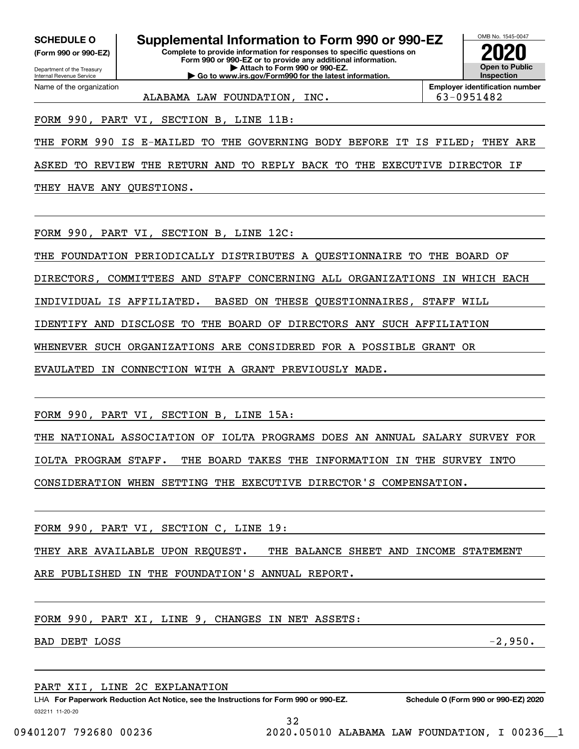**SCHEDULE O**
**(Form 990 or 990-EZ)**

Department of the Treasury
Internal Revenue Service

# Supplemental Information to Form 990 or 990-EZ

**Complete to provide information for responses to specific questions on Form 990 or 990-EZ or to provide any additional information.**
**▶ Attach to Form 990 or 990-EZ.**
**▶ Go to www.irs.gov/Form990 for the latest information.**

OMB No. 1545-0047
**2020**
**Open to Public Inspection**

| Name of the organization | Employer identification number |
|---|---|
| ALABAMA LAW FOUNDATION, INC. | 63-0951482 |

FORM 990, PART VI, SECTION B, LINE 11B:

THE FORM 990 IS E-MAILED TO THE GOVERNING BODY BEFORE IT IS FILED; THEY ARE ASKED TO REVIEW THE RETURN AND TO REPLY BACK TO THE EXECUTIVE DIRECTOR IF THEY HAVE ANY QUESTIONS.

FORM 990, PART VI, SECTION B, LINE 12C:

THE FOUNDATION PERIODICALLY DISTRIBUTES A QUESTIONNAIRE TO THE BOARD OF DIRECTORS, COMMITTEES AND STAFF CONCERNING ALL ORGANIZATIONS IN WHICH EACH INDIVIDUAL IS AFFILIATED. BASED ON THESE QUESTIONNAIRES, STAFF WILL IDENTIFY AND DISCLOSE TO THE BOARD OF DIRECTORS ANY SUCH AFFILIATION WHENEVER SUCH ORGANIZATIONS ARE CONSIDERED FOR A POSSIBLE GRANT OR EVAULATED IN CONNECTION WITH A GRANT PREVIOUSLY MADE.

FORM 990, PART VI, SECTION B, LINE 15A:

THE NATIONAL ASSOCIATION OF IOLTA PROGRAMS DOES AN ANNUAL SALARY SURVEY FOR IOLTA PROGRAM STAFF. THE BOARD TAKES THE INFORMATION IN THE SURVEY INTO CONSIDERATION WHEN SETTING THE EXECUTIVE DIRECTOR'S COMPENSATION.

FORM 990, PART VI, SECTION C, LINE 19:

THEY ARE AVAILABLE UPON REQUEST. THE BALANCE SHEET AND INCOME STATEMENT ARE PUBLISHED IN THE FOUNDATION'S ANNUAL REPORT.

FORM 990, PART XI, LINE 9, CHANGES IN NET ASSETS:

| | |
|---|---|
| BAD DEBT LOSS | -2,950. |

PART XII, LINE 2C EXPLANATION

LHA **For Paperwork Reduction Act Notice, see the Instructions for Form 990 or 990-EZ.** **Schedule O (Form 990 or 990-EZ) 2020**

032211 11-20-20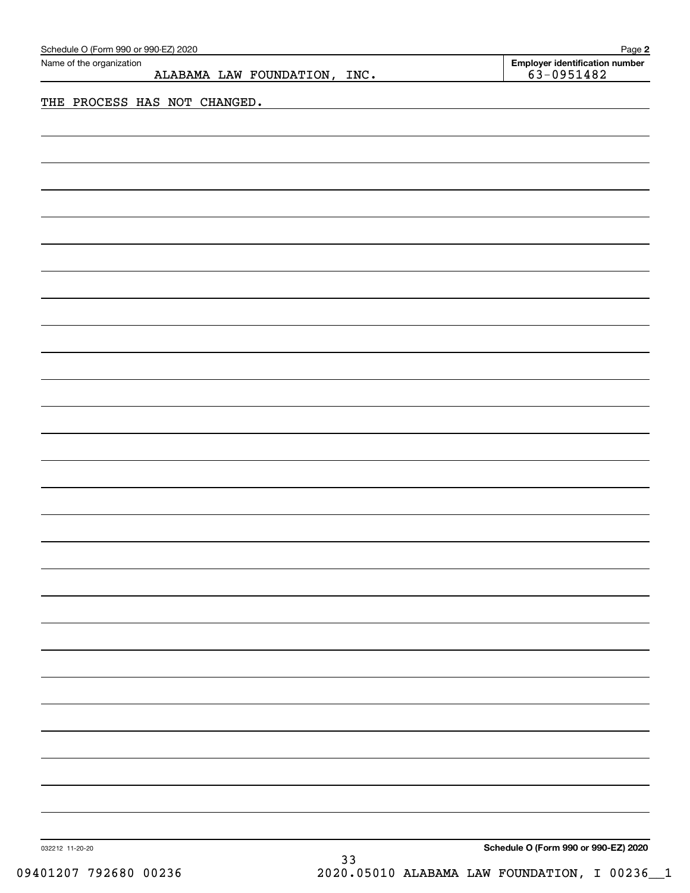Schedule O (Form 990 or 990-EZ) 2020

Name of the organization: ALABAMA LAW FOUNDATION, INC.

Employer identification number: 63-0951482

THE PROCESS HAS NOT CHANGED.